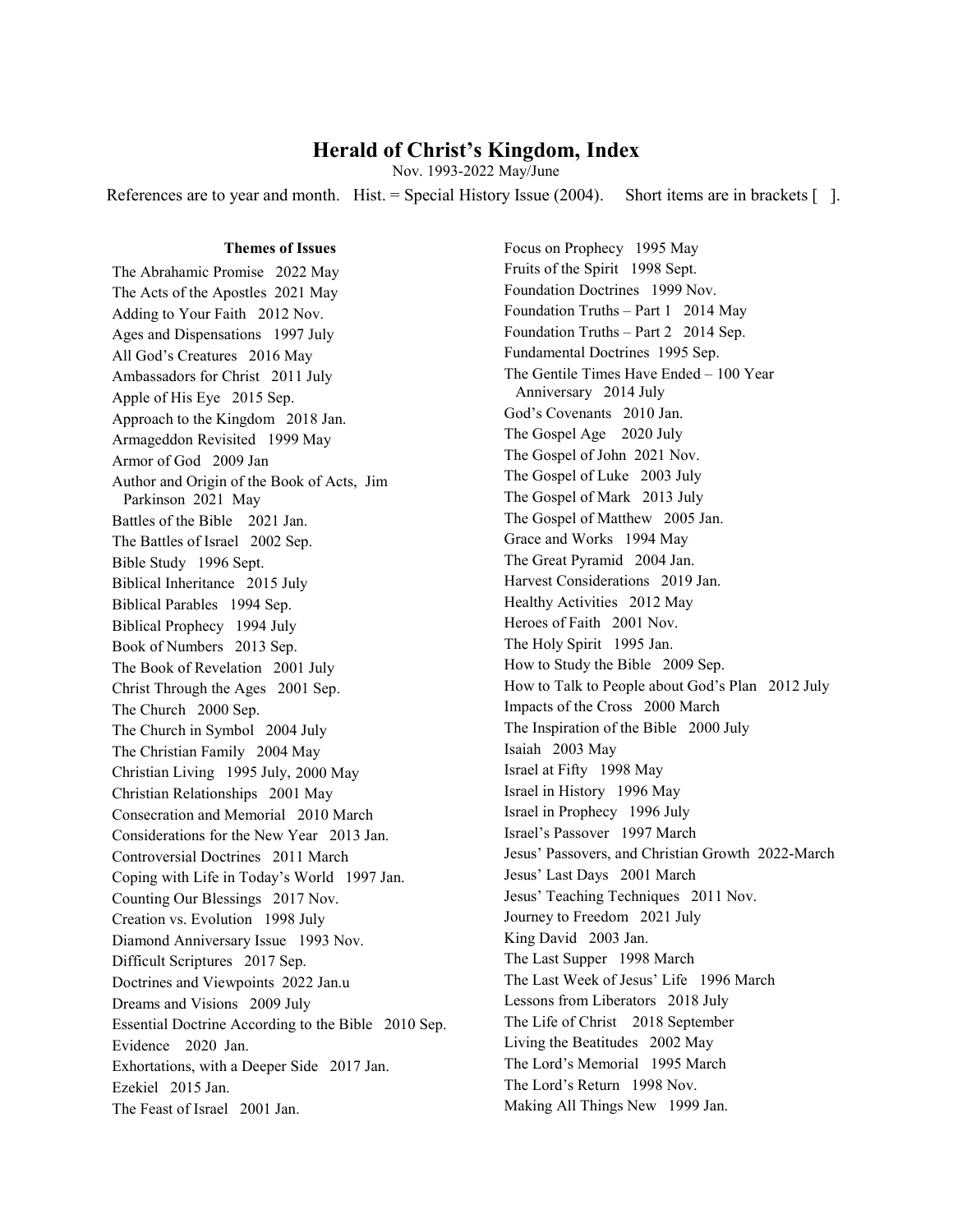# Herald of Christ's Kingdom, Index

Nov. 1993-2022 May/June

References are to year and month. Hist. = Special History Issue (2004). Short items are in brackets [ ].

### Themes of Issues

The Abrahamic Promise 2022 May
The Acts of the Apostles 2021 May
Adding to Your Faith 2012 Nov.
Ages and Dispensations 1997 July
All God's Creatures 2016 May
Ambassadors for Christ 2011 July
Apple of His Eye 2015 Sep.
Approach to the Kingdom 2018 Jan.
Armageddon Revisited 1999 May
Armor of God 2009 Jan
Author and Origin of the Book of Acts, Jim Parkinson 2021 May
Battles of the Bible 2021 Jan.
The Battles of Israel 2002 Sep.
Bible Study 1996 Sept.
Biblical Inheritance 2015 July
Biblical Parables 1994 Sep.
Biblical Prophecy 1994 July
Book of Numbers 2013 Sep.
The Book of Revelation 2001 July
Christ Through the Ages 2001 Sep.
The Church 2000 Sep.
The Church in Symbol 2004 July
The Christian Family 2004 May
Christian Living 1995 July, 2000 May
Christian Relationships 2001 May
Consecration and Memorial 2010 March
Considerations for the New Year 2013 Jan.
Controversial Doctrines 2011 March
Coping with Life in Today's World 1997 Jan.
Counting Our Blessings 2017 Nov.
Creation vs. Evolution 1998 July
Diamond Anniversary Issue 1993 Nov.
Difficult Scriptures 2017 Sep.
Doctrines and Viewpoints 2022 Jan.u
Dreams and Visions 2009 July
Essential Doctrine According to the Bible 2010 Sep.
Evidence 2020 Jan.
Exhortations, with a Deeper Side 2017 Jan.
Ezekiel 2015 Jan.
The Feast of Israel 2001 Jan.
Focus on Prophecy 1995 May
Fruits of the Spirit 1998 Sept.
Foundation Doctrines 1999 Nov.
Foundation Truths – Part 1 2014 May
Foundation Truths – Part 2 2014 Sep.
Fundamental Doctrines 1995 Sep.
The Gentile Times Have Ended – 100 Year Anniversary 2014 July
God's Covenants 2010 Jan.
The Gospel Age 2020 July
The Gospel of John 2021 Nov.
The Gospel of Luke 2003 July
The Gospel of Mark 2013 July
The Gospel of Matthew 2005 Jan.
Grace and Works 1994 May
The Great Pyramid 2004 Jan.
Harvest Considerations 2019 Jan.
Healthy Activities 2012 May
Heroes of Faith 2001 Nov.
The Holy Spirit 1995 Jan.
How to Study the Bible 2009 Sep.
How to Talk to People about God's Plan 2012 July
Impacts of the Cross 2000 March
The Inspiration of the Bible 2000 July
Isaiah 2003 May
Israel at Fifty 1998 May
Israel in History 1996 May
Israel in Prophecy 1996 July
Israel's Passover 1997 March
Jesus' Passovers, and Christian Growth 2022-March
Jesus' Last Days 2001 March
Jesus' Teaching Techniques 2011 Nov.
Journey to Freedom 2021 July
King David 2003 Jan.
The Last Supper 1998 March
The Last Week of Jesus' Life 1996 March
Lessons from Liberators 2018 July
The Life of Christ 2018 September
Living the Beatitudes 2002 May
The Lord's Memorial 1995 March
The Lord's Return 1998 Nov.
Making All Things New 1999 Jan.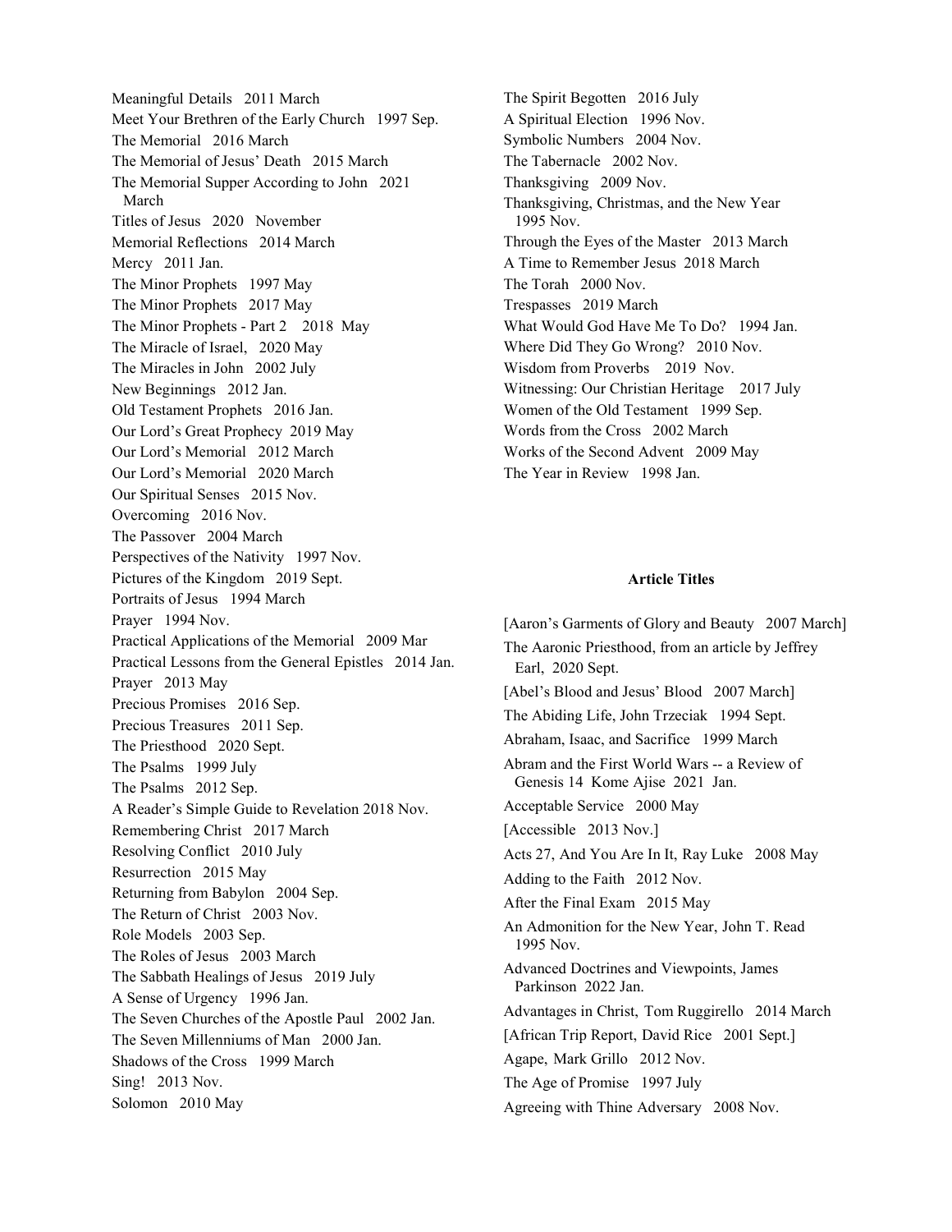Meaningful Details 2011 March

Meet Your Brethren of the Early Church 1997 Sep.

The Memorial 2016 March

The Memorial of Jesus' Death 2015 March

The Memorial Supper According to John 2021 March

Titles of Jesus 2020 November

Memorial Reflections 2014 March

Mercy 2011 Jan.

The Minor Prophets 1997 May

The Minor Prophets 2017 May

The Minor Prophets - Part 2 2018 May

The Miracle of Israel, 2020 May

The Miracles in John 2002 July

New Beginnings 2012 Jan.

Old Testament Prophets 2016 Jan.

Our Lord's Great Prophecy 2019 May

Our Lord's Memorial 2012 March

Our Lord's Memorial 2020 March

Our Spiritual Senses 2015 Nov.

Overcoming 2016 Nov.

The Passover 2004 March

Perspectives of the Nativity 1997 Nov.

Pictures of the Kingdom 2019 Sept.

Portraits of Jesus 1994 March

Prayer 1994 Nov.

Practical Applications of the Memorial 2009 Mar

Practical Lessons from the General Epistles 2014 Jan.

Prayer 2013 May

Precious Promises 2016 Sep.

Precious Treasures 2011 Sep.

The Priesthood 2020 Sept.

The Psalms 1999 July

The Psalms 2012 Sep.

A Reader's Simple Guide to Revelation 2018 Nov.

Remembering Christ 2017 March

Resolving Conflict 2010 July

Resurrection 2015 May

Returning from Babylon 2004 Sep.

The Return of Christ 2003 Nov.

Role Models 2003 Sep.

The Roles of Jesus 2003 March

The Sabbath Healings of Jesus 2019 July

A Sense of Urgency 1996 Jan.

The Seven Churches of the Apostle Paul 2002 Jan.

The Seven Millenniums of Man 2000 Jan.

Shadows of the Cross 1999 March

Sing! 2013 Nov.

Solomon 2010 May

The Spirit Begotten 2016 July

A Spiritual Election 1996 Nov.

Symbolic Numbers 2004 Nov.

The Tabernacle 2002 Nov.

Thanksgiving 2009 Nov.

Thanksgiving, Christmas, and the New Year 1995 Nov.

Through the Eyes of the Master 2013 March

A Time to Remember Jesus 2018 March

The Torah 2000 Nov.

Trespasses 2019 March

What Would God Have Me To Do? 1994 Jan.

Where Did They Go Wrong? 2010 Nov.

Wisdom from Proverbs 2019 Nov.

Witnessing: Our Christian Heritage 2017 July

Women of the Old Testament 1999 Sep.

Words from the Cross 2002 March

Works of the Second Advent 2009 May

The Year in Review 1998 Jan.

**Article Titles**

[Aaron's Garments of Glory and Beauty 2007 March]

The Aaronic Priesthood, from an article by Jeffrey Earl, 2020 Sept.

[Abel's Blood and Jesus' Blood 2007 March]

The Abiding Life, John Trzeciak 1994 Sept.

Abraham, Isaac, and Sacrifice 1999 March

Abram and the First World Wars -- a Review of Genesis 14 Kome Ajise 2021 Jan.

Acceptable Service 2000 May

[Accessible 2013 Nov.]

Acts 27, And You Are In It, Ray Luke 2008 May

Adding to the Faith 2012 Nov.

After the Final Exam 2015 May

An Admonition for the New Year, John T. Read 1995 Nov.

Advanced Doctrines and Viewpoints, James Parkinson 2022 Jan.

Advantages in Christ, Tom Ruggirello 2014 March

[African Trip Report, David Rice 2001 Sept.]

Agape, Mark Grillo 2012 Nov.

The Age of Promise 1997 July

Agreeing with Thine Adversary 2008 Nov.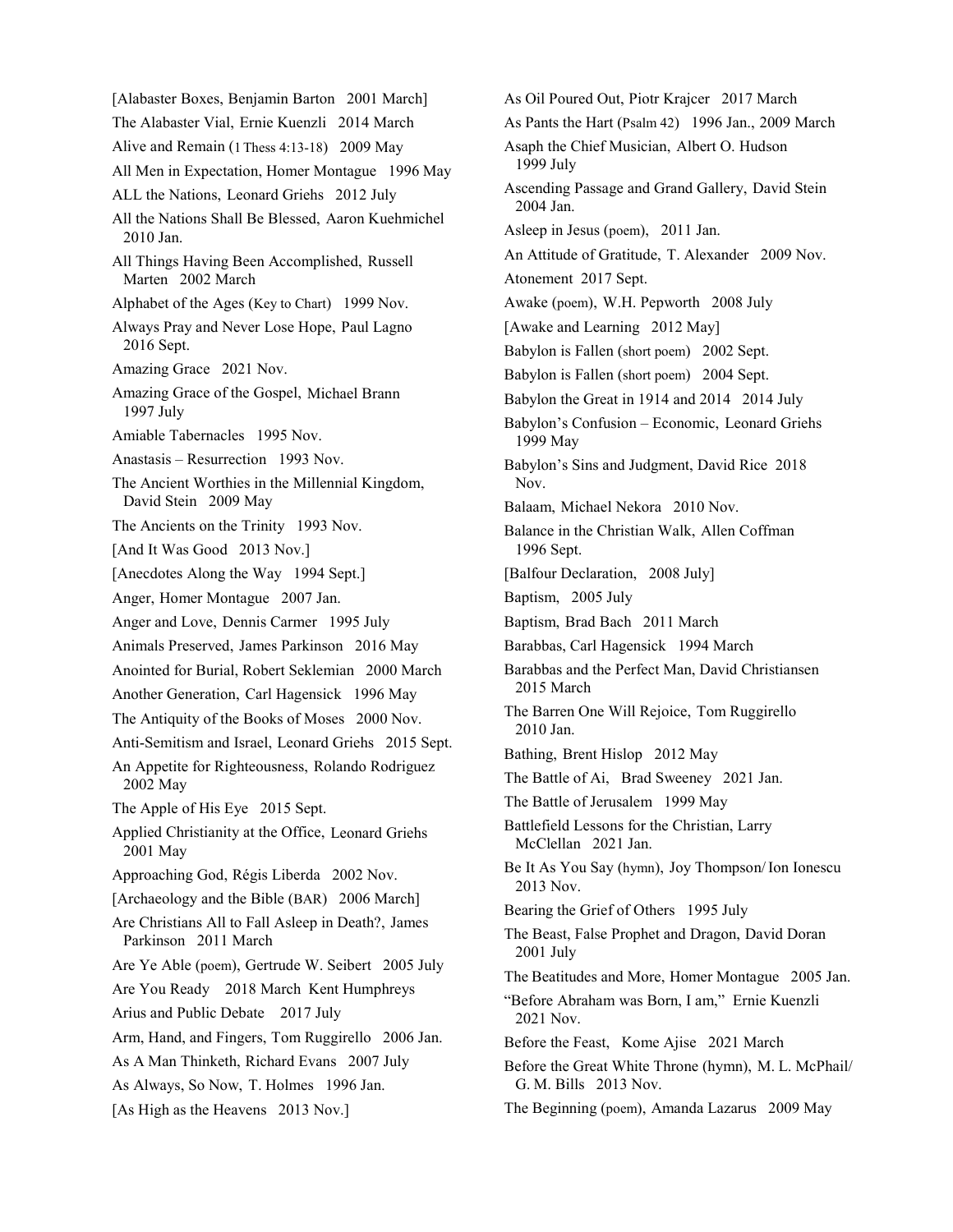[Alabaster Boxes, Benjamin Barton 2001 March]

The Alabaster Vial, Ernie Kuenzli 2014 March

Alive and Remain (1 Thess 4:13-18) 2009 May

All Men in Expectation, Homer Montague 1996 May

ALL the Nations, Leonard Griehs 2012 July

All the Nations Shall Be Blessed, Aaron Kuehmichel 2010 Jan.

All Things Having Been Accomplished, Russell Marten 2002 March

Alphabet of the Ages (Key to Chart) 1999 Nov.

Always Pray and Never Lose Hope, Paul Lagno 2016 Sept.

Amazing Grace 2021 Nov.

Amazing Grace of the Gospel, Michael Brann 1997 July

Amiable Tabernacles 1995 Nov.

Anastasis – Resurrection 1993 Nov.

The Ancient Worthies in the Millennial Kingdom, David Stein 2009 May

The Ancients on the Trinity 1993 Nov.

[And It Was Good 2013 Nov.]

[Anecdotes Along the Way 1994 Sept.]

Anger, Homer Montague 2007 Jan.

Anger and Love, Dennis Carmer 1995 July

Animals Preserved, James Parkinson 2016 May

Anointed for Burial, Robert Seklemian 2000 March

Another Generation, Carl Hagensick 1996 May

The Antiquity of the Books of Moses 2000 Nov.

Anti-Semitism and Israel, Leonard Griehs 2015 Sept.

An Appetite for Righteousness, Rolando Rodriguez 2002 May

The Apple of His Eye 2015 Sept.

Applied Christianity at the Office, Leonard Griehs 2001 May

Approaching God, Régis Liberda 2002 Nov.

[Archaeology and the Bible (BAR) 2006 March]

Are Christians All to Fall Asleep in Death?, James Parkinson 2011 March

Are Ye Able (poem), Gertrude W. Seibert 2005 July

Are You Ready 2018 March Kent Humphreys

Arius and Public Debate 2017 July

Arm, Hand, and Fingers, Tom Ruggirello 2006 Jan.

As A Man Thinketh, Richard Evans 2007 July

As Always, So Now, T. Holmes 1996 Jan.

[As High as the Heavens 2013 Nov.]

As Oil Poured Out, Piotr Krajcer 2017 March

As Pants the Hart (Psalm 42) 1996 Jan., 2009 March

Asaph the Chief Musician, Albert O. Hudson 1999 July

Ascending Passage and Grand Gallery, David Stein 2004 Jan.

Asleep in Jesus (poem), 2011 Jan.

An Attitude of Gratitude, T. Alexander 2009 Nov.

Atonement 2017 Sept.

Awake (poem), W.H. Pepworth 2008 July

[Awake and Learning 2012 May]

Babylon is Fallen (short poem) 2002 Sept.

Babylon is Fallen (short poem) 2004 Sept.

Babylon the Great in 1914 and 2014 2014 July

Babylon's Confusion – Economic, Leonard Griehs 1999 May

Babylon's Sins and Judgment, David Rice 2018 Nov.

Balaam, Michael Nekora 2010 Nov.

Balance in the Christian Walk, Allen Coffman 1996 Sept.

[Balfour Declaration, 2008 July]

Baptism, 2005 July

Baptism, Brad Bach 2011 March

Barabbas, Carl Hagensick 1994 March

Barabbas and the Perfect Man, David Christiansen 2015 March

The Barren One Will Rejoice, Tom Ruggirello 2010 Jan.

Bathing, Brent Hislop 2012 May

The Battle of Ai, Brad Sweeney 2021 Jan.

The Battle of Jerusalem 1999 May

Battlefield Lessons for the Christian, Larry McClellan 2021 Jan.

Be It As You Say (hymn), Joy Thompson/ Ion Ionescu 2013 Nov.

Bearing the Grief of Others 1995 July

The Beast, False Prophet and Dragon, David Doran 2001 July

The Beatitudes and More, Homer Montague 2005 Jan.

"Before Abraham was Born, I am," Ernie Kuenzli 2021 Nov.

Before the Feast, Kome Ajise 2021 March

Before the Great White Throne (hymn), M. L. McPhail/ G. M. Bills 2013 Nov.

The Beginning (poem), Amanda Lazarus 2009 May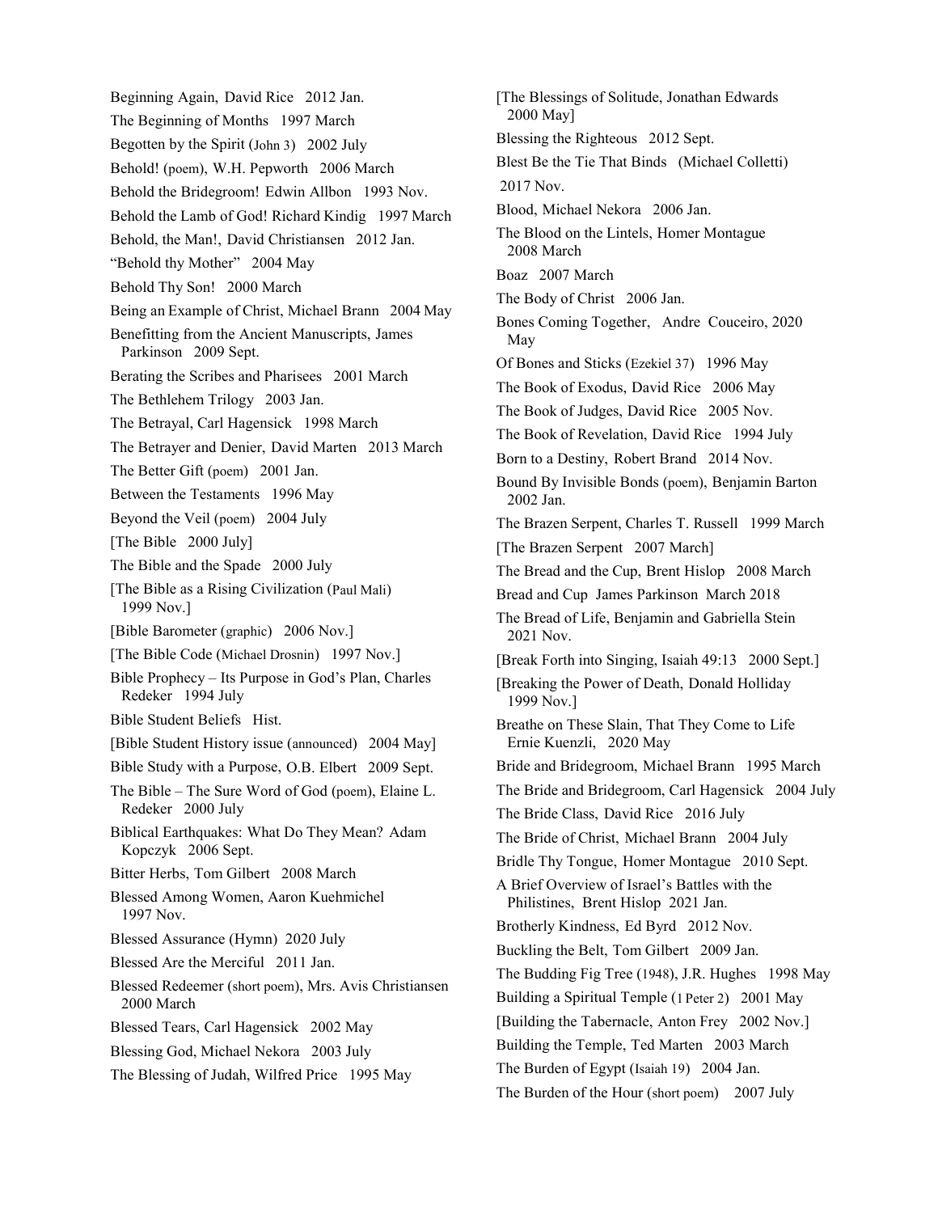Beginning Again, David Rice 2012 Jan.

The Beginning of Months 1997 March

Begotten by the Spirit (John 3) 2002 July

Behold! (poem), W.H. Pepworth 2006 March

Behold the Bridegroom! Edwin Allbon 1993 Nov.

Behold the Lamb of God! Richard Kindig 1997 March

Behold, the Man!, David Christiansen 2012 Jan.

"Behold thy Mother" 2004 May

Behold Thy Son! 2000 March

Being an Example of Christ, Michael Brann 2004 May

Benefitting from the Ancient Manuscripts, James Parkinson 2009 Sept.

Berating the Scribes and Pharisees 2001 March

The Bethlehem Trilogy 2003 Jan.

The Betrayal, Carl Hagensick 1998 March

The Betrayer and Denier, David Marten 2013 March

The Better Gift (poem) 2001 Jan.

Between the Testaments 1996 May

Beyond the Veil (poem) 2004 July

[The Bible 2000 July]

The Bible and the Spade 2000 July

[The Bible as a Rising Civilization (Paul Mali) 1999 Nov.]

[Bible Barometer (graphic) 2006 Nov.]

[The Bible Code (Michael Drosnin) 1997 Nov.]

Bible Prophecy – Its Purpose in God's Plan, Charles Redeker 1994 July

Bible Student Beliefs Hist.

[Bible Student History issue (announced) 2004 May]

Bible Study with a Purpose, O.B. Elbert 2009 Sept.

The Bible – The Sure Word of God (poem), Elaine L. Redeker 2000 July

Biblical Earthquakes: What Do They Mean? Adam Kopczyk 2006 Sept.

Bitter Herbs, Tom Gilbert 2008 March

Blessed Among Women, Aaron Kuehmichel 1997 Nov.

Blessed Assurance (Hymn) 2020 July

Blessed Are the Merciful 2011 Jan.

Blessed Redeemer (short poem), Mrs. Avis Christiansen 2000 March

Blessed Tears, Carl Hagensick 2002 May

Blessing God, Michael Nekora 2003 July

The Blessing of Judah, Wilfred Price 1995 May

[The Blessings of Solitude, Jonathan Edwards 2000 May]

Blessing the Righteous 2012 Sept.

Blest Be the Tie That Binds (Michael Colletti) 2017 Nov.

Blood, Michael Nekora 2006 Jan.

The Blood on the Lintels, Homer Montague 2008 March

Boaz 2007 March

The Body of Christ 2006 Jan.

Bones Coming Together, Andre Couceiro, 2020 May

Of Bones and Sticks (Ezekiel 37) 1996 May

The Book of Exodus, David Rice 2006 May

The Book of Judges, David Rice 2005 Nov.

The Book of Revelation, David Rice 1994 July

Born to a Destiny, Robert Brand 2014 Nov.

Bound By Invisible Bonds (poem), Benjamin Barton 2002 Jan.

The Brazen Serpent, Charles T. Russell 1999 March

[The Brazen Serpent 2007 March]

The Bread and the Cup, Brent Hislop 2008 March

Bread and Cup James Parkinson March 2018

The Bread of Life, Benjamin and Gabriella Stein 2021 Nov.

[Break Forth into Singing, Isaiah 49:13 2000 Sept.]

[Breaking the Power of Death, Donald Holliday 1999 Nov.]

Breathe on These Slain, That They Come to Life Ernie Kuenzli, 2020 May

Bride and Bridegroom, Michael Brann 1995 March

The Bride and Bridegroom, Carl Hagensick 2004 July

The Bride Class, David Rice 2016 July

The Bride of Christ, Michael Brann 2004 July

Bridle Thy Tongue, Homer Montague 2010 Sept.

A Brief Overview of Israel's Battles with the Philistines, Brent Hislop 2021 Jan.

Brotherly Kindness, Ed Byrd 2012 Nov.

Buckling the Belt, Tom Gilbert 2009 Jan.

The Budding Fig Tree (1948), J.R. Hughes 1998 May

Building a Spiritual Temple (1 Peter 2) 2001 May

[Building the Tabernacle, Anton Frey 2002 Nov.]

Building the Temple, Ted Marten 2003 March

The Burden of Egypt (Isaiah 19) 2004 Jan.

The Burden of the Hour (short poem) 2007 July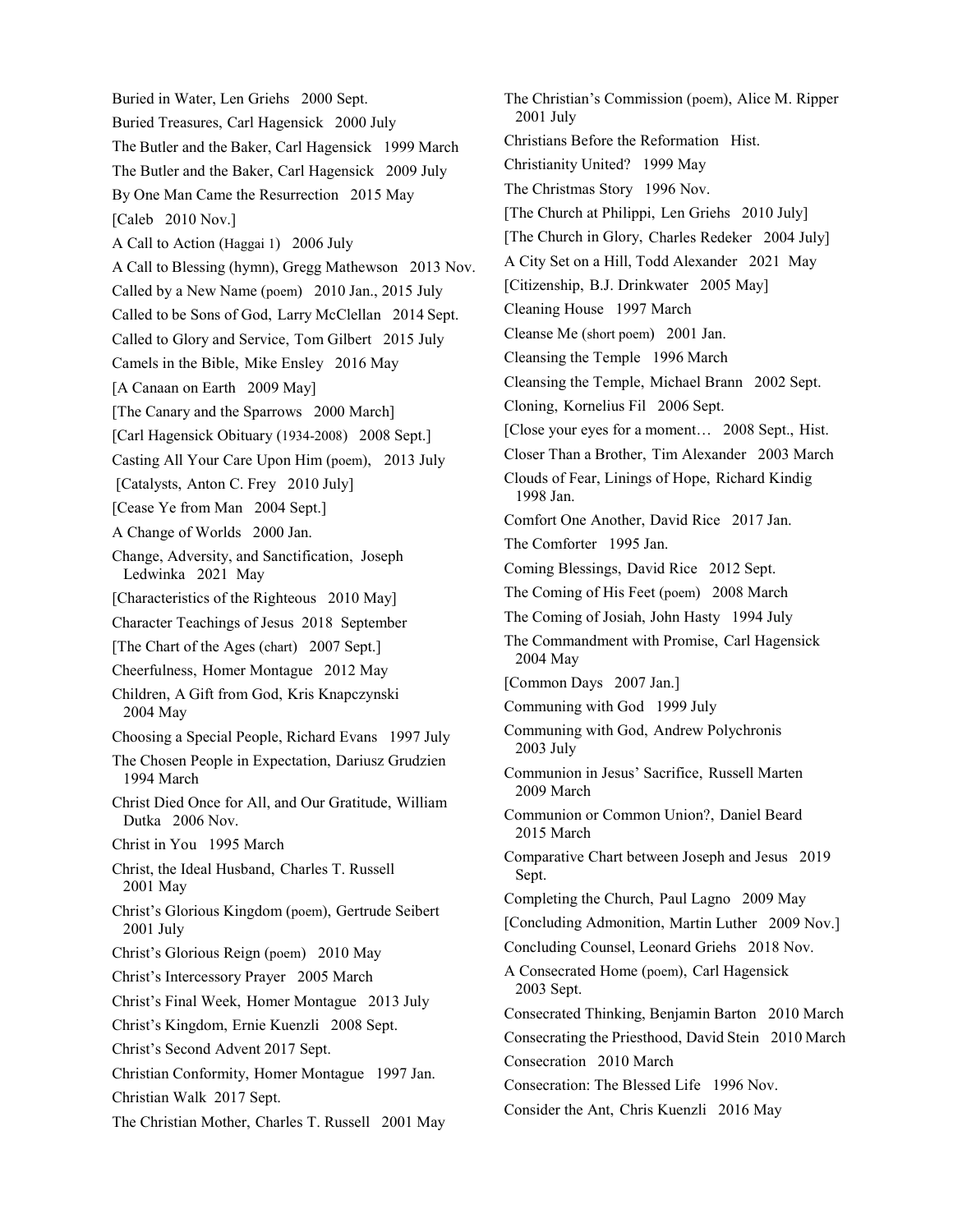Buried in Water, Len Griehs 2000 Sept.

Buried Treasures, Carl Hagensick 2000 July

The Butler and the Baker, Carl Hagensick 1999 March

The Butler and the Baker, Carl Hagensick 2009 July

By One Man Came the Resurrection 2015 May

[Caleb 2010 Nov.]

A Call to Action (Haggai 1) 2006 July

A Call to Blessing (hymn), Gregg Mathewson 2013 Nov.

Called by a New Name (poem) 2010 Jan., 2015 July

Called to be Sons of God, Larry McClellan 2014 Sept.

Called to Glory and Service, Tom Gilbert 2015 July

Camels in the Bible, Mike Ensley 2016 May

[A Canaan on Earth 2009 May]

[The Canary and the Sparrows 2000 March]

[Carl Hagensick Obituary (1934-2008) 2008 Sept.]

Casting All Your Care Upon Him (poem), 2013 July

[Catalysts, Anton C. Frey 2010 July]

[Cease Ye from Man 2004 Sept.]

A Change of Worlds 2000 Jan.

Change, Adversity, and Sanctification, Joseph Ledwinka 2021 May

[Characteristics of the Righteous 2010 May]

Character Teachings of Jesus 2018 September

[The Chart of the Ages (chart) 2007 Sept.]

Cheerfulness, Homer Montague 2012 May

Children, A Gift from God, Kris Knapczynski 2004 May

Choosing a Special People, Richard Evans 1997 July

The Chosen People in Expectation, Dariusz Grudzien 1994 March

Christ Died Once for All, and Our Gratitude, William Dutka 2006 Nov.

Christ in You 1995 March

Christ, the Ideal Husband, Charles T. Russell 2001 May

Christ's Glorious Kingdom (poem), Gertrude Seibert 2001 July

Christ's Glorious Reign (poem) 2010 May

Christ's Intercessory Prayer 2005 March

Christ's Final Week, Homer Montague 2013 July

Christ's Kingdom, Ernie Kuenzli 2008 Sept.

Christ's Second Advent 2017 Sept.

Christian Conformity, Homer Montague 1997 Jan.

Christian Walk 2017 Sept.

The Christian Mother, Charles T. Russell 2001 May

The Christian's Commission (poem), Alice M. Ripper 2001 July

Christians Before the Reformation Hist.

Christianity United? 1999 May

The Christmas Story 1996 Nov.

[The Church at Philippi, Len Griehs 2010 July]

[The Church in Glory, Charles Redeker 2004 July]

A City Set on a Hill, Todd Alexander 2021 May

[Citizenship, B.J. Drinkwater 2005 May]

Cleaning House 1997 March

Cleanse Me (short poem) 2001 Jan.

Cleansing the Temple 1996 March

Cleansing the Temple, Michael Brann 2002 Sept.

Cloning, Kornelius Fil 2006 Sept.

[Close your eyes for a moment… 2008 Sept., Hist.

Closer Than a Brother, Tim Alexander 2003 March

Clouds of Fear, Linings of Hope, Richard Kindig 1998 Jan.

Comfort One Another, David Rice 2017 Jan.

The Comforter 1995 Jan.

Coming Blessings, David Rice 2012 Sept.

The Coming of His Feet (poem) 2008 March

The Coming of Josiah, John Hasty 1994 July

The Commandment with Promise, Carl Hagensick 2004 May

[Common Days 2007 Jan.]

Communing with God 1999 July

Communing with God, Andrew Polychronis 2003 July

Communion in Jesus' Sacrifice, Russell Marten 2009 March

Communion or Common Union?, Daniel Beard 2015 March

Comparative Chart between Joseph and Jesus 2019 Sept.

Completing the Church, Paul Lagno 2009 May

[Concluding Admonition, Martin Luther 2009 Nov.]

Concluding Counsel, Leonard Griehs 2018 Nov.

A Consecrated Home (poem), Carl Hagensick 2003 Sept.

Consecrated Thinking, Benjamin Barton 2010 March

Consecrating the Priesthood, David Stein 2010 March

Consecration 2010 March

Consecration: The Blessed Life 1996 Nov.

Consider the Ant, Chris Kuenzli 2016 May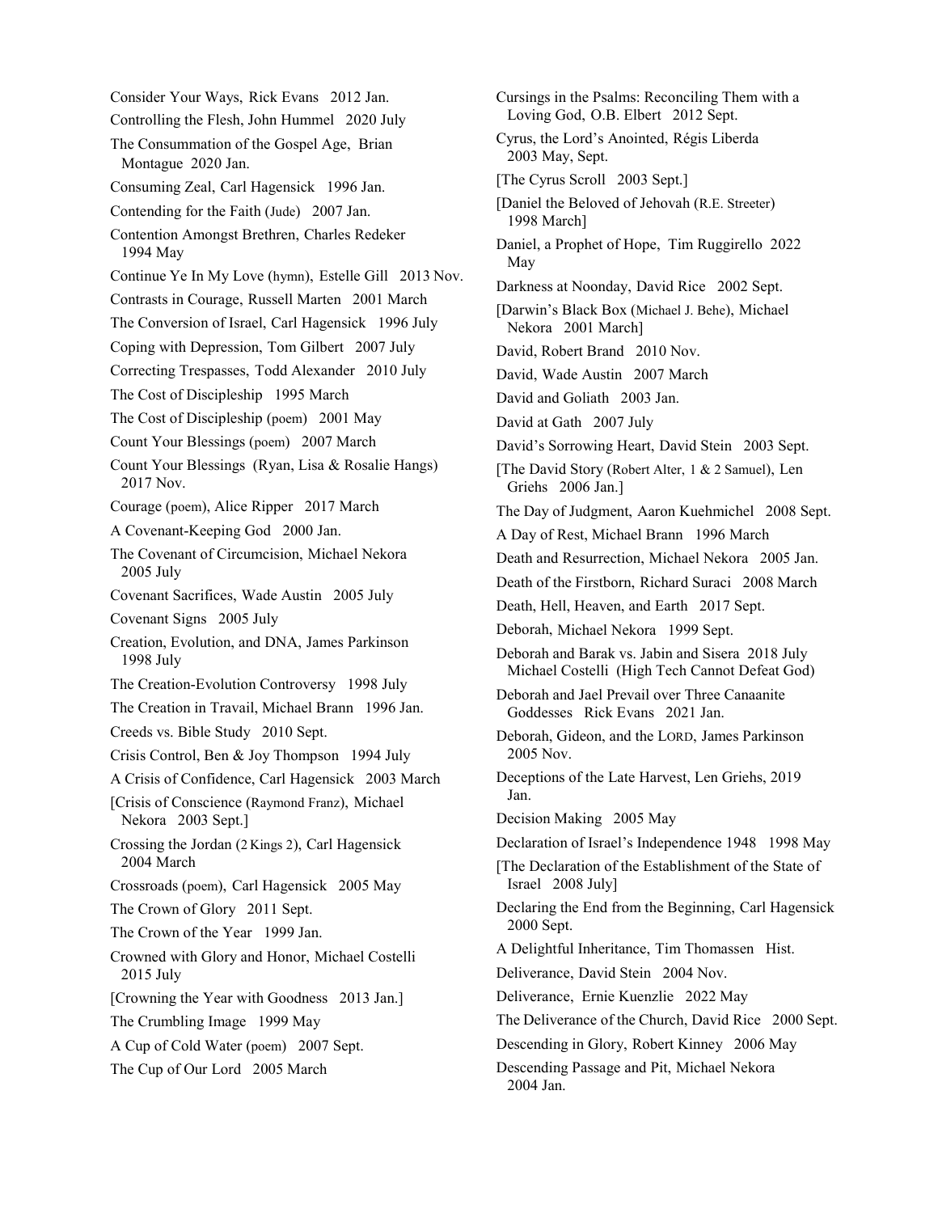Consider Your Ways, Rick Evans 2012 Jan.

Controlling the Flesh, John Hummel 2020 July

The Consummation of the Gospel Age, Brian Montague 2020 Jan.

Consuming Zeal, Carl Hagensick 1996 Jan.

Contending for the Faith (Jude) 2007 Jan.

Contention Amongst Brethren, Charles Redeker 1994 May

Continue Ye In My Love (hymn), Estelle Gill 2013 Nov.

Contrasts in Courage, Russell Marten 2001 March

The Conversion of Israel, Carl Hagensick 1996 July

Coping with Depression, Tom Gilbert 2007 July

Correcting Trespasses, Todd Alexander 2010 July

The Cost of Discipleship 1995 March

The Cost of Discipleship (poem) 2001 May

Count Your Blessings (poem) 2007 March

Count Your Blessings (Ryan, Lisa & Rosalie Hangs) 2017 Nov.

Courage (poem), Alice Ripper 2017 March

A Covenant-Keeping God 2000 Jan.

The Covenant of Circumcision, Michael Nekora 2005 July

Covenant Sacrifices, Wade Austin 2005 July

Covenant Signs 2005 July

Creation, Evolution, and DNA, James Parkinson 1998 July

The Creation-Evolution Controversy 1998 July

The Creation in Travail, Michael Brann 1996 Jan.

Creeds vs. Bible Study 2010 Sept.

Crisis Control, Ben & Joy Thompson 1994 July

A Crisis of Confidence, Carl Hagensick 2003 March

[Crisis of Conscience (Raymond Franz), Michael Nekora 2003 Sept.]

Crossing the Jordan (2 Kings 2), Carl Hagensick 2004 March

Crossroads (poem), Carl Hagensick 2005 May

The Crown of Glory 2011 Sept.

The Crown of the Year 1999 Jan.

Crowned with Glory and Honor, Michael Costelli 2015 July

[Crowning the Year with Goodness 2013 Jan.]

The Crumbling Image 1999 May

A Cup of Cold Water (poem) 2007 Sept.

The Cup of Our Lord 2005 March

Cursings in the Psalms: Reconciling Them with a Loving God, O.B. Elbert 2012 Sept.

Cyrus, the Lord's Anointed, Régis Liberda 2003 May, Sept.

[The Cyrus Scroll 2003 Sept.]

[Daniel the Beloved of Jehovah (R.E. Streeter) 1998 March]

Daniel, a Prophet of Hope, Tim Ruggirello 2022 May

Darkness at Noonday, David Rice 2002 Sept.

[Darwin's Black Box (Michael J. Behe), Michael Nekora 2001 March]

David, Robert Brand 2010 Nov.

David, Wade Austin 2007 March

David and Goliath 2003 Jan.

David at Gath 2007 July

David's Sorrowing Heart, David Stein 2003 Sept.

[The David Story (Robert Alter, 1 & 2 Samuel), Len Griehs 2006 Jan.]

The Day of Judgment, Aaron Kuehmichel 2008 Sept.

A Day of Rest, Michael Brann 1996 March

Death and Resurrection, Michael Nekora 2005 Jan.

Death of the Firstborn, Richard Suraci 2008 March

Death, Hell, Heaven, and Earth 2017 Sept.

Deborah, Michael Nekora 1999 Sept.

Deborah and Barak vs. Jabin and Sisera 2018 July Michael Costelli (High Tech Cannot Defeat God)

Deborah and Jael Prevail over Three Canaanite Goddesses Rick Evans 2021 Jan.

Deborah, Gideon, and the LORD, James Parkinson 2005 Nov.

Deceptions of the Late Harvest, Len Griehs, 2019 Jan.

Decision Making 2005 May

Declaration of Israel's Independence 1948 1998 May

[The Declaration of the Establishment of the State of Israel 2008 July]

Declaring the End from the Beginning, Carl Hagensick 2000 Sept.

A Delightful Inheritance, Tim Thomassen Hist.

Deliverance, David Stein 2004 Nov.

Deliverance, Ernie Kuenzlie 2022 May

The Deliverance of the Church, David Rice 2000 Sept.

Descending in Glory, Robert Kinney 2006 May

Descending Passage and Pit, Michael Nekora 2004 Jan.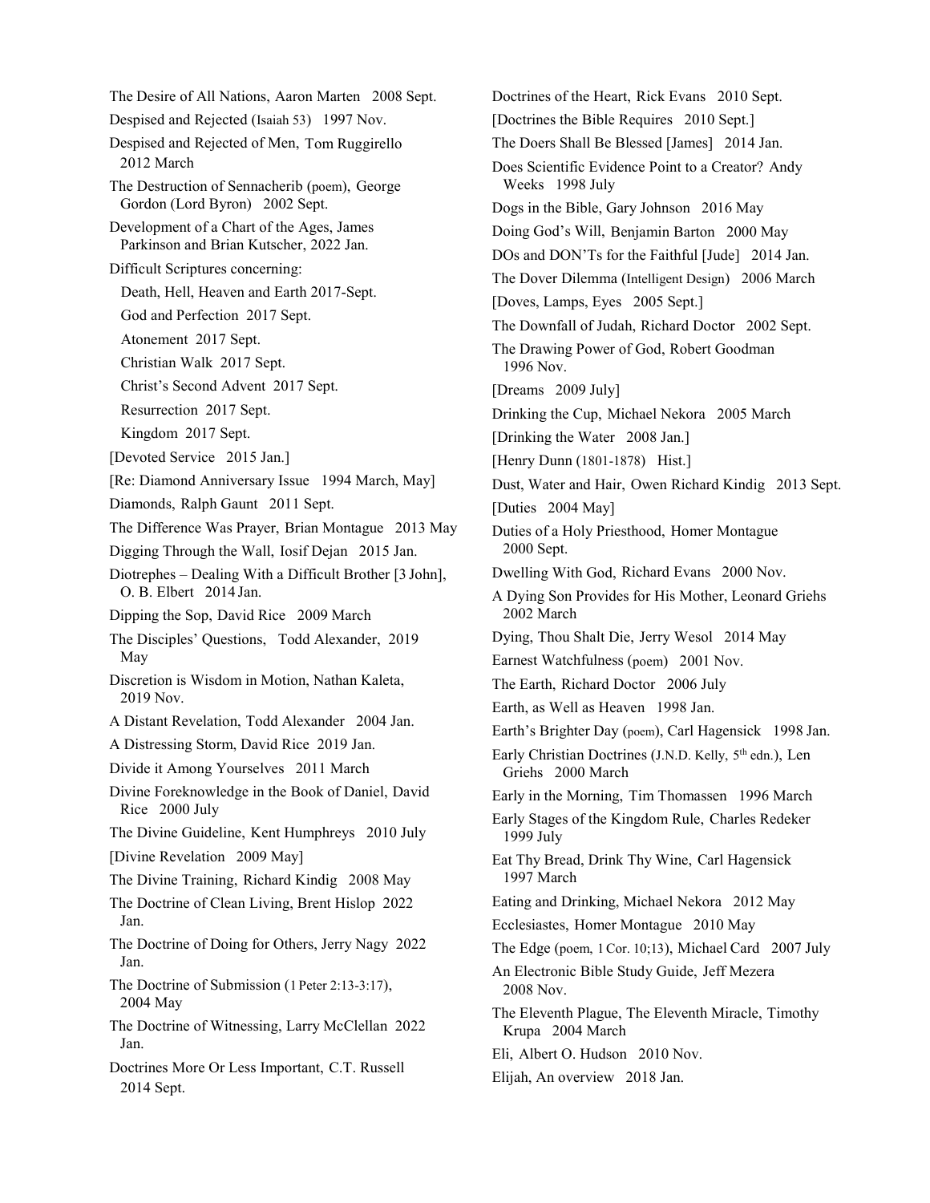The Desire of All Nations, Aaron Marten 2008 Sept.

Despised and Rejected (Isaiah 53) 1997 Nov.

Despised and Rejected of Men, Tom Ruggirello 2012 March

The Destruction of Sennacherib (poem), George Gordon (Lord Byron) 2002 Sept.

Development of a Chart of the Ages, James Parkinson and Brian Kutscher, 2022 Jan.

Difficult Scriptures concerning:

- Death, Hell, Heaven and Earth 2017-Sept.
- God and Perfection 2017 Sept.
- Atonement 2017 Sept.
- Christian Walk 2017 Sept.
- Christ's Second Advent 2017 Sept.
- Resurrection 2017 Sept.
- Kingdom 2017 Sept.

[Devoted Service 2015 Jan.]

[Re: Diamond Anniversary Issue 1994 March, May]

Diamonds, Ralph Gaunt 2011 Sept.

The Difference Was Prayer, Brian Montague 2013 May

Digging Through the Wall, Iosif Dejan 2015 Jan.

Diotrephes – Dealing With a Difficult Brother [3 John], O. B. Elbert 2014 Jan.

Dipping the Sop, David Rice 2009 March

The Disciples' Questions, Todd Alexander, 2019 May

Discretion is Wisdom in Motion, Nathan Kaleta, 2019 Nov.

A Distant Revelation, Todd Alexander 2004 Jan.

A Distressing Storm, David Rice 2019 Jan.

Divide it Among Yourselves 2011 March

Divine Foreknowledge in the Book of Daniel, David Rice 2000 July

The Divine Guideline, Kent Humphreys 2010 July

[Divine Revelation 2009 May]

The Divine Training, Richard Kindig 2008 May

The Doctrine of Clean Living, Brent Hislop 2022 Jan.

The Doctrine of Doing for Others, Jerry Nagy 2022 Jan.

The Doctrine of Submission (1 Peter 2:13-3:17), 2004 May

The Doctrine of Witnessing, Larry McClellan 2022 Jan.

Doctrines More Or Less Important, C.T. Russell 2014 Sept.

Doctrines of the Heart, Rick Evans 2010 Sept.

[Doctrines the Bible Requires 2010 Sept.]

The Doers Shall Be Blessed [James] 2014 Jan.

Does Scientific Evidence Point to a Creator? Andy Weeks 1998 July

Dogs in the Bible, Gary Johnson 2016 May

Doing God's Will, Benjamin Barton 2000 May

DOs and DON'Ts for the Faithful [Jude] 2014 Jan.

The Dover Dilemma (Intelligent Design) 2006 March

[Doves, Lamps, Eyes 2005 Sept.]

The Downfall of Judah, Richard Doctor 2002 Sept.

The Drawing Power of God, Robert Goodman 1996 Nov.

[Dreams 2009 July]

Drinking the Cup, Michael Nekora 2005 March

[Drinking the Water 2008 Jan.]

[Henry Dunn (1801-1878) Hist.]

Dust, Water and Hair, Owen Richard Kindig 2013 Sept.

[Duties 2004 May]

Duties of a Holy Priesthood, Homer Montague 2000 Sept.

Dwelling With God, Richard Evans 2000 Nov.

A Dying Son Provides for His Mother, Leonard Griehs 2002 March

Dying, Thou Shalt Die, Jerry Wesol 2014 May

Earnest Watchfulness (poem) 2001 Nov.

The Earth, Richard Doctor 2006 July

Earth, as Well as Heaven 1998 Jan.

Earth's Brighter Day (poem), Carl Hagensick 1998 Jan.

Early Christian Doctrines (J.N.D. Kelly, 5th edn.), Len Griehs 2000 March

Early in the Morning, Tim Thomassen 1996 March

Early Stages of the Kingdom Rule, Charles Redeker 1999 July

Eat Thy Bread, Drink Thy Wine, Carl Hagensick 1997 March

Eating and Drinking, Michael Nekora 2012 May

Ecclesiastes, Homer Montague 2010 May

The Edge (poem, 1 Cor. 10;13), Michael Card 2007 July

An Electronic Bible Study Guide, Jeff Mezera 2008 Nov.

The Eleventh Plague, The Eleventh Miracle, Timothy Krupa 2004 March

Eli, Albert O. Hudson 2010 Nov.

Elijah, An overview 2018 Jan.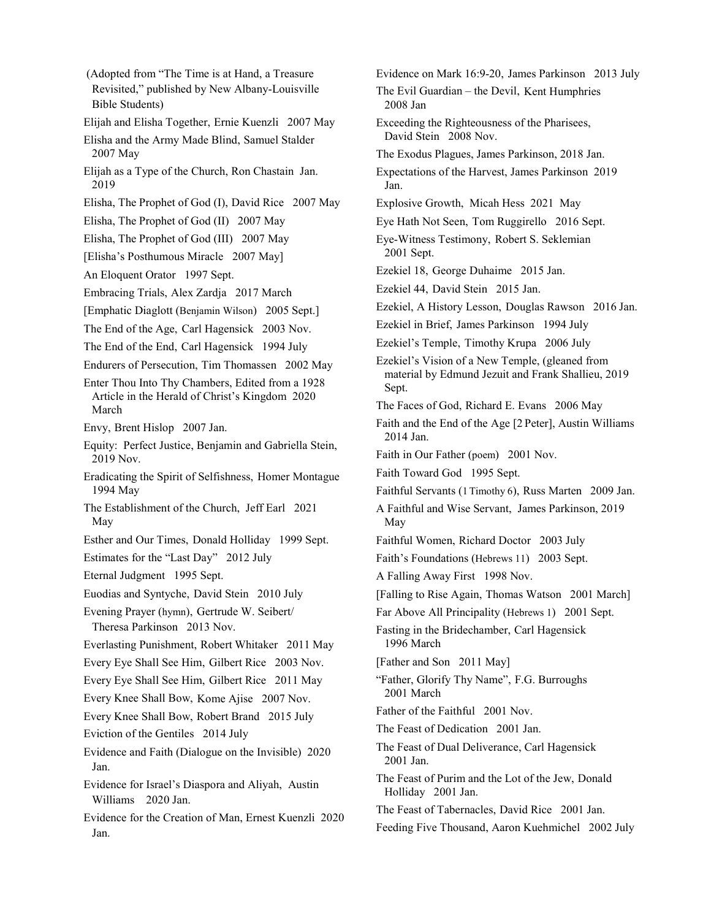(Adopted from "The Time is at Hand, a Treasure Revisited," published by New Albany-Louisville Bible Students)

Elijah and Elisha Together, Ernie Kuenzli 2007 May

Elisha and the Army Made Blind, Samuel Stalder 2007 May

Elijah as a Type of the Church, Ron Chastain Jan. 2019

Elisha, The Prophet of God (I), David Rice 2007 May

Elisha, The Prophet of God (II) 2007 May

Elisha, The Prophet of God (III) 2007 May

[Elisha's Posthumous Miracle 2007 May]

An Eloquent Orator 1997 Sept.

Embracing Trials, Alex Zardja 2017 March

[Emphatic Diaglott (Benjamin Wilson) 2005 Sept.]

The End of the Age, Carl Hagensick 2003 Nov.

The End of the End, Carl Hagensick 1994 July

Endurers of Persecution, Tim Thomassen 2002 May

Enter Thou Into Thy Chambers, Edited from a 1928 Article in the Herald of Christ's Kingdom 2020 March

Envy, Brent Hislop 2007 Jan.

Equity: Perfect Justice, Benjamin and Gabriella Stein, 2019 Nov.

Eradicating the Spirit of Selfishness, Homer Montague 1994 May

The Establishment of the Church, Jeff Earl 2021 May

Esther and Our Times, Donald Holliday 1999 Sept.

Estimates for the "Last Day" 2012 July

Eternal Judgment 1995 Sept.

Euodias and Syntyche, David Stein 2010 July

Evening Prayer (hymn), Gertrude W. Seibert/ Theresa Parkinson 2013 Nov.

Everlasting Punishment, Robert Whitaker 2011 May

Every Eye Shall See Him, Gilbert Rice 2003 Nov.

Every Eye Shall See Him, Gilbert Rice 2011 May

Every Knee Shall Bow, Kome Ajise 2007 Nov.

Every Knee Shall Bow, Robert Brand 2015 July

Eviction of the Gentiles 2014 July

Evidence and Faith (Dialogue on the Invisible) 2020 Jan.

Evidence for Israel's Diaspora and Aliyah, Austin Williams 2020 Jan.

Evidence for the Creation of Man, Ernest Kuenzli 2020 Jan.

Evidence on Mark 16:9-20, James Parkinson 2013 July

The Evil Guardian – the Devil, Kent Humphries 2008 Jan

Exceeding the Righteousness of the Pharisees, David Stein 2008 Nov.

The Exodus Plagues, James Parkinson, 2018 Jan.

Expectations of the Harvest, James Parkinson 2019 Jan.

Explosive Growth, Micah Hess 2021 May

Eye Hath Not Seen, Tom Ruggirello 2016 Sept.

Eye-Witness Testimony, Robert S. Seklemian 2001 Sept.

Ezekiel 18, George Duhaime 2015 Jan.

Ezekiel 44, David Stein 2015 Jan.

Ezekiel, A History Lesson, Douglas Rawson 2016 Jan.

Ezekiel in Brief, James Parkinson 1994 July

Ezekiel's Temple, Timothy Krupa 2006 July

Ezekiel's Vision of a New Temple, (gleaned from material by Edmund Jezuit and Frank Shallieu, 2019 Sept.

The Faces of God, Richard E. Evans 2006 May

Faith and the End of the Age [2 Peter], Austin Williams 2014 Jan.

Faith in Our Father (poem) 2001 Nov.

Faith Toward God 1995 Sept.

Faithful Servants (1 Timothy 6), Russ Marten 2009 Jan.

A Faithful and Wise Servant, James Parkinson, 2019 May

Faithful Women, Richard Doctor 2003 July

Faith's Foundations (Hebrews 11) 2003 Sept.

A Falling Away First 1998 Nov.

[Falling to Rise Again, Thomas Watson 2001 March]

Far Above All Principality (Hebrews 1) 2001 Sept.

Fasting in the Bridechamber, Carl Hagensick 1996 March

[Father and Son 2011 May]

"Father, Glorify Thy Name", F.G. Burroughs 2001 March

Father of the Faithful 2001 Nov.

The Feast of Dedication 2001 Jan.

The Feast of Dual Deliverance, Carl Hagensick 2001 Jan.

The Feast of Purim and the Lot of the Jew, Donald Holliday 2001 Jan.

The Feast of Tabernacles, David Rice 2001 Jan.

Feeding Five Thousand, Aaron Kuehmichel 2002 July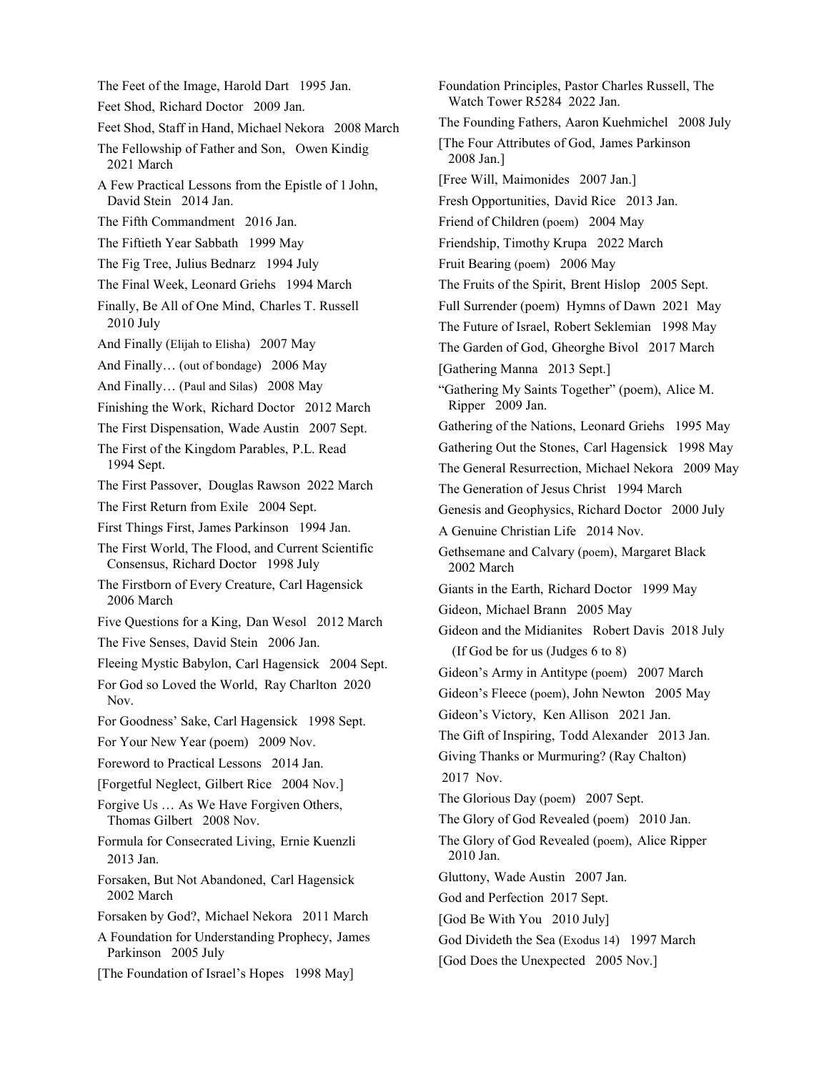The Feet of the Image, Harold Dart 1995 Jan.

Feet Shod, Richard Doctor 2009 Jan.

Feet Shod, Staff in Hand, Michael Nekora 2008 March

The Fellowship of Father and Son, Owen Kindig 2021 March

A Few Practical Lessons from the Epistle of 1 John, David Stein 2014 Jan.

The Fifth Commandment 2016 Jan.

The Fiftieth Year Sabbath 1999 May

The Fig Tree, Julius Bednarz 1994 July

The Final Week, Leonard Griehs 1994 March

Finally, Be All of One Mind, Charles T. Russell 2010 July

And Finally (Elijah to Elisha) 2007 May

And Finally… (out of bondage) 2006 May

And Finally… (Paul and Silas) 2008 May

Finishing the Work, Richard Doctor 2012 March

The First Dispensation, Wade Austin 2007 Sept.

The First of the Kingdom Parables, P.L. Read 1994 Sept.

The First Passover, Douglas Rawson 2022 March

The First Return from Exile 2004 Sept.

First Things First, James Parkinson 1994 Jan.

The First World, The Flood, and Current Scientific Consensus, Richard Doctor 1998 July

The Firstborn of Every Creature, Carl Hagensick 2006 March

Five Questions for a King, Dan Wesol 2012 March

The Five Senses, David Stein 2006 Jan.

Fleeing Mystic Babylon, Carl Hagensick 2004 Sept.

For God so Loved the World, Ray Charlton 2020 Nov.

For Goodness' Sake, Carl Hagensick 1998 Sept.

For Your New Year (poem) 2009 Nov.

Foreword to Practical Lessons 2014 Jan.

[Forgetful Neglect, Gilbert Rice 2004 Nov.]

Forgive Us … As We Have Forgiven Others, Thomas Gilbert 2008 Nov.

Formula for Consecrated Living, Ernie Kuenzli 2013 Jan.

Forsaken, But Not Abandoned, Carl Hagensick 2002 March

Forsaken by God?, Michael Nekora 2011 March

A Foundation for Understanding Prophecy, James Parkinson 2005 July

[The Foundation of Israel's Hopes 1998 May]

Foundation Principles, Pastor Charles Russell, The Watch Tower R5284 2022 Jan.

The Founding Fathers, Aaron Kuehmichel 2008 July

[The Four Attributes of God, James Parkinson 2008 Jan.]

[Free Will, Maimonides 2007 Jan.]

Fresh Opportunities, David Rice 2013 Jan.

Friend of Children (poem) 2004 May

Friendship, Timothy Krupa 2022 March

Fruit Bearing (poem) 2006 May

The Fruits of the Spirit, Brent Hislop 2005 Sept.

Full Surrender (poem) Hymns of Dawn 2021 May

The Future of Israel, Robert Seklemian 1998 May

The Garden of God, Gheorghe Bivol 2017 March

[Gathering Manna 2013 Sept.]

"Gathering My Saints Together" (poem), Alice M. Ripper 2009 Jan.

Gathering of the Nations, Leonard Griehs 1995 May

Gathering Out the Stones, Carl Hagensick 1998 May

The General Resurrection, Michael Nekora 2009 May

The Generation of Jesus Christ 1994 March

Genesis and Geophysics, Richard Doctor 2000 July

A Genuine Christian Life 2014 Nov.

Gethsemane and Calvary (poem), Margaret Black 2002 March

Giants in the Earth, Richard Doctor 1999 May

Gideon, Michael Brann 2005 May

Gideon and the Midianites Robert Davis 2018 July (If God be for us (Judges 6 to 8)

Gideon's Army in Antitype (poem) 2007 March

Gideon's Fleece (poem), John Newton 2005 May

Gideon's Victory, Ken Allison 2021 Jan.

The Gift of Inspiring, Todd Alexander 2013 Jan.

Giving Thanks or Murmuring? (Ray Chalton) 2017 Nov.

The Glorious Day (poem) 2007 Sept.

The Glory of God Revealed (poem) 2010 Jan.

The Glory of God Revealed (poem), Alice Ripper 2010 Jan.

Gluttony, Wade Austin 2007 Jan.

God and Perfection 2017 Sept.

[God Be With You 2010 July]

God Divideth the Sea (Exodus 14) 1997 March

[God Does the Unexpected 2005 Nov.]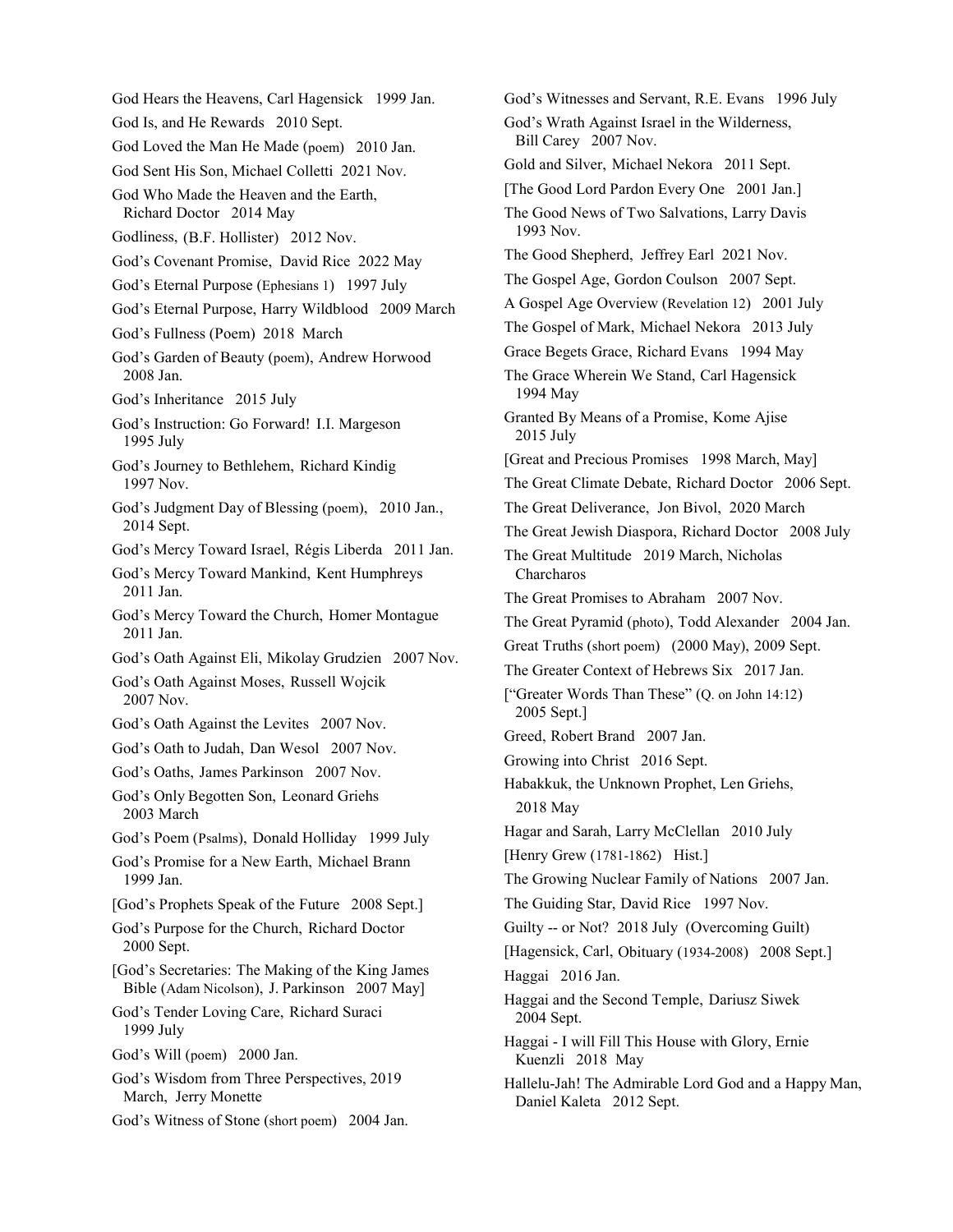God Hears the Heavens, Carl Hagensick 1999 Jan.

God Is, and He Rewards 2010 Sept.

God Loved the Man He Made (poem) 2010 Jan.

God Sent His Son, Michael Colletti 2021 Nov.

God Who Made the Heaven and the Earth, Richard Doctor 2014 May

Godliness, (B.F. Hollister) 2012 Nov.

God's Covenant Promise, David Rice 2022 May

God's Eternal Purpose (Ephesians 1) 1997 July

God's Eternal Purpose, Harry Wildblood 2009 March

God's Fullness (Poem) 2018 March

God's Garden of Beauty (poem), Andrew Horwood 2008 Jan.

God's Inheritance 2015 July

God's Instruction: Go Forward! I.I. Margeson 1995 July

God's Journey to Bethlehem, Richard Kindig 1997 Nov.

God's Judgment Day of Blessing (poem), 2010 Jan., 2014 Sept.

God's Mercy Toward Israel, Régis Liberda 2011 Jan.

God's Mercy Toward Mankind, Kent Humphreys 2011 Jan.

God's Mercy Toward the Church, Homer Montague 2011 Jan.

God's Oath Against Eli, Mikolay Grudzien 2007 Nov.

God's Oath Against Moses, Russell Wojcik 2007 Nov.

God's Oath Against the Levites 2007 Nov.

God's Oath to Judah, Dan Wesol 2007 Nov.

God's Oaths, James Parkinson 2007 Nov.

God's Only Begotten Son, Leonard Griehs 2003 March

God's Poem (Psalms), Donald Holliday 1999 July

God's Promise for a New Earth, Michael Brann 1999 Jan.

[God's Prophets Speak of the Future 2008 Sept.]

God's Purpose for the Church, Richard Doctor 2000 Sept.

[God's Secretaries: The Making of the King James Bible (Adam Nicolson), J. Parkinson 2007 May]

God's Tender Loving Care, Richard Suraci 1999 July

God's Will (poem) 2000 Jan.

God's Wisdom from Three Perspectives, 2019 March, Jerry Monette

God's Witness of Stone (short poem) 2004 Jan.

God's Witnesses and Servant, R.E. Evans 1996 July

God's Wrath Against Israel in the Wilderness, Bill Carey 2007 Nov.

Gold and Silver, Michael Nekora 2011 Sept.

[The Good Lord Pardon Every One 2001 Jan.]

The Good News of Two Salvations, Larry Davis 1993 Nov.

The Good Shepherd, Jeffrey Earl 2021 Nov.

The Gospel Age, Gordon Coulson 2007 Sept.

A Gospel Age Overview (Revelation 12) 2001 July

The Gospel of Mark, Michael Nekora 2013 July

Grace Begets Grace, Richard Evans 1994 May

The Grace Wherein We Stand, Carl Hagensick 1994 May

Granted By Means of a Promise, Kome Ajise 2015 July

[Great and Precious Promises 1998 March, May]

The Great Climate Debate, Richard Doctor 2006 Sept.

The Great Deliverance, Jon Bivol, 2020 March

The Great Jewish Diaspora, Richard Doctor 2008 July

The Great Multitude 2019 March, Nicholas Charcharos

The Great Promises to Abraham 2007 Nov.

The Great Pyramid (photo), Todd Alexander 2004 Jan.

Great Truths (short poem) (2000 May), 2009 Sept.

The Greater Context of Hebrews Six 2017 Jan.

["Greater Words Than These" (Q. on John 14:12) 2005 Sept.]

Greed, Robert Brand 2007 Jan.

Growing into Christ 2016 Sept.

Habakkuk, the Unknown Prophet, Len Griehs, 2018 May

Hagar and Sarah, Larry McClellan 2010 July

[Henry Grew (1781-1862) Hist.]

The Growing Nuclear Family of Nations 2007 Jan.

The Guiding Star, David Rice 1997 Nov.

Guilty -- or Not? 2018 July (Overcoming Guilt)

[Hagensick, Carl, Obituary (1934-2008) 2008 Sept.]

Haggai 2016 Jan.

Haggai and the Second Temple, Dariusz Siwek 2004 Sept.

Haggai - I will Fill This House with Glory, Ernie Kuenzli 2018 May

Hallelu-Jah! The Admirable Lord God and a Happy Man, Daniel Kaleta 2012 Sept.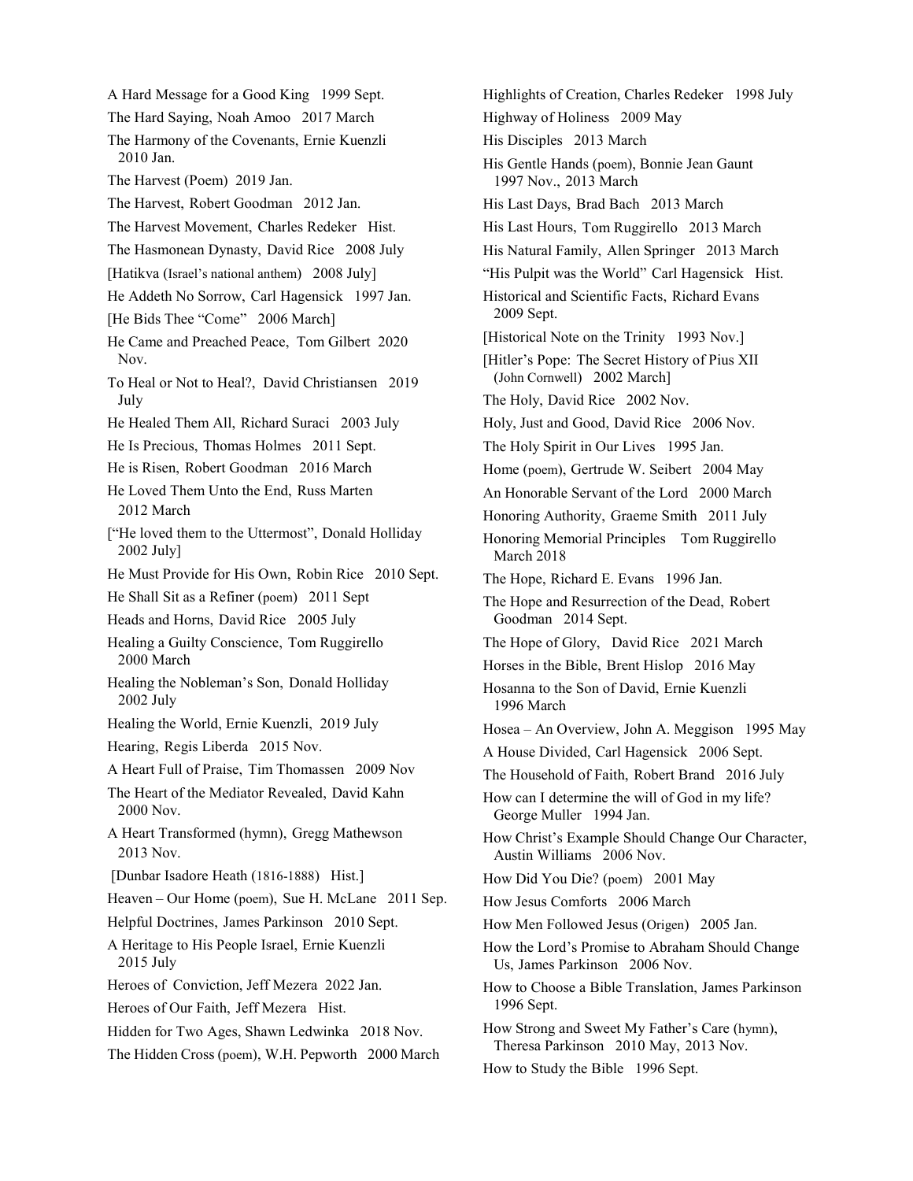A Hard Message for a Good King 1999 Sept.

The Hard Saying, Noah Amoo 2017 March

The Harmony of the Covenants, Ernie Kuenzli 2010 Jan.

The Harvest (Poem) 2019 Jan.

The Harvest, Robert Goodman 2012 Jan.

The Harvest Movement, Charles Redeker Hist.

The Hasmonean Dynasty, David Rice 2008 July

[Hatikva (Israel's national anthem) 2008 July]

He Addeth No Sorrow, Carl Hagensick 1997 Jan.

[He Bids Thee "Come" 2006 March]

He Came and Preached Peace, Tom Gilbert 2020 Nov.

To Heal or Not to Heal?, David Christiansen 2019 July

He Healed Them All, Richard Suraci 2003 July

He Is Precious, Thomas Holmes 2011 Sept.

He is Risen, Robert Goodman 2016 March

He Loved Them Unto the End, Russ Marten 2012 March

["He loved them to the Uttermost", Donald Holliday 2002 July]

He Must Provide for His Own, Robin Rice 2010 Sept.

He Shall Sit as a Refiner (poem) 2011 Sept

Heads and Horns, David Rice 2005 July

Healing a Guilty Conscience, Tom Ruggirello 2000 March

Healing the Nobleman's Son, Donald Holliday 2002 July

Healing the World, Ernie Kuenzli, 2019 July

Hearing, Regis Liberda 2015 Nov.

A Heart Full of Praise, Tim Thomassen 2009 Nov

The Heart of the Mediator Revealed, David Kahn 2000 Nov.

A Heart Transformed (hymn), Gregg Mathewson 2013 Nov.

[Dunbar Isadore Heath (1816-1888) Hist.]

Heaven – Our Home (poem), Sue H. McLane 2011 Sep.

Helpful Doctrines, James Parkinson 2010 Sept.

A Heritage to His People Israel, Ernie Kuenzli 2015 July

Heroes of Conviction, Jeff Mezera 2022 Jan.

Heroes of Our Faith, Jeff Mezera Hist.

Hidden for Two Ages, Shawn Ledwinka 2018 Nov.

The Hidden Cross (poem), W.H. Pepworth 2000 March

Highlights of Creation, Charles Redeker 1998 July

Highway of Holiness 2009 May

His Disciples 2013 March

His Gentle Hands (poem), Bonnie Jean Gaunt 1997 Nov., 2013 March

His Last Days, Brad Bach 2013 March

His Last Hours, Tom Ruggirello 2013 March

His Natural Family, Allen Springer 2013 March

"His Pulpit was the World" Carl Hagensick Hist.

Historical and Scientific Facts, Richard Evans 2009 Sept.

[Historical Note on the Trinity 1993 Nov.]

[Hitler's Pope: The Secret History of Pius XII (John Cornwell) 2002 March]

The Holy, David Rice 2002 Nov.

Holy, Just and Good, David Rice 2006 Nov.

The Holy Spirit in Our Lives 1995 Jan.

Home (poem), Gertrude W. Seibert 2004 May

An Honorable Servant of the Lord 2000 March

Honoring Authority, Graeme Smith 2011 July

Honoring Memorial Principles Tom Ruggirello March 2018

The Hope, Richard E. Evans 1996 Jan.

The Hope and Resurrection of the Dead, Robert Goodman 2014 Sept.

The Hope of Glory, David Rice 2021 March

Horses in the Bible, Brent Hislop 2016 May

Hosanna to the Son of David, Ernie Kuenzli 1996 March

Hosea – An Overview, John A. Meggison 1995 May

A House Divided, Carl Hagensick 2006 Sept.

The Household of Faith, Robert Brand 2016 July

How can I determine the will of God in my life? George Muller 1994 Jan.

How Christ's Example Should Change Our Character, Austin Williams 2006 Nov.

How Did You Die? (poem) 2001 May

How Jesus Comforts 2006 March

How Men Followed Jesus (Origen) 2005 Jan.

How the Lord's Promise to Abraham Should Change Us, James Parkinson 2006 Nov.

How to Choose a Bible Translation, James Parkinson 1996 Sept.

How Strong and Sweet My Father's Care (hymn), Theresa Parkinson 2010 May, 2013 Nov.

How to Study the Bible 1996 Sept.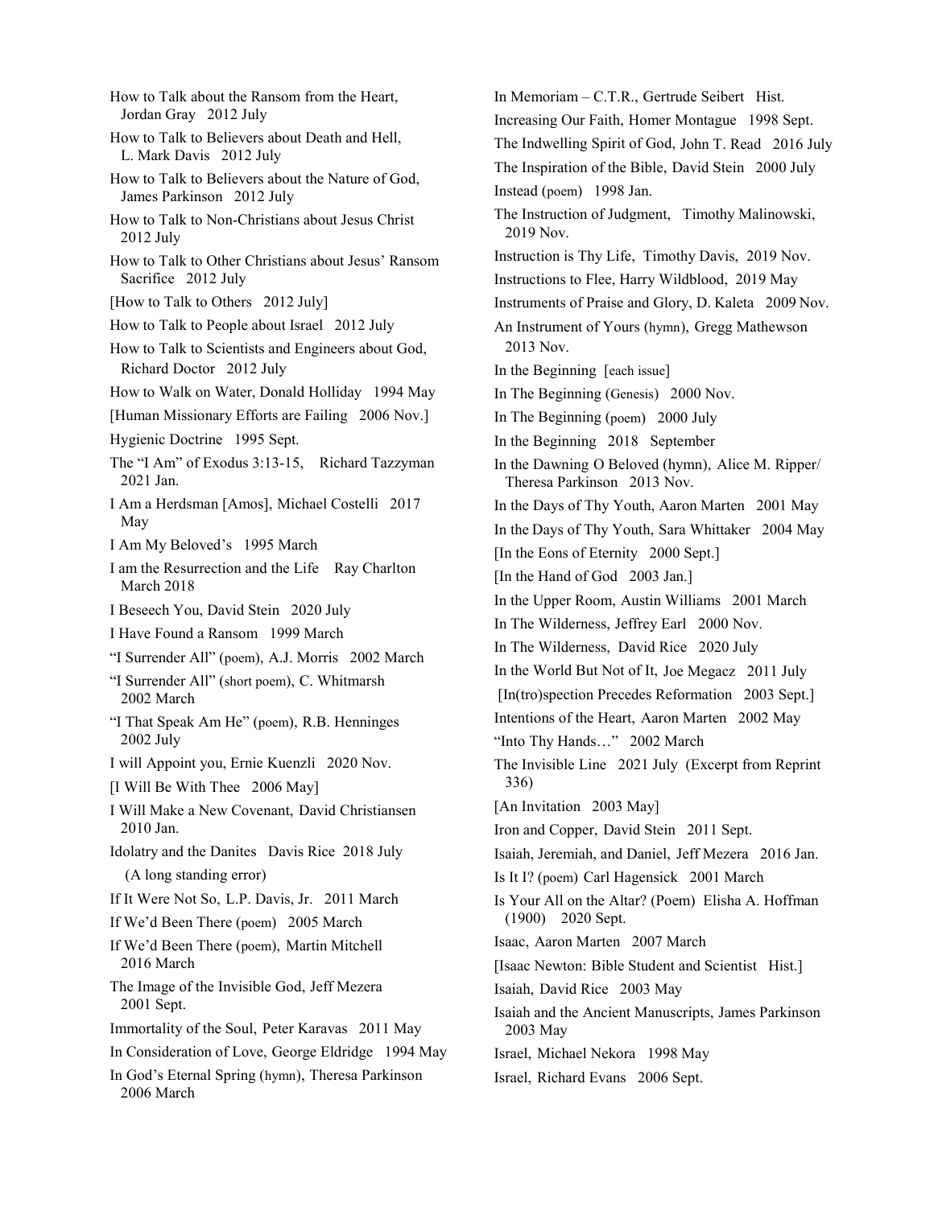How to Talk about the Ransom from the Heart, Jordan Gray 2012 July

How to Talk to Believers about Death and Hell, L. Mark Davis 2012 July

How to Talk to Believers about the Nature of God, James Parkinson 2012 July

How to Talk to Non-Christians about Jesus Christ 2012 July

How to Talk to Other Christians about Jesus' Ransom Sacrifice 2012 July

[How to Talk to Others 2012 July]

How to Talk to People about Israel 2012 July

How to Talk to Scientists and Engineers about God, Richard Doctor 2012 July

How to Walk on Water, Donald Holliday 1994 May

[Human Missionary Efforts are Failing 2006 Nov.]

Hygienic Doctrine 1995 Sept.

The "I Am" of Exodus 3:13-15, Richard Tazzyman 2021 Jan.

I Am a Herdsman [Amos], Michael Costelli 2017 May

I Am My Beloved's 1995 March

I am the Resurrection and the Life Ray Charlton March 2018

I Beseech You, David Stein 2020 July

I Have Found a Ransom 1999 March

"I Surrender All" (poem), A.J. Morris 2002 March

"I Surrender All" (short poem), C. Whitmarsh 2002 March

"I That Speak Am He" (poem), R.B. Henninges 2002 July

I will Appoint you, Ernie Kuenzli 2020 Nov.

[I Will Be With Thee 2006 May]

I Will Make a New Covenant, David Christiansen 2010 Jan.

Idolatry and the Danites Davis Rice 2018 July (A long standing error)

If It Were Not So, L.P. Davis, Jr. 2011 March

If We'd Been There (poem) 2005 March

If We'd Been There (poem), Martin Mitchell 2016 March

The Image of the Invisible God, Jeff Mezera 2001 Sept.

Immortality of the Soul, Peter Karavas 2011 May

In Consideration of Love, George Eldridge 1994 May

In God's Eternal Spring (hymn), Theresa Parkinson 2006 March

In Memoriam – C.T.R., Gertrude Seibert Hist.

Increasing Our Faith, Homer Montague 1998 Sept.

The Indwelling Spirit of God, John T. Read 2016 July

The Inspiration of the Bible, David Stein 2000 July

Instead (poem) 1998 Jan.

The Instruction of Judgment, Timothy Malinowski, 2019 Nov.

Instruction is Thy Life, Timothy Davis, 2019 Nov.

Instructions to Flee, Harry Wildblood, 2019 May

Instruments of Praise and Glory, D. Kaleta 2009 Nov.

An Instrument of Yours (hymn), Gregg Mathewson 2013 Nov.

In the Beginning [each issue]

In The Beginning (Genesis) 2000 Nov.

In The Beginning (poem) 2000 July

In the Beginning 2018 September

In the Dawning O Beloved (hymn), Alice M. Ripper/ Theresa Parkinson 2013 Nov.

In the Days of Thy Youth, Aaron Marten 2001 May

In the Days of Thy Youth, Sara Whittaker 2004 May

[In the Eons of Eternity 2000 Sept.]

[In the Hand of God 2003 Jan.]

In the Upper Room, Austin Williams 2001 March

In The Wilderness, Jeffrey Earl 2000 Nov.

In The Wilderness, David Rice 2020 July

In the World But Not of It, Joe Megacz 2011 July

[In(tro)spection Precedes Reformation 2003 Sept.]

Intentions of the Heart, Aaron Marten 2002 May

"Into Thy Hands…" 2002 March

The Invisible Line 2021 July (Excerpt from Reprint 336)

[An Invitation 2003 May]

Iron and Copper, David Stein 2011 Sept.

Isaiah, Jeremiah, and Daniel, Jeff Mezera 2016 Jan.

Is It I? (poem) Carl Hagensick 2001 March

Is Your All on the Altar? (Poem) Elisha A. Hoffman (1900) 2020 Sept.

Isaac, Aaron Marten 2007 March

[Isaac Newton: Bible Student and Scientist Hist.]

Isaiah, David Rice 2003 May

Isaiah and the Ancient Manuscripts, James Parkinson 2003 May

Israel, Michael Nekora 1998 May

Israel, Richard Evans 2006 Sept.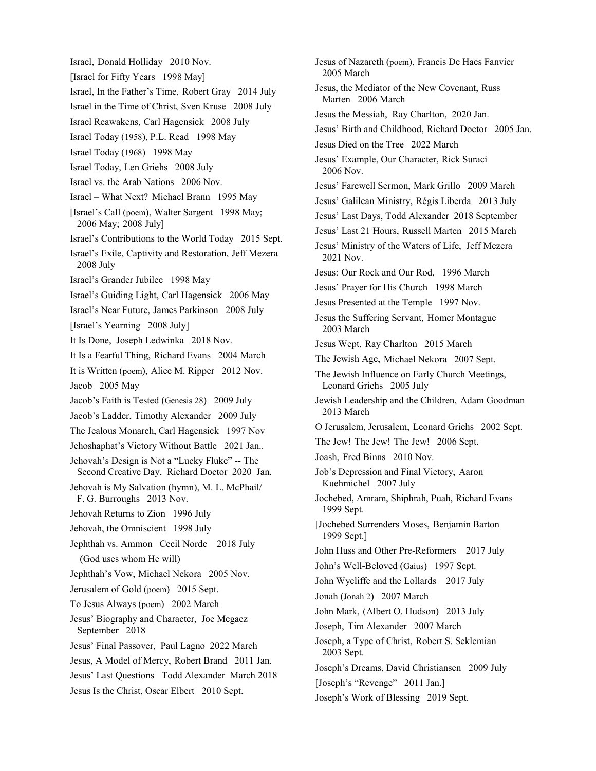Israel, Donald Holliday 2010 Nov.

[Israel for Fifty Years 1998 May]

Israel, In the Father's Time, Robert Gray 2014 July

Israel in the Time of Christ, Sven Kruse 2008 July

Israel Reawakens, Carl Hagensick 2008 July

Israel Today (1958), P.L. Read 1998 May

Israel Today (1968) 1998 May

Israel Today, Len Griehs 2008 July

Israel vs. the Arab Nations 2006 Nov.

Israel – What Next? Michael Brann 1995 May

[Israel's Call (poem), Walter Sargent 1998 May; 2006 May; 2008 July]

Israel's Contributions to the World Today 2015 Sept.

Israel's Exile, Captivity and Restoration, Jeff Mezera 2008 July

Israel's Grander Jubilee 1998 May

Israel's Guiding Light, Carl Hagensick 2006 May

Israel's Near Future, James Parkinson 2008 July

[Israel's Yearning 2008 July]

It Is Done, Joseph Ledwinka 2018 Nov.

It Is a Fearful Thing, Richard Evans 2004 March

It is Written (poem), Alice M. Ripper 2012 Nov.

Jacob 2005 May

Jacob's Faith is Tested (Genesis 28) 2009 July

Jacob's Ladder, Timothy Alexander 2009 July

The Jealous Monarch, Carl Hagensick 1997 Nov

Jehoshaphat's Victory Without Battle 2021 Jan..

Jehovah's Design is Not a "Lucky Fluke" -- The Second Creative Day, Richard Doctor 2020 Jan.

Jehovah is My Salvation (hymn), M. L. McPhail/ F. G. Burroughs 2013 Nov.

Jehovah Returns to Zion 1996 July

Jehovah, the Omniscient 1998 July

Jephthah vs. Ammon Cecil Norde 2018 July (God uses whom He will)

Jephthah's Vow, Michael Nekora 2005 Nov.

Jerusalem of Gold (poem) 2015 Sept.

To Jesus Always (poem) 2002 March

Jesus' Biography and Character, Joe Megacz September 2018

Jesus' Final Passover, Paul Lagno 2022 March

Jesus, A Model of Mercy, Robert Brand 2011 Jan.

Jesus' Last Questions Todd Alexander March 2018

Jesus Is the Christ, Oscar Elbert 2010 Sept.

Jesus of Nazareth (poem), Francis De Haes Fanvier 2005 March

Jesus, the Mediator of the New Covenant, Russ Marten 2006 March

Jesus the Messiah, Ray Charlton, 2020 Jan.

Jesus' Birth and Childhood, Richard Doctor 2005 Jan.

Jesus Died on the Tree 2022 March

Jesus' Example, Our Character, Rick Suraci 2006 Nov.

Jesus' Farewell Sermon, Mark Grillo 2009 March

Jesus' Galilean Ministry, Régis Liberda 2013 July

Jesus' Last Days, Todd Alexander 2018 September

Jesus' Last 21 Hours, Russell Marten 2015 March

Jesus' Ministry of the Waters of Life, Jeff Mezera 2021 Nov.

Jesus: Our Rock and Our Rod, 1996 March

Jesus' Prayer for His Church 1998 March

Jesus Presented at the Temple 1997 Nov.

Jesus the Suffering Servant, Homer Montague 2003 March

Jesus Wept, Ray Charlton 2015 March

The Jewish Age, Michael Nekora 2007 Sept.

The Jewish Influence on Early Church Meetings, Leonard Griehs 2005 July

Jewish Leadership and the Children, Adam Goodman 2013 March

O Jerusalem, Jerusalem, Leonard Griehs 2002 Sept.

The Jew! The Jew! The Jew! 2006 Sept.

Joash, Fred Binns 2010 Nov.

Job's Depression and Final Victory, Aaron Kuehmichel 2007 July

Jochebed, Amram, Shiphrah, Puah, Richard Evans 1999 Sept.

[Jochebed Surrenders Moses, Benjamin Barton 1999 Sept.]

John Huss and Other Pre-Reformers 2017 July

John's Well-Beloved (Gaius) 1997 Sept.

John Wycliffe and the Lollards 2017 July

Jonah (Jonah 2) 2007 March

John Mark, (Albert O. Hudson) 2013 July

Joseph, Tim Alexander 2007 March

Joseph, a Type of Christ, Robert S. Seklemian 2003 Sept.

Joseph's Dreams, David Christiansen 2009 July

[Joseph's "Revenge" 2011 Jan.]

Joseph's Work of Blessing 2019 Sept.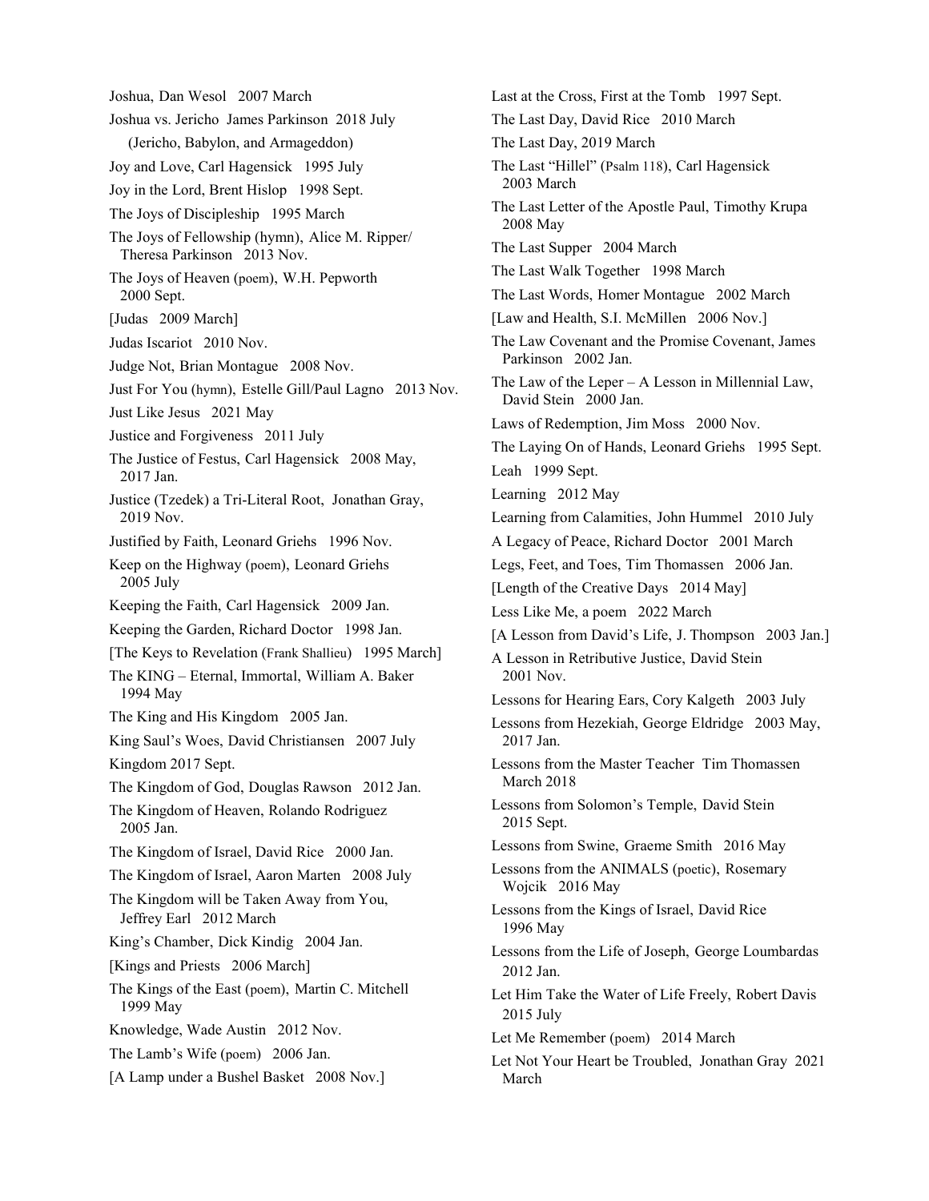Joshua, Dan Wesol   2007 March

Joshua vs. Jericho  James Parkinson  2018 July
(Jericho, Babylon, and Armageddon)

Joy and Love, Carl Hagensick   1995 July

Joy in the Lord, Brent Hislop   1998 Sept.

The Joys of Discipleship   1995 March

The Joys of Fellowship (hymn), Alice M. Ripper/ Theresa Parkinson   2013 Nov.

The Joys of Heaven (poem), W.H. Pepworth   2000 Sept.

[Judas   2009 March]

Judas Iscariot   2010 Nov.

Judge Not, Brian Montague   2008 Nov.

Just For You (hymn), Estelle Gill/Paul Lagno   2013 Nov.

Just Like Jesus   2021 May

Justice and Forgiveness   2011 July

The Justice of Festus, Carl Hagensick   2008 May, 2017 Jan.

Justice (Tzedek) a Tri-Literal Root,  Jonathan Gray, 2019 Nov.

Justified by Faith, Leonard Griehs   1996 Nov.

Keep on the Highway (poem), Leonard Griehs   2005 July

Keeping the Faith, Carl Hagensick   2009 Jan.

Keeping the Garden, Richard Doctor   1998 Jan.

[The Keys to Revelation (Frank Shallieu)   1995 March]

The KING – Eternal, Immortal, William A. Baker   1994 May

The King and His Kingdom   2005 Jan.

King Saul's Woes, David Christiansen   2007 July

Kingdom 2017 Sept.

The Kingdom of God, Douglas Rawson   2012 Jan.

The Kingdom of Heaven, Rolando Rodriguez   2005 Jan.

The Kingdom of Israel, David Rice   2000 Jan.

The Kingdom of Israel, Aaron Marten   2008 July

The Kingdom will be Taken Away from You, Jeffrey Earl   2012 March

King's Chamber, Dick Kindig   2004 Jan.

[Kings and Priests   2006 March]

The Kings of the East (poem), Martin C. Mitchell   1999 May

Knowledge, Wade Austin   2012 Nov.

The Lamb's Wife (poem)   2006 Jan.

[A Lamp under a Bushel Basket   2008 Nov.]

Last at the Cross, First at the Tomb   1997 Sept.

The Last Day, David Rice   2010 March

The Last Day, 2019 March

The Last "Hillel" (Psalm 118), Carl Hagensick   2003 March

The Last Letter of the Apostle Paul, Timothy Krupa   2008 May

The Last Supper   2004 March

The Last Walk Together   1998 March

The Last Words, Homer Montague   2002 March

[Law and Health, S.I. McMillen   2006 Nov.]

The Law Covenant and the Promise Covenant, James Parkinson   2002 Jan.

The Law of the Leper – A Lesson in Millennial Law, David Stein   2000 Jan.

Laws of Redemption, Jim Moss   2000 Nov.

The Laying On of Hands, Leonard Griehs   1995 Sept.

Leah   1999 Sept.

Learning   2012 May

Learning from Calamities, John Hummel   2010 July

A Legacy of Peace, Richard Doctor   2001 March

Legs, Feet, and Toes, Tim Thomassen   2006 Jan.

[Length of the Creative Days   2014 May]

Less Like Me, a poem   2022 March

[A Lesson from David's Life, J. Thompson   2003 Jan.]

A Lesson in Retributive Justice, David Stein   2001 Nov.

Lessons for Hearing Ears, Cory Kalgeth   2003 July

Lessons from Hezekiah, George Eldridge   2003 May, 2017 Jan.

Lessons from the Master Teacher  Tim Thomassen   March 2018

Lessons from Solomon's Temple, David Stein   2015 Sept.

Lessons from Swine, Graeme Smith   2016 May

Lessons from the ANIMALS (poetic), Rosemary Wojcik   2016 May

Lessons from the Kings of Israel, David Rice   1996 May

Lessons from the Life of Joseph, George Loumbardas   2012 Jan.

Let Him Take the Water of Life Freely, Robert Davis   2015 July

Let Me Remember (poem)   2014 March

Let Not Your Heart be Troubled,  Jonathan Gray  2021 March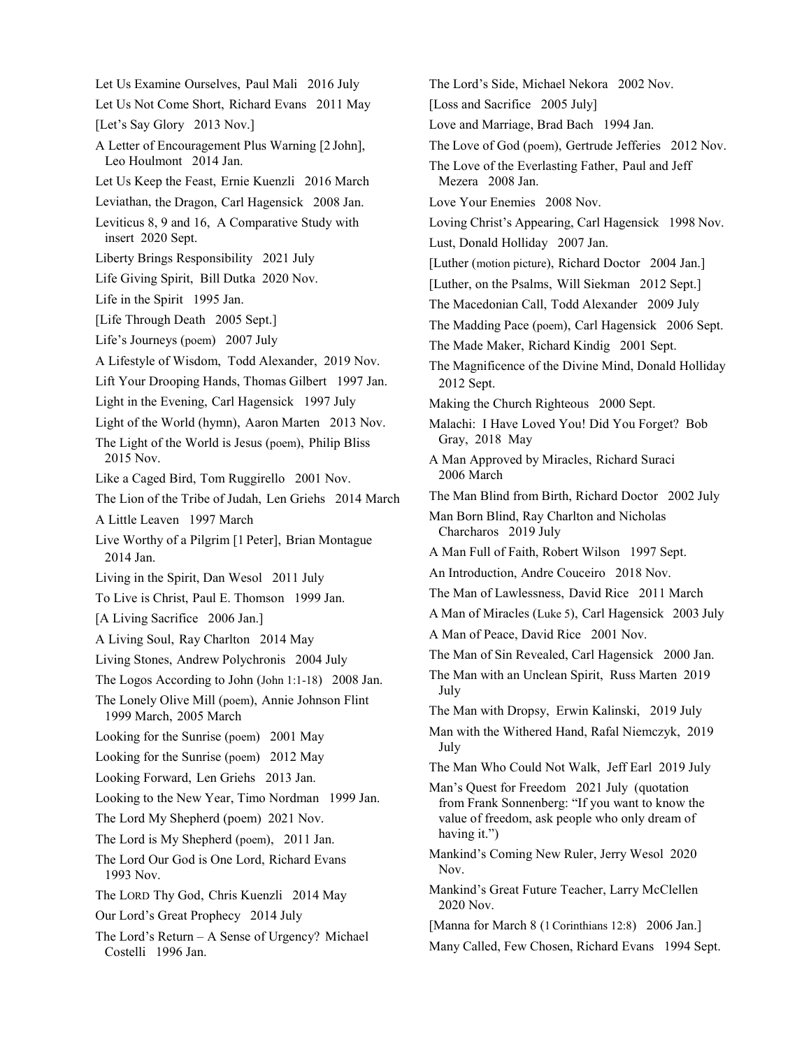Let Us Examine Ourselves, Paul Mali 2016 July

Let Us Not Come Short, Richard Evans 2011 May

[Let's Say Glory 2013 Nov.]

A Letter of Encouragement Plus Warning [2 John], Leo Houlmont 2014 Jan.

Let Us Keep the Feast, Ernie Kuenzli 2016 March

Leviathan, the Dragon, Carl Hagensick 2008 Jan.

Leviticus 8, 9 and 16, A Comparative Study with insert 2020 Sept.

Liberty Brings Responsibility 2021 July

Life Giving Spirit, Bill Dutka 2020 Nov.

Life in the Spirit 1995 Jan.

[Life Through Death 2005 Sept.]

Life's Journeys (poem) 2007 July

A Lifestyle of Wisdom, Todd Alexander, 2019 Nov.

Lift Your Drooping Hands, Thomas Gilbert 1997 Jan.

Light in the Evening, Carl Hagensick 1997 July

Light of the World (hymn), Aaron Marten 2013 Nov.

The Light of the World is Jesus (poem), Philip Bliss 2015 Nov.

Like a Caged Bird, Tom Ruggirello 2001 Nov.

The Lion of the Tribe of Judah, Len Griehs 2014 March

A Little Leaven 1997 March

Live Worthy of a Pilgrim [1 Peter], Brian Montague 2014 Jan.

Living in the Spirit, Dan Wesol 2011 July

To Live is Christ, Paul E. Thomson 1999 Jan.

[A Living Sacrifice 2006 Jan.]

A Living Soul, Ray Charlton 2014 May

Living Stones, Andrew Polychronis 2004 July

The Logos According to John (John 1:1-18) 2008 Jan.

The Lonely Olive Mill (poem), Annie Johnson Flint 1999 March, 2005 March

Looking for the Sunrise (poem) 2001 May

Looking for the Sunrise (poem) 2012 May

Looking Forward, Len Griehs 2013 Jan.

Looking to the New Year, Timo Nordman 1999 Jan.

The Lord My Shepherd (poem) 2021 Nov.

The Lord is My Shepherd (poem), 2011 Jan.

The Lord Our God is One Lord, Richard Evans 1993 Nov.

The LORD Thy God, Chris Kuenzli 2014 May

Our Lord's Great Prophecy 2014 July

The Lord's Return – A Sense of Urgency? Michael Costelli 1996 Jan.

The Lord's Side, Michael Nekora 2002 Nov.

[Loss and Sacrifice 2005 July]

Love and Marriage, Brad Bach 1994 Jan.

The Love of God (poem), Gertrude Jefferies 2012 Nov.

The Love of the Everlasting Father, Paul and Jeff Mezera 2008 Jan.

Love Your Enemies 2008 Nov.

Loving Christ's Appearing, Carl Hagensick 1998 Nov.

Lust, Donald Holliday 2007 Jan.

[Luther (motion picture), Richard Doctor 2004 Jan.]

[Luther, on the Psalms, Will Siekman 2012 Sept.]

The Macedonian Call, Todd Alexander 2009 July

The Madding Pace (poem), Carl Hagensick 2006 Sept.

The Made Maker, Richard Kindig 2001 Sept.

The Magnificence of the Divine Mind, Donald Holliday 2012 Sept.

Making the Church Righteous 2000 Sept.

Malachi: I Have Loved You! Did You Forget? Bob Gray, 2018 May

A Man Approved by Miracles, Richard Suraci 2006 March

The Man Blind from Birth, Richard Doctor 2002 July

Man Born Blind, Ray Charlton and Nicholas Charcharos 2019 July

A Man Full of Faith, Robert Wilson 1997 Sept.

An Introduction, Andre Couceiro 2018 Nov.

The Man of Lawlessness, David Rice 2011 March

A Man of Miracles (Luke 5), Carl Hagensick 2003 July

A Man of Peace, David Rice 2001 Nov.

The Man of Sin Revealed, Carl Hagensick 2000 Jan.

The Man with an Unclean Spirit, Russ Marten 2019 July

The Man with Dropsy, Erwin Kalinski, 2019 July

Man with the Withered Hand, Rafal Niemczyk, 2019 July

The Man Who Could Not Walk, Jeff Earl 2019 July

Man's Quest for Freedom 2021 July (quotation from Frank Sonnenberg: "If you want to know the value of freedom, ask people who only dream of having it.")

Mankind's Coming New Ruler, Jerry Wesol 2020 Nov.

Mankind's Great Future Teacher, Larry McClellen 2020 Nov.

[Manna for March 8 (1 Corinthians 12:8) 2006 Jan.]

Many Called, Few Chosen, Richard Evans 1994 Sept.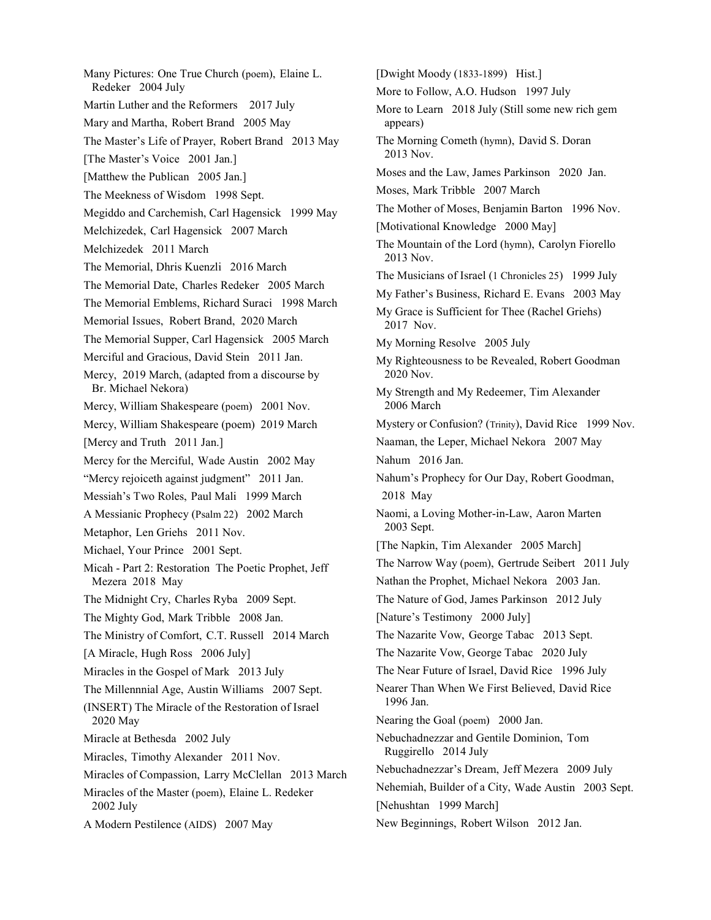Many Pictures: One True Church (poem), Elaine L. Redeker 2004 July

Martin Luther and the Reformers 2017 July

Mary and Martha, Robert Brand 2005 May

The Master's Life of Prayer, Robert Brand 2013 May

[The Master's Voice 2001 Jan.]

[Matthew the Publican 2005 Jan.]

The Meekness of Wisdom 1998 Sept.

Megiddo and Carchemish, Carl Hagensick 1999 May

Melchizedek, Carl Hagensick 2007 March

Melchizedek 2011 March

The Memorial, Dhris Kuenzli 2016 March

The Memorial Date, Charles Redeker 2005 March

The Memorial Emblems, Richard Suraci 1998 March

Memorial Issues, Robert Brand, 2020 March

The Memorial Supper, Carl Hagensick 2005 March

Merciful and Gracious, David Stein 2011 Jan.

Mercy, 2019 March, (adapted from a discourse by Br. Michael Nekora)

Mercy, William Shakespeare (poem) 2001 Nov.

Mercy, William Shakespeare (poem) 2019 March

[Mercy and Truth 2011 Jan.]

Mercy for the Merciful, Wade Austin 2002 May

"Mercy rejoiceth against judgment" 2011 Jan.

Messiah's Two Roles, Paul Mali 1999 March

A Messianic Prophecy (Psalm 22) 2002 March

Metaphor, Len Griehs 2011 Nov.

Michael, Your Prince 2001 Sept.

Micah - Part 2: Restoration The Poetic Prophet, Jeff Mezera 2018 May

The Midnight Cry, Charles Ryba 2009 Sept.

The Mighty God, Mark Tribble 2008 Jan.

The Ministry of Comfort, C.T. Russell 2014 March

[A Miracle, Hugh Ross 2006 July]

Miracles in the Gospel of Mark 2013 July

The Millennnial Age, Austin Williams 2007 Sept.

(INSERT) The Miracle of the Restoration of Israel 2020 May

Miracle at Bethesda 2002 July

Miracles, Timothy Alexander 2011 Nov.

Miracles of Compassion, Larry McClellan 2013 March

Miracles of the Master (poem), Elaine L. Redeker 2002 July

A Modern Pestilence (AIDS) 2007 May

[Dwight Moody (1833-1899) Hist.]

More to Follow, A.O. Hudson 1997 July

More to Learn 2018 July (Still some new rich gem appears)

The Morning Cometh (hymn), David S. Doran 2013 Nov.

Moses and the Law, James Parkinson 2020 Jan.

Moses, Mark Tribble 2007 March

The Mother of Moses, Benjamin Barton 1996 Nov.

[Motivational Knowledge 2000 May]

The Mountain of the Lord (hymn), Carolyn Fiorello 2013 Nov.

The Musicians of Israel (1 Chronicles 25) 1999 July

My Father's Business, Richard E. Evans 2003 May

My Grace is Sufficient for Thee (Rachel Griehs) 2017 Nov.

My Morning Resolve 2005 July

My Righteousness to be Revealed, Robert Goodman 2020 Nov.

My Strength and My Redeemer, Tim Alexander 2006 March

Mystery or Confusion? (Trinity), David Rice 1999 Nov.

Naaman, the Leper, Michael Nekora 2007 May

Nahum 2016 Jan.

Nahum's Prophecy for Our Day, Robert Goodman, 2018 May

Naomi, a Loving Mother-in-Law, Aaron Marten 2003 Sept.

[The Napkin, Tim Alexander 2005 March]

The Narrow Way (poem), Gertrude Seibert 2011 July

Nathan the Prophet, Michael Nekora 2003 Jan.

The Nature of God, James Parkinson 2012 July

[Nature's Testimony 2000 July]

The Nazarite Vow, George Tabac 2013 Sept.

The Nazarite Vow, George Tabac 2020 July

The Near Future of Israel, David Rice 1996 July

Nearer Than When We First Believed, David Rice 1996 Jan.

Nearing the Goal (poem) 2000 Jan.

Nebuchadnezzar and Gentile Dominion, Tom Ruggirello 2014 July

Nebuchadnezzar's Dream, Jeff Mezera 2009 July

Nehemiah, Builder of a City, Wade Austin 2003 Sept.

[Nehushtan 1999 March]

New Beginnings, Robert Wilson 2012 Jan.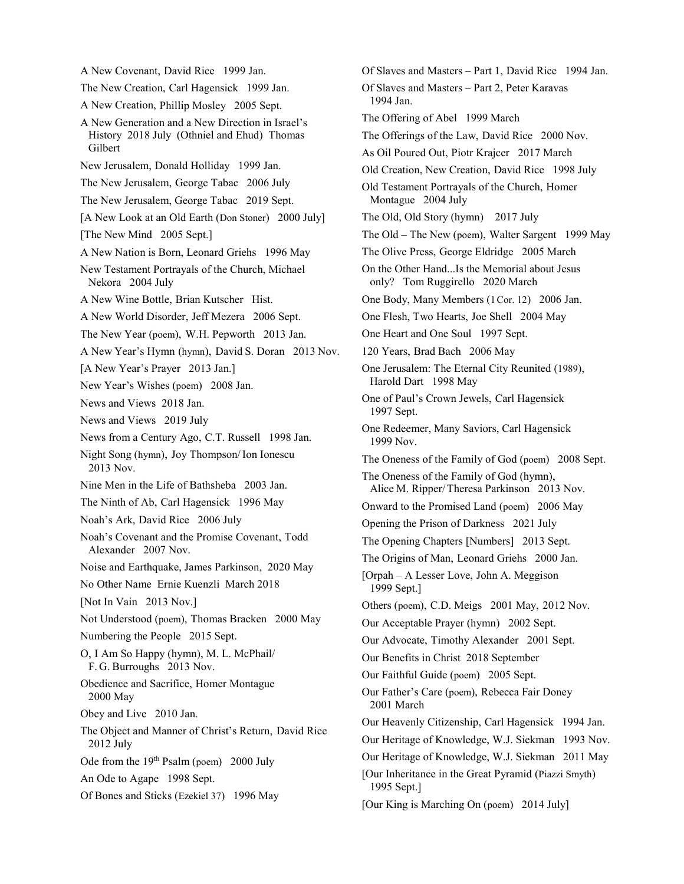A New Covenant, David Rice 1999 Jan.

The New Creation, Carl Hagensick 1999 Jan.

A New Creation, Phillip Mosley 2005 Sept.

A New Generation and a New Direction in Israel's History 2018 July (Othniel and Ehud) Thomas Gilbert

New Jerusalem, Donald Holliday 1999 Jan.

The New Jerusalem, George Tabac 2006 July

The New Jerusalem, George Tabac 2019 Sept.

[A New Look at an Old Earth (Don Stoner) 2000 July]

[The New Mind 2005 Sept.]

A New Nation is Born, Leonard Griehs 1996 May

New Testament Portrayals of the Church, Michael Nekora 2004 July

A New Wine Bottle, Brian Kutscher Hist.

A New World Disorder, Jeff Mezera 2006 Sept.

The New Year (poem), W.H. Pepworth 2013 Jan.

A New Year's Hymn (hymn), David S. Doran 2013 Nov.

[A New Year's Prayer 2013 Jan.]

New Year's Wishes (poem) 2008 Jan.

News and Views 2018 Jan.

News and Views 2019 July

News from a Century Ago, C.T. Russell 1998 Jan.

Night Song (hymn), Joy Thompson/ Ion Ionescu 2013 Nov.

Nine Men in the Life of Bathsheba 2003 Jan.

The Ninth of Ab, Carl Hagensick 1996 May

Noah's Ark, David Rice 2006 July

Noah's Covenant and the Promise Covenant, Todd Alexander 2007 Nov.

Noise and Earthquake, James Parkinson, 2020 May

No Other Name Ernie Kuenzli March 2018

[Not In Vain 2013 Nov.]

Not Understood (poem), Thomas Bracken 2000 May

Numbering the People 2015 Sept.

O, I Am So Happy (hymn), M. L. McPhail/ F. G. Burroughs 2013 Nov.

Obedience and Sacrifice, Homer Montague 2000 May

Obey and Live 2010 Jan.

The Object and Manner of Christ's Return, David Rice 2012 July

Ode from the 19th Psalm (poem) 2000 July

An Ode to Agape 1998 Sept.

Of Bones and Sticks (Ezekiel 37) 1996 May

Of Slaves and Masters – Part 1, David Rice 1994 Jan.

Of Slaves and Masters – Part 2, Peter Karavas 1994 Jan.

The Offering of Abel 1999 March

The Offerings of the Law, David Rice 2000 Nov.

As Oil Poured Out, Piotr Krajcer 2017 March

Old Creation, New Creation, David Rice 1998 July

Old Testament Portrayals of the Church, Homer Montague 2004 July

The Old, Old Story (hymn) 2017 July

The Old – The New (poem), Walter Sargent 1999 May

The Olive Press, George Eldridge 2005 March

On the Other Hand...Is the Memorial about Jesus only? Tom Ruggirello 2020 March

One Body, Many Members (1 Cor. 12) 2006 Jan.

One Flesh, Two Hearts, Joe Shell 2004 May

One Heart and One Soul 1997 Sept.

120 Years, Brad Bach 2006 May

One Jerusalem: The Eternal City Reunited (1989), Harold Dart 1998 May

One of Paul's Crown Jewels, Carl Hagensick 1997 Sept.

One Redeemer, Many Saviors, Carl Hagensick 1999 Nov.

The Oneness of the Family of God (poem) 2008 Sept.

The Oneness of the Family of God (hymn), Alice M. Ripper/ Theresa Parkinson 2013 Nov.

Onward to the Promised Land (poem) 2006 May

Opening the Prison of Darkness 2021 July

The Opening Chapters [Numbers] 2013 Sept.

The Origins of Man, Leonard Griehs 2000 Jan.

[Orpah – A Lesser Love, John A. Meggison 1999 Sept.]

Others (poem), C.D. Meigs 2001 May, 2012 Nov.

Our Acceptable Prayer (hymn) 2002 Sept.

Our Advocate, Timothy Alexander 2001 Sept.

Our Benefits in Christ 2018 September

Our Faithful Guide (poem) 2005 Sept.

Our Father's Care (poem), Rebecca Fair Doney 2001 March

Our Heavenly Citizenship, Carl Hagensick 1994 Jan.

Our Heritage of Knowledge, W.J. Siekman 1993 Nov.

Our Heritage of Knowledge, W.J. Siekman 2011 May

[Our Inheritance in the Great Pyramid (Piazzi Smyth) 1995 Sept.]

[Our King is Marching On (poem) 2014 July]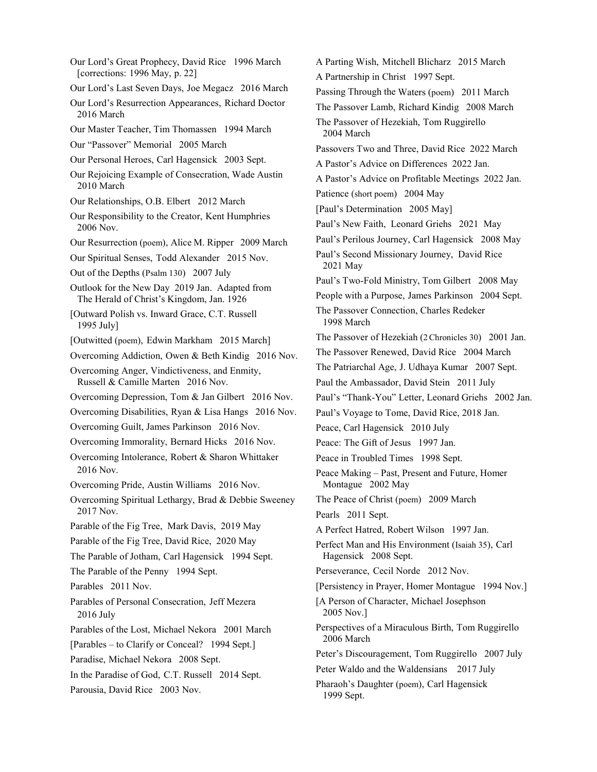Our Lord's Great Prophecy, David Rice 1996 March [corrections: 1996 May, p. 22]

Our Lord's Last Seven Days, Joe Megacz 2016 March

Our Lord's Resurrection Appearances, Richard Doctor 2016 March

Our Master Teacher, Tim Thomassen 1994 March

Our "Passover" Memorial 2005 March

Our Personal Heroes, Carl Hagensick 2003 Sept.

Our Rejoicing Example of Consecration, Wade Austin 2010 March

Our Relationships, O.B. Elbert 2012 March

Our Responsibility to the Creator, Kent Humphries 2006 Nov.

Our Resurrection (poem), Alice M. Ripper 2009 March

Our Spiritual Senses, Todd Alexander 2015 Nov.

Out of the Depths (Psalm 130) 2007 July

Outlook for the New Day 2019 Jan. Adapted from The Herald of Christ's Kingdom, Jan. 1926

[Outward Polish vs. Inward Grace, C.T. Russell 1995 July]

[Outwitted (poem), Edwin Markham 2015 March]

Overcoming Addiction, Owen & Beth Kindig 2016 Nov.

Overcoming Anger, Vindictiveness, and Enmity, Russell & Camille Marten 2016 Nov.

Overcoming Depression, Tom & Jan Gilbert 2016 Nov.

Overcoming Disabilities, Ryan & Lisa Hangs 2016 Nov.

Overcoming Guilt, James Parkinson 2016 Nov.

Overcoming Immorality, Bernard Hicks 2016 Nov.

Overcoming Intolerance, Robert & Sharon Whittaker 2016 Nov.

Overcoming Pride, Austin Williams 2016 Nov.

Overcoming Spiritual Lethargy, Brad & Debbie Sweeney 2017 Nov.

Parable of the Fig Tree, Mark Davis, 2019 May

Parable of the Fig Tree, David Rice, 2020 May

The Parable of Jotham, Carl Hagensick 1994 Sept.

The Parable of the Penny 1994 Sept.

Parables 2011 Nov.

Parables of Personal Consecration, Jeff Mezera 2016 July

Parables of the Lost, Michael Nekora 2001 March

[Parables – to Clarify or Conceal? 1994 Sept.]

Paradise, Michael Nekora 2008 Sept.

In the Paradise of God, C.T. Russell 2014 Sept.

Parousia, David Rice 2003 Nov.

A Parting Wish, Mitchell Blicharz 2015 March

A Partnership in Christ 1997 Sept.

Passing Through the Waters (poem) 2011 March

The Passover Lamb, Richard Kindig 2008 March

The Passover of Hezekiah, Tom Ruggirello 2004 March

Passovers Two and Three, David Rice 2022 March

A Pastor's Advice on Differences 2022 Jan.

A Pastor's Advice on Profitable Meetings 2022 Jan.

Patience (short poem) 2004 May

[Paul's Determination 2005 May]

Paul's New Faith, Leonard Griehs 2021 May

Paul's Perilous Journey, Carl Hagensick 2008 May

Paul's Second Missionary Journey, David Rice 2021 May

Paul's Two-Fold Ministry, Tom Gilbert 2008 May

People with a Purpose, James Parkinson 2004 Sept.

The Passover Connection, Charles Redeker 1998 March

The Passover of Hezekiah (2 Chronicles 30) 2001 Jan.

The Passover Renewed, David Rice 2004 March

The Patriarchal Age, J. Udhaya Kumar 2007 Sept.

Paul the Ambassador, David Stein 2011 July

Paul's "Thank-You" Letter, Leonard Griehs 2002 Jan.

Paul's Voyage to Tome, David Rice, 2018 Jan.

Peace, Carl Hagensick 2010 July

Peace: The Gift of Jesus 1997 Jan.

Peace in Troubled Times 1998 Sept.

Peace Making – Past, Present and Future, Homer Montague 2002 May

The Peace of Christ (poem) 2009 March

Pearls 2011 Sept.

A Perfect Hatred, Robert Wilson 1997 Jan.

Perfect Man and His Environment (Isaiah 35), Carl Hagensick 2008 Sept.

Perseverance, Cecil Norde 2012 Nov.

[Persistency in Prayer, Homer Montague 1994 Nov.]

[A Person of Character, Michael Josephson 2005 Nov.]

Perspectives of a Miraculous Birth, Tom Ruggirello 2006 March

Peter's Discouragement, Tom Ruggirello 2007 July

Peter Waldo and the Waldensians 2017 July

Pharaoh's Daughter (poem), Carl Hagensick 1999 Sept.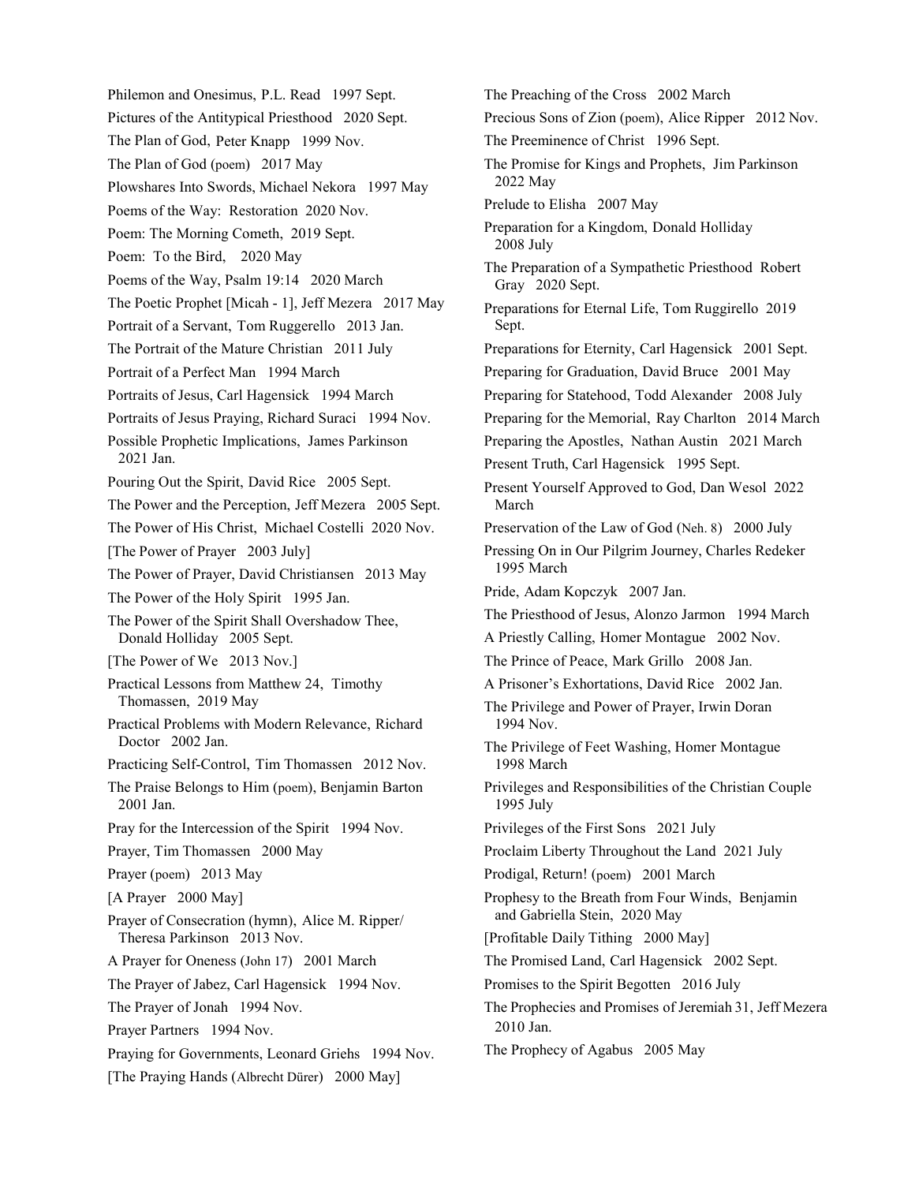Philemon and Onesimus, P.L. Read 1997 Sept.

Pictures of the Antitypical Priesthood 2020 Sept.

The Plan of God, Peter Knapp 1999 Nov.

The Plan of God (poem) 2017 May

Plowshares Into Swords, Michael Nekora 1997 May

Poems of the Way: Restoration 2020 Nov.

Poem: The Morning Cometh, 2019 Sept.

Poem: To the Bird, 2020 May

Poems of the Way, Psalm 19:14 2020 March

The Poetic Prophet [Micah - 1], Jeff Mezera 2017 May

Portrait of a Servant, Tom Ruggerello 2013 Jan.

The Portrait of the Mature Christian 2011 July

Portrait of a Perfect Man 1994 March

Portraits of Jesus, Carl Hagensick 1994 March

Portraits of Jesus Praying, Richard Suraci 1994 Nov.

Possible Prophetic Implications, James Parkinson 2021 Jan.

Pouring Out the Spirit, David Rice 2005 Sept.

The Power and the Perception, Jeff Mezera 2005 Sept.

The Power of His Christ, Michael Costelli 2020 Nov.

[The Power of Prayer 2003 July]

The Power of Prayer, David Christiansen 2013 May

The Power of the Holy Spirit 1995 Jan.

The Power of the Spirit Shall Overshadow Thee, Donald Holliday 2005 Sept.

[The Power of We 2013 Nov.]

Practical Lessons from Matthew 24, Timothy Thomassen, 2019 May

Practical Problems with Modern Relevance, Richard Doctor 2002 Jan.

Practicing Self-Control, Tim Thomassen 2012 Nov.

The Praise Belongs to Him (poem), Benjamin Barton 2001 Jan.

Pray for the Intercession of the Spirit 1994 Nov.

Prayer, Tim Thomassen 2000 May

Prayer (poem) 2013 May

[A Prayer 2000 May]

Prayer of Consecration (hymn), Alice M. Ripper/ Theresa Parkinson 2013 Nov.

A Prayer for Oneness (John 17) 2001 March

The Prayer of Jabez, Carl Hagensick 1994 Nov.

The Prayer of Jonah 1994 Nov.

Prayer Partners 1994 Nov.

Praying for Governments, Leonard Griehs 1994 Nov.

[The Praying Hands (Albrecht Dürer) 2000 May]

The Preaching of the Cross 2002 March

Precious Sons of Zion (poem), Alice Ripper 2012 Nov.

The Preeminence of Christ 1996 Sept.

The Promise for Kings and Prophets, Jim Parkinson 2022 May

Prelude to Elisha 2007 May

Preparation for a Kingdom, Donald Holliday 2008 July

The Preparation of a Sympathetic Priesthood Robert Gray 2020 Sept.

Preparations for Eternal Life, Tom Ruggirello 2019 Sept.

Preparations for Eternity, Carl Hagensick 2001 Sept.

Preparing for Graduation, David Bruce 2001 May

Preparing for Statehood, Todd Alexander 2008 July

Preparing for the Memorial, Ray Charlton 2014 March

Preparing the Apostles, Nathan Austin 2021 March

Present Truth, Carl Hagensick 1995 Sept.

Present Yourself Approved to God, Dan Wesol 2022 March

Preservation of the Law of God (Neh. 8) 2000 July

Pressing On in Our Pilgrim Journey, Charles Redeker 1995 March

Pride, Adam Kopczyk 2007 Jan.

The Priesthood of Jesus, Alonzo Jarmon 1994 March

A Priestly Calling, Homer Montague 2002 Nov.

The Prince of Peace, Mark Grillo 2008 Jan.

A Prisoner's Exhortations, David Rice 2002 Jan.

The Privilege and Power of Prayer, Irwin Doran 1994 Nov.

The Privilege of Feet Washing, Homer Montague 1998 March

Privileges and Responsibilities of the Christian Couple 1995 July

Privileges of the First Sons 2021 July

Proclaim Liberty Throughout the Land 2021 July

Prodigal, Return! (poem) 2001 March

Prophesy to the Breath from Four Winds, Benjamin and Gabriella Stein, 2020 May

[Profitable Daily Tithing 2000 May]

The Promised Land, Carl Hagensick 2002 Sept.

Promises to the Spirit Begotten 2016 July

The Prophecies and Promises of Jeremiah 31, Jeff Mezera 2010 Jan.

The Prophecy of Agabus 2005 May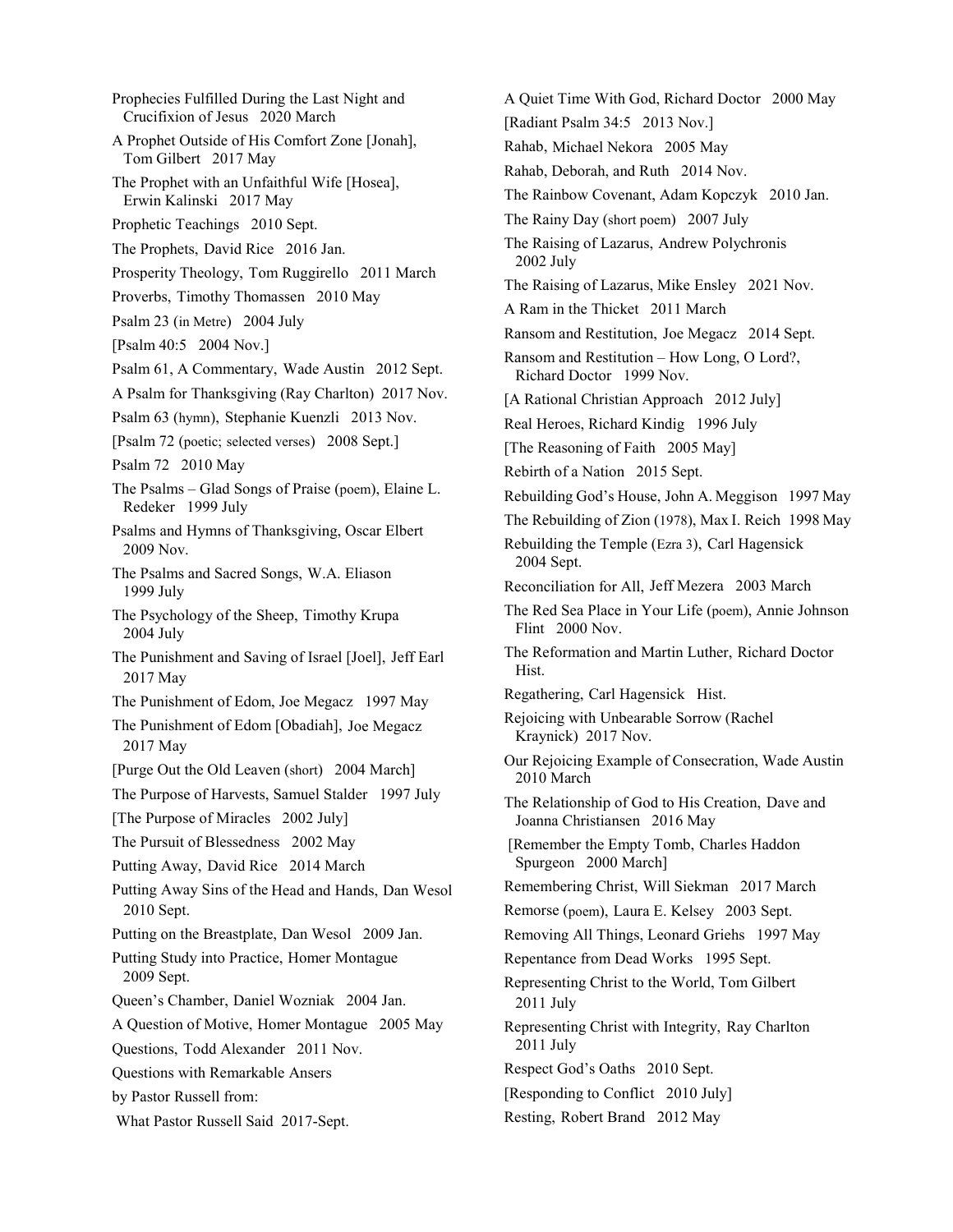Prophecies Fulfilled During the Last Night and Crucifixion of Jesus 2020 March

A Prophet Outside of His Comfort Zone [Jonah], Tom Gilbert 2017 May

The Prophet with an Unfaithful Wife [Hosea], Erwin Kalinski 2017 May

Prophetic Teachings 2010 Sept.

The Prophets, David Rice 2016 Jan.

Prosperity Theology, Tom Ruggirello 2011 March

Proverbs, Timothy Thomassen 2010 May

Psalm 23 (in Metre) 2004 July

[Psalm 40:5 2004 Nov.]

Psalm 61, A Commentary, Wade Austin 2012 Sept.

A Psalm for Thanksgiving (Ray Charlton) 2017 Nov.

Psalm 63 (hymn), Stephanie Kuenzli 2013 Nov.

[Psalm 72 (poetic; selected verses) 2008 Sept.]

Psalm 72 2010 May

The Psalms – Glad Songs of Praise (poem), Elaine L. Redeker 1999 July

Psalms and Hymns of Thanksgiving, Oscar Elbert 2009 Nov.

The Psalms and Sacred Songs, W.A. Eliason 1999 July

The Psychology of the Sheep, Timothy Krupa 2004 July

The Punishment and Saving of Israel [Joel], Jeff Earl 2017 May

The Punishment of Edom, Joe Megacz 1997 May

The Punishment of Edom [Obadiah], Joe Megacz 2017 May

[Purge Out the Old Leaven (short) 2004 March]

The Purpose of Harvests, Samuel Stalder 1997 July

[The Purpose of Miracles 2002 July]

The Pursuit of Blessedness 2002 May

Putting Away, David Rice 2014 March

Putting Away Sins of the Head and Hands, Dan Wesol 2010 Sept.

Putting on the Breastplate, Dan Wesol 2009 Jan.

Putting Study into Practice, Homer Montague 2009 Sept.

Queen's Chamber, Daniel Wozniak 2004 Jan.

A Question of Motive, Homer Montague 2005 May

Questions, Todd Alexander 2011 Nov.

Questions with Remarkable Ansers

by Pastor Russell from:

What Pastor Russell Said 2017-Sept.

A Quiet Time With God, Richard Doctor 2000 May

[Radiant Psalm 34:5 2013 Nov.]

Rahab, Michael Nekora 2005 May

Rahab, Deborah, and Ruth 2014 Nov.

The Rainbow Covenant, Adam Kopczyk 2010 Jan.

The Rainy Day (short poem) 2007 July

The Raising of Lazarus, Andrew Polychronis 2002 July

The Raising of Lazarus, Mike Ensley 2021 Nov.

A Ram in the Thicket 2011 March

Ransom and Restitution, Joe Megacz 2014 Sept.

Ransom and Restitution – How Long, O Lord?, Richard Doctor 1999 Nov.

[A Rational Christian Approach 2012 July]

Real Heroes, Richard Kindig 1996 July

[The Reasoning of Faith 2005 May]

Rebirth of a Nation 2015 Sept.

Rebuilding God's House, John A. Meggison 1997 May

The Rebuilding of Zion (1978), Max I. Reich 1998 May

Rebuilding the Temple (Ezra 3), Carl Hagensick 2004 Sept.

Reconciliation for All, Jeff Mezera 2003 March

The Red Sea Place in Your Life (poem), Annie Johnson Flint 2000 Nov.

The Reformation and Martin Luther, Richard Doctor Hist.

Regathering, Carl Hagensick Hist.

Rejoicing with Unbearable Sorrow (Rachel Kraynick) 2017 Nov.

Our Rejoicing Example of Consecration, Wade Austin 2010 March

The Relationship of God to His Creation, Dave and Joanna Christiansen 2016 May

[Remember the Empty Tomb, Charles Haddon Spurgeon 2000 March]

Remembering Christ, Will Siekman 2017 March

Remorse (poem), Laura E. Kelsey 2003 Sept.

Removing All Things, Leonard Griehs 1997 May

Repentance from Dead Works 1995 Sept.

Representing Christ to the World, Tom Gilbert 2011 July

Representing Christ with Integrity, Ray Charlton 2011 July

Respect God's Oaths 2010 Sept.

[Responding to Conflict 2010 July]

Resting, Robert Brand 2012 May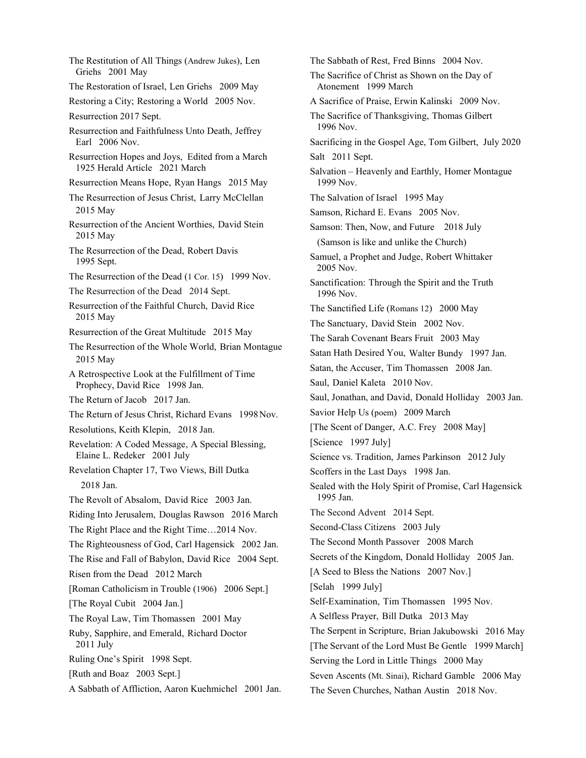The Restitution of All Things (Andrew Jukes), Len Griehs 2001 May

The Restoration of Israel, Len Griehs 2009 May

Restoring a City; Restoring a World 2005 Nov.

Resurrection 2017 Sept.

Resurrection and Faithfulness Unto Death, Jeffrey Earl 2006 Nov.

Resurrection Hopes and Joys, Edited from a March 1925 Herald Article 2021 March

Resurrection Means Hope, Ryan Hangs 2015 May

The Resurrection of Jesus Christ, Larry McClellan 2015 May

Resurrection of the Ancient Worthies, David Stein 2015 May

The Resurrection of the Dead, Robert Davis 1995 Sept.

The Resurrection of the Dead (1 Cor. 15) 1999 Nov.

The Resurrection of the Dead 2014 Sept.

Resurrection of the Faithful Church, David Rice 2015 May

Resurrection of the Great Multitude 2015 May

The Resurrection of the Whole World, Brian Montague 2015 May

A Retrospective Look at the Fulfillment of Time Prophecy, David Rice 1998 Jan.

The Return of Jacob 2017 Jan.

The Return of Jesus Christ, Richard Evans 1998 Nov.

Resolutions, Keith Klepin, 2018 Jan.

Revelation: A Coded Message, A Special Blessing, Elaine L. Redeker 2001 July

Revelation Chapter 17, Two Views, Bill Dutka 2018 Jan.

The Revolt of Absalom, David Rice 2003 Jan.

Riding Into Jerusalem, Douglas Rawson 2016 March

The Right Place and the Right Time…2014 Nov.

The Righteousness of God, Carl Hagensick 2002 Jan.

The Rise and Fall of Babylon, David Rice 2004 Sept.

Risen from the Dead 2012 March

[Roman Catholicism in Trouble (1906) 2006 Sept.]

[The Royal Cubit 2004 Jan.]

The Royal Law, Tim Thomassen 2001 May

Ruby, Sapphire, and Emerald, Richard Doctor 2011 July

Ruling One's Spirit 1998 Sept.

[Ruth and Boaz 2003 Sept.]

A Sabbath of Affliction, Aaron Kuehmichel 2001 Jan.

The Sabbath of Rest, Fred Binns 2004 Nov.

The Sacrifice of Christ as Shown on the Day of Atonement 1999 March

A Sacrifice of Praise, Erwin Kalinski 2009 Nov.

The Sacrifice of Thanksgiving, Thomas Gilbert 1996 Nov.

Sacrificing in the Gospel Age, Tom Gilbert, July 2020

Salt 2011 Sept.

Salvation – Heavenly and Earthly, Homer Montague 1999 Nov.

The Salvation of Israel 1995 May

Samson, Richard E. Evans 2005 Nov.

Samson: Then, Now, and Future 2018 July
(Samson is like and unlike the Church)

Samuel, a Prophet and Judge, Robert Whittaker 2005 Nov.

Sanctification: Through the Spirit and the Truth 1996 Nov.

The Sanctified Life (Romans 12) 2000 May

The Sanctuary, David Stein 2002 Nov.

The Sarah Covenant Bears Fruit 2003 May

Satan Hath Desired You, Walter Bundy 1997 Jan.

Satan, the Accuser, Tim Thomassen 2008 Jan.

Saul, Daniel Kaleta 2010 Nov.

Saul, Jonathan, and David, Donald Holliday 2003 Jan.

Savior Help Us (poem) 2009 March

[The Scent of Danger, A.C. Frey 2008 May]

[Science 1997 July]

Science vs. Tradition, James Parkinson 2012 July

Scoffers in the Last Days 1998 Jan.

Sealed with the Holy Spirit of Promise, Carl Hagensick 1995 Jan.

The Second Advent 2014 Sept.

Second-Class Citizens 2003 July

The Second Month Passover 2008 March

Secrets of the Kingdom, Donald Holliday 2005 Jan.

[A Seed to Bless the Nations 2007 Nov.]

[Selah 1999 July]

Self-Examination, Tim Thomassen 1995 Nov.

A Selfless Prayer, Bill Dutka 2013 May

The Serpent in Scripture, Brian Jakubowski 2016 May

[The Servant of the Lord Must Be Gentle 1999 March]

Serving the Lord in Little Things 2000 May

Seven Ascents (Mt. Sinai), Richard Gamble 2006 May

The Seven Churches, Nathan Austin 2018 Nov.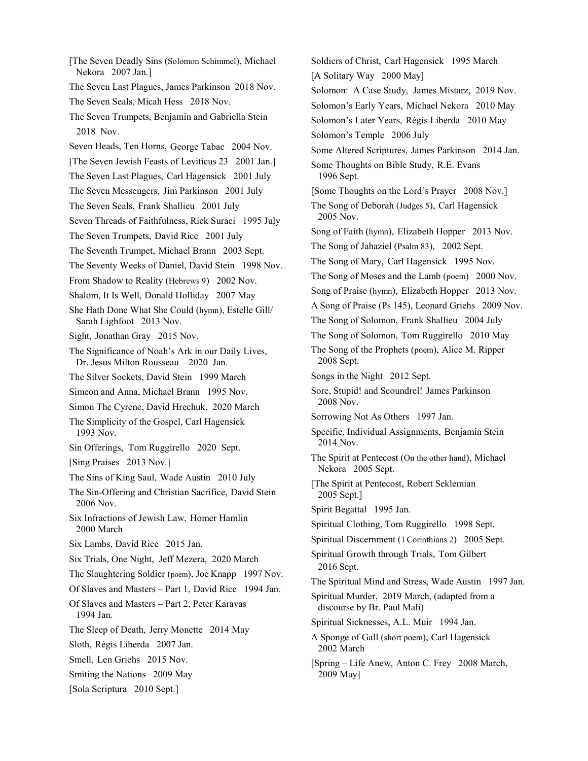[The Seven Deadly Sins (Solomon Schimmel), Michael Nekora 2007 Jan.]

The Seven Last Plagues, James Parkinson 2018 Nov.

The Seven Seals, Micah Hess 2018 Nov.

The Seven Trumpets, Benjamin and Gabriella Stein 2018 Nov.

Seven Heads, Ten Horns, George Tabac 2004 Nov.

[The Seven Jewish Feasts of Leviticus 23 2001 Jan.]

The Seven Last Plagues, Carl Hagensick 2001 July

The Seven Messengers, Jim Parkinson 2001 July

The Seven Seals, Frank Shallieu 2001 July

Seven Threads of Faithfulness, Rick Suraci 1995 July

The Seven Trumpets, David Rice 2001 July

The Seventh Trumpet, Michael Brann 2003 Sept.

The Seventy Weeks of Daniel, David Stein 1998 Nov.

From Shadow to Reality (Hebrews 9) 2002 Nov.

Shalom, It Is Well, Donald Holliday 2007 May

She Hath Done What She Could (hymn), Estelle Gill/ Sarah Lighfoot 2013 Nov.

Sight, Jonathan Gray 2015 Nov.

The Significance of Noah's Ark in our Daily Lives, Dr. Jesus Milton Rousseau 2020 Jan.

The Silver Sockets, David Stein 1999 March

Simeon and Anna, Michael Brann 1995 Nov.

Simon The Cyrene, David Hrechuk, 2020 March

The Simplicity of the Gospel, Carl Hagensick 1993 Nov.

Sin Offerings, Tom Ruggirello 2020 Sept.

[Sing Praises 2013 Nov.]

The Sins of King Saul, Wade Austin 2010 July

The Sin-Offering and Christian Sacrifice, David Stein 2006 Nov.

Six Infractions of Jewish Law, Homer Hamlin 2000 March

Six Lambs, David Rice 2015 Jan.

Six Trials, One Night, Jeff Mezera, 2020 March

The Slaughtering Soldier (poem), Joe Knapp 1997 Nov.

Of Slaves and Masters – Part 1, David Rice 1994 Jan.

Of Slaves and Masters – Part 2, Peter Karavas 1994 Jan.

The Sleep of Death, Jerry Monette 2014 May

Sloth, Régis Liberda 2007 Jan.

Smell, Len Griehs 2015 Nov.

Smiting the Nations 2009 May

[Sola Scriptura 2010 Sept.]

Soldiers of Christ, Carl Hagensick 1995 March

[A Solitary Way 2000 May]

Solomon: A Case Study, James Mistarz, 2019 Nov.

Solomon's Early Years, Michael Nekora 2010 May

Solomon's Later Years, Régis Liberda 2010 May

Solomon's Temple 2006 July

Some Altered Scriptures, James Parkinson 2014 Jan.

Some Thoughts on Bible Study, R.E. Evans 1996 Sept.

[Some Thoughts on the Lord's Prayer 2008 Nov.]

The Song of Deborah (Judges 5), Carl Hagensick 2005 Nov.

Song of Faith (hymn), Elizabeth Hopper 2013 Nov.

The Song of Jahaziel (Psalm 83), 2002 Sept.

The Song of Mary, Carl Hagensick 1995 Nov.

The Song of Moses and the Lamb (poem) 2000 Nov.

Song of Praise (hymn), Elizabeth Hopper 2013 Nov.

A Song of Praise (Ps 145), Leonard Griehs 2009 Nov.

The Song of Solomon, Frank Shallieu 2004 July

The Song of Solomon, Tom Ruggirello 2010 May

The Song of the Prophets (poem), Alice M. Ripper 2008 Sept.

Songs in the Night 2012 Sept.

Sore, Stupid! and Scoundrel! James Parkinson 2008 Nov.

Sorrowing Not As Others 1997 Jan.

Specific, Individual Assignments, Benjamin Stein 2014 Nov.

The Spirit at Pentecost (On the other hand), Michael Nekora 2005 Sept.

[The Spirit at Pentecost, Robert Seklemian 2005 Sept.]

Spirit Begattal 1995 Jan.

Spiritual Clothing, Tom Ruggirello 1998 Sept.

Spiritual Discernment (1 Corinthians 2) 2005 Sept.

Spiritual Growth through Trials, Tom Gilbert 2016 Sept.

The Spiritual Mind and Stress, Wade Austin 1997 Jan.

Spiritual Murder, 2019 March, (adapted from a discourse by Br. Paul Mali)

Spiritual Sicknesses, A.L. Muir 1994 Jan.

A Sponge of Gall (short poem), Carl Hagensick 2002 March

[Spring – Life Anew, Anton C. Frey 2008 March, 2009 May]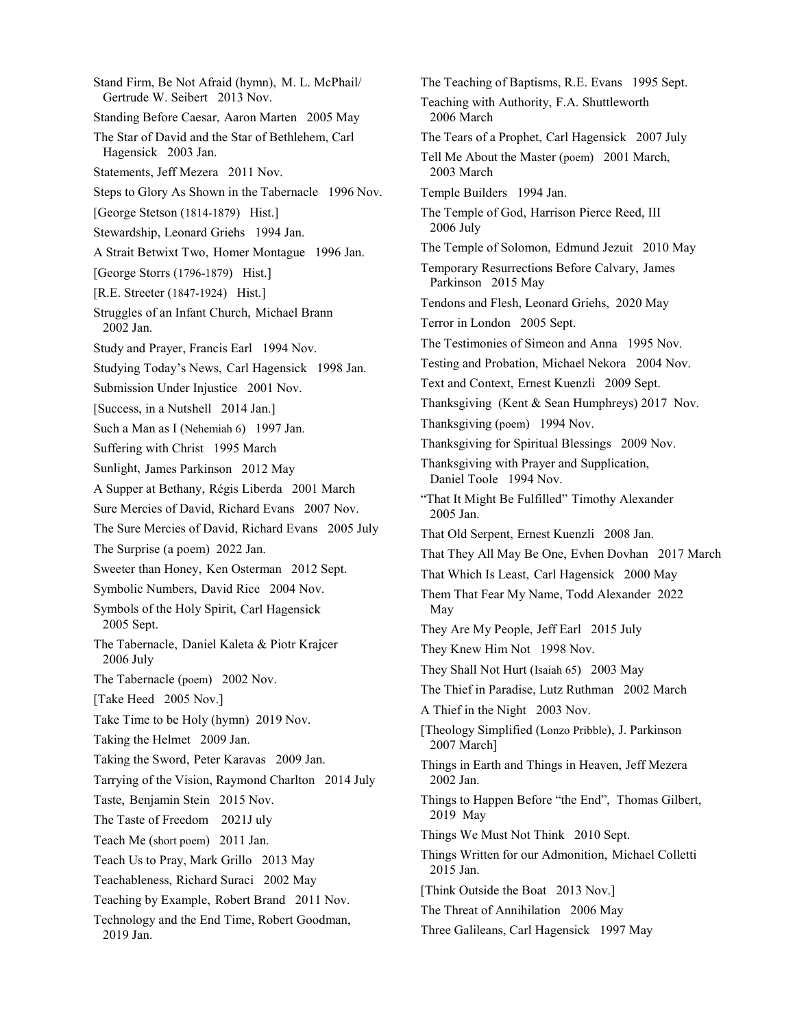Stand Firm, Be Not Afraid (hymn), M. L. McPhail/ Gertrude W. Seibert 2013 Nov.

Standing Before Caesar, Aaron Marten 2005 May

The Star of David and the Star of Bethlehem, Carl Hagensick 2003 Jan.

Statements, Jeff Mezera 2011 Nov.

Steps to Glory As Shown in the Tabernacle 1996 Nov.

[George Stetson (1814-1879) Hist.]

Stewardship, Leonard Griehs 1994 Jan.

A Strait Betwixt Two, Homer Montague 1996 Jan.

[George Storrs (1796-1879) Hist.]

[R.E. Streeter (1847-1924) Hist.]

Struggles of an Infant Church, Michael Brann 2002 Jan.

Study and Prayer, Francis Earl 1994 Nov.

Studying Today's News, Carl Hagensick 1998 Jan.

Submission Under Injustice 2001 Nov.

[Success, in a Nutshell 2014 Jan.]

Such a Man as I (Nehemiah 6) 1997 Jan.

Suffering with Christ 1995 March

Sunlight, James Parkinson 2012 May

A Supper at Bethany, Régis Liberda 2001 March

Sure Mercies of David, Richard Evans 2007 Nov.

The Sure Mercies of David, Richard Evans 2005 July

The Surprise (a poem) 2022 Jan.

Sweeter than Honey, Ken Osterman 2012 Sept.

Symbolic Numbers, David Rice 2004 Nov.

Symbols of the Holy Spirit, Carl Hagensick 2005 Sept.

The Tabernacle, Daniel Kaleta & Piotr Krajcer 2006 July

The Tabernacle (poem) 2002 Nov.

[Take Heed 2005 Nov.]

Take Time to be Holy (hymn) 2019 Nov.

Taking the Helmet 2009 Jan.

Taking the Sword, Peter Karavas 2009 Jan.

Tarrying of the Vision, Raymond Charlton 2014 July

Taste, Benjamin Stein 2015 Nov.

The Taste of Freedom 2021J uly

Teach Me (short poem) 2011 Jan.

Teach Us to Pray, Mark Grillo 2013 May

Teachableness, Richard Suraci 2002 May

Teaching by Example, Robert Brand 2011 Nov.

Technology and the End Time, Robert Goodman, 2019 Jan.

The Teaching of Baptisms, R.E. Evans 1995 Sept.

Teaching with Authority, F.A. Shuttleworth 2006 March

The Tears of a Prophet, Carl Hagensick 2007 July

Tell Me About the Master (poem) 2001 March, 2003 March

Temple Builders 1994 Jan.

The Temple of God, Harrison Pierce Reed, III 2006 July

The Temple of Solomon, Edmund Jezuit 2010 May

Temporary Resurrections Before Calvary, James Parkinson 2015 May

Tendons and Flesh, Leonard Griehs, 2020 May

Terror in London 2005 Sept.

The Testimonies of Simeon and Anna 1995 Nov.

Testing and Probation, Michael Nekora 2004 Nov.

Text and Context, Ernest Kuenzli 2009 Sept.

Thanksgiving (Kent & Sean Humphreys) 2017 Nov.

Thanksgiving (poem) 1994 Nov.

Thanksgiving for Spiritual Blessings 2009 Nov.

Thanksgiving with Prayer and Supplication, Daniel Toole 1994 Nov.

"That It Might Be Fulfilled" Timothy Alexander 2005 Jan.

That Old Serpent, Ernest Kuenzli 2008 Jan.

That They All May Be One, Evhen Dovhan 2017 March

That Which Is Least, Carl Hagensick 2000 May

Them That Fear My Name, Todd Alexander 2022 May

They Are My People, Jeff Earl 2015 July

They Knew Him Not 1998 Nov.

They Shall Not Hurt (Isaiah 65) 2003 May

The Thief in Paradise, Lutz Ruthman 2002 March

A Thief in the Night 2003 Nov.

[Theology Simplified (Lonzo Pribble), J. Parkinson 2007 March]

Things in Earth and Things in Heaven, Jeff Mezera 2002 Jan.

Things to Happen Before "the End", Thomas Gilbert, 2019 May

Things We Must Not Think 2010 Sept.

Things Written for our Admonition, Michael Colletti 2015 Jan.

[Think Outside the Boat 2013 Nov.]

The Threat of Annihilation 2006 May

Three Galileans, Carl Hagensick 1997 May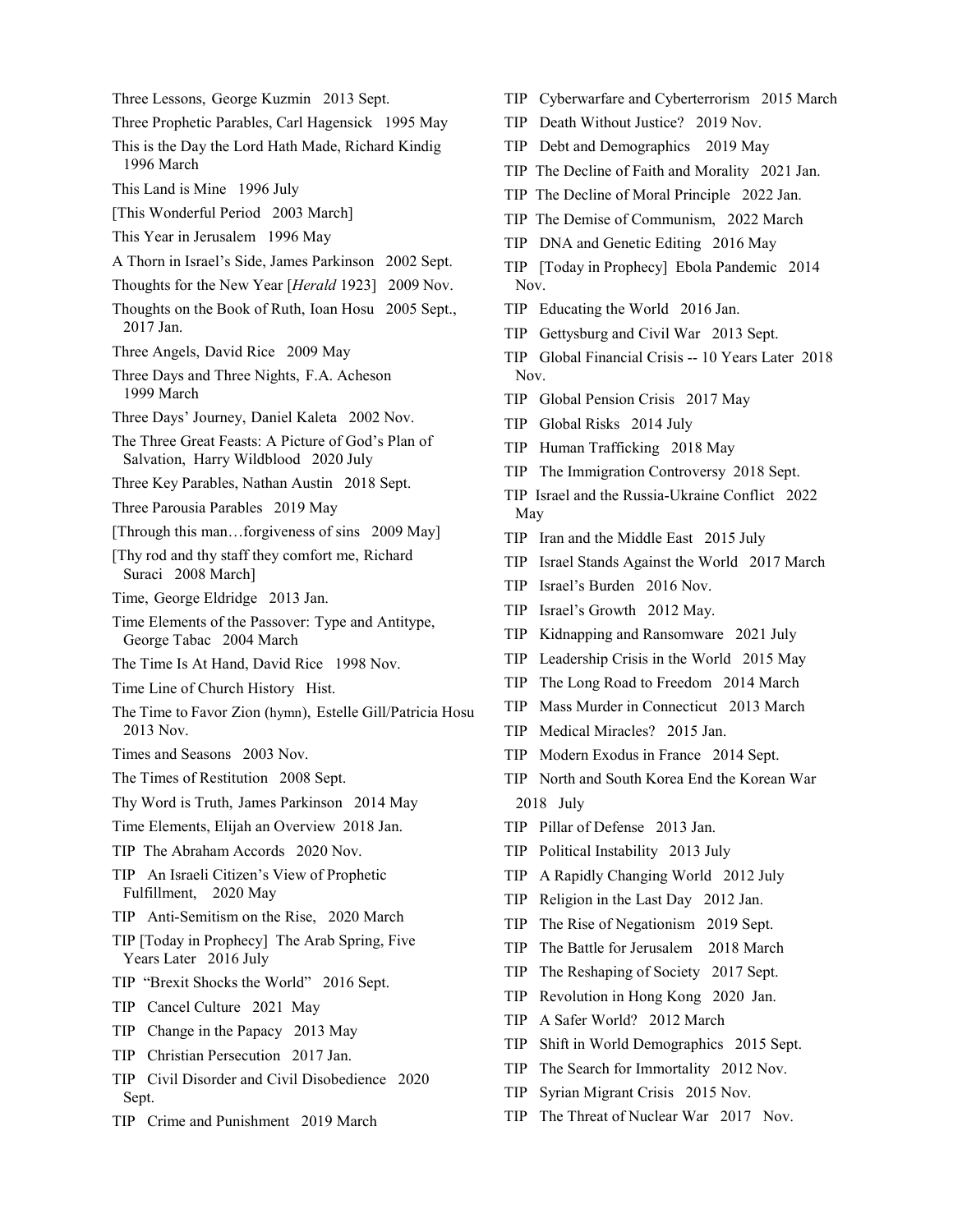Three Lessons, George Kuzmin 2013 Sept.

Three Prophetic Parables, Carl Hagensick 1995 May

This is the Day the Lord Hath Made, Richard Kindig 1996 March

This Land is Mine 1996 July

[This Wonderful Period 2003 March]

This Year in Jerusalem 1996 May

A Thorn in Israel's Side, James Parkinson 2002 Sept.

Thoughts for the New Year [*Herald* 1923] 2009 Nov.

Thoughts on the Book of Ruth, Ioan Hosu 2005 Sept., 2017 Jan.

Three Angels, David Rice 2009 May

Three Days and Three Nights, F.A. Acheson 1999 March

Three Days' Journey, Daniel Kaleta 2002 Nov.

The Three Great Feasts: A Picture of God's Plan of Salvation, Harry Wildblood 2020 July

Three Key Parables, Nathan Austin 2018 Sept.

Three Parousia Parables 2019 May

[Through this man…forgiveness of sins 2009 May]

[Thy rod and thy staff they comfort me, Richard Suraci 2008 March]

Time, George Eldridge 2013 Jan.

Time Elements of the Passover: Type and Antitype, George Tabac 2004 March

The Time Is At Hand, David Rice 1998 Nov.

Time Line of Church History Hist.

The Time to Favor Zion (hymn), Estelle Gill/Patricia Hosu 2013 Nov.

Times and Seasons 2003 Nov.

The Times of Restitution 2008 Sept.

Thy Word is Truth, James Parkinson 2014 May

Time Elements, Elijah an Overview 2018 Jan.

TIP The Abraham Accords 2020 Nov.

TIP An Israeli Citizen's View of Prophetic Fulfillment, 2020 May

TIP Anti-Semitism on the Rise, 2020 March

TIP [Today in Prophecy] The Arab Spring, Five Years Later 2016 July

TIP "Brexit Shocks the World" 2016 Sept.

TIP Cancel Culture 2021 May

TIP Change in the Papacy 2013 May

TIP Christian Persecution 2017 Jan.

TIP Civil Disorder and Civil Disobedience 2020 Sept.

TIP Crime and Punishment 2019 March

TIP Cyberwarfare and Cyberterrorism 2015 March

TIP Death Without Justice? 2019 Nov.

TIP Debt and Demographics 2019 May

TIP The Decline of Faith and Morality 2021 Jan.

TIP The Decline of Moral Principle 2022 Jan.

TIP The Demise of Communism, 2022 March

TIP DNA and Genetic Editing 2016 May

TIP [Today in Prophecy] Ebola Pandemic 2014 Nov.

TIP Educating the World 2016 Jan.

TIP Gettysburg and Civil War 2013 Sept.

TIP Global Financial Crisis -- 10 Years Later 2018 Nov.

TIP Global Pension Crisis 2017 May

TIP Global Risks 2014 July

TIP Human Trafficking 2018 May

TIP The Immigration Controversy 2018 Sept.

TIP Israel and the Russia-Ukraine Conflict 2022 May

TIP Iran and the Middle East 2015 July

TIP Israel Stands Against the World 2017 March

TIP Israel's Burden 2016 Nov.

TIP Israel's Growth 2012 May.

TIP Kidnapping and Ransomware 2021 July

TIP Leadership Crisis in the World 2015 May

TIP The Long Road to Freedom 2014 March

TIP Mass Murder in Connecticut 2013 March

TIP Medical Miracles? 2015 Jan.

TIP Modern Exodus in France 2014 Sept.

TIP North and South Korea End the Korean War 2018 July

TIP Pillar of Defense 2013 Jan.

TIP Political Instability 2013 July

TIP A Rapidly Changing World 2012 July

TIP Religion in the Last Day 2012 Jan.

TIP The Rise of Negationism 2019 Sept.

TIP The Battle for Jerusalem 2018 March

TIP The Reshaping of Society 2017 Sept.

TIP Revolution in Hong Kong 2020 Jan.

TIP A Safer World? 2012 March

TIP Shift in World Demographics 2015 Sept.

TIP The Search for Immortality 2012 Nov.

TIP Syrian Migrant Crisis 2015 Nov.

TIP The Threat of Nuclear War 2017 Nov.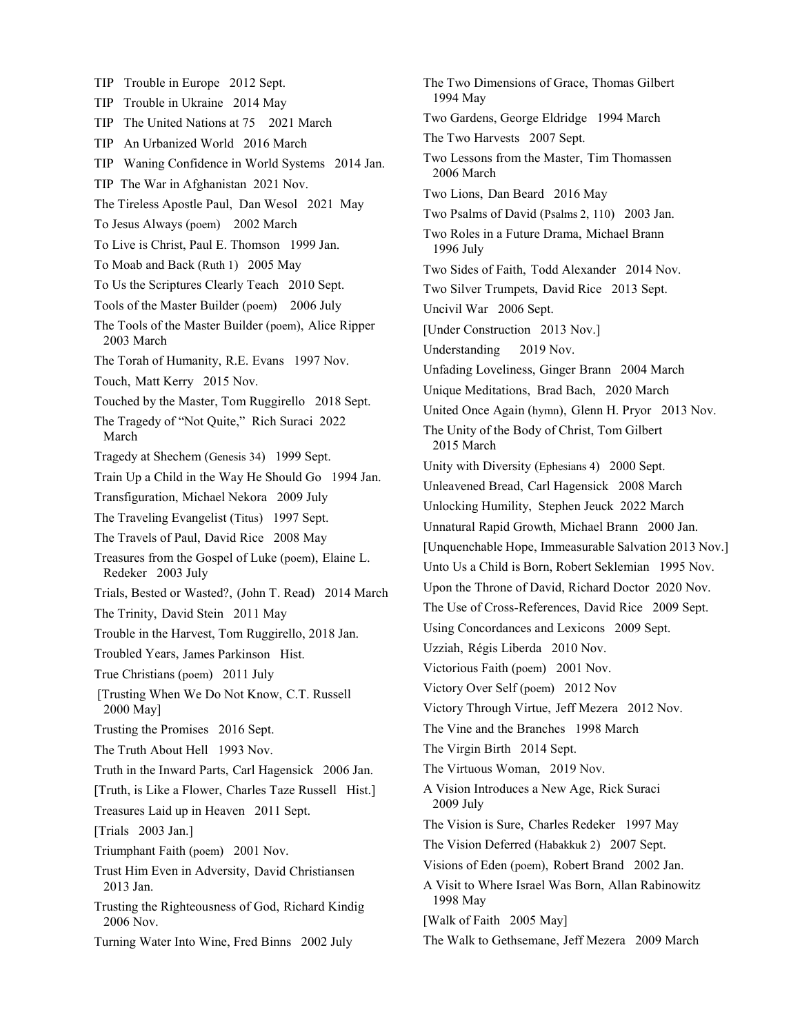TIP Trouble in Europe 2012 Sept.

TIP Trouble in Ukraine 2014 May

TIP The United Nations at 75 2021 March

TIP An Urbanized World 2016 March

TIP Waning Confidence in World Systems 2014 Jan.

TIP The War in Afghanistan 2021 Nov.

The Tireless Apostle Paul, Dan Wesol 2021 May

To Jesus Always (poem) 2002 March

To Live is Christ, Paul E. Thomson 1999 Jan.

To Moab and Back (Ruth 1) 2005 May

To Us the Scriptures Clearly Teach 2010 Sept.

Tools of the Master Builder (poem) 2006 July

The Tools of the Master Builder (poem), Alice Ripper 2003 March

The Torah of Humanity, R.E. Evans 1997 Nov.

Touch, Matt Kerry 2015 Nov.

Touched by the Master, Tom Ruggirello 2018 Sept.

The Tragedy of "Not Quite," Rich Suraci 2022 March

Tragedy at Shechem (Genesis 34) 1999 Sept.

Train Up a Child in the Way He Should Go 1994 Jan.

Transfiguration, Michael Nekora 2009 July

The Traveling Evangelist (Titus) 1997 Sept.

The Travels of Paul, David Rice 2008 May

Treasures from the Gospel of Luke (poem), Elaine L. Redeker 2003 July

Trials, Bested or Wasted?, (John T. Read) 2014 March

The Trinity, David Stein 2011 May

Trouble in the Harvest, Tom Ruggirello, 2018 Jan.

Troubled Years, James Parkinson Hist.

True Christians (poem) 2011 July

[Trusting When We Do Not Know, C.T. Russell 2000 May]

Trusting the Promises 2016 Sept.

The Truth About Hell 1993 Nov.

Truth in the Inward Parts, Carl Hagensick 2006 Jan.

[Truth, is Like a Flower, Charles Taze Russell Hist.]

Treasures Laid up in Heaven 2011 Sept.

[Trials 2003 Jan.]

Triumphant Faith (poem) 2001 Nov.

Trust Him Even in Adversity, David Christiansen 2013 Jan.

Trusting the Righteousness of God, Richard Kindig 2006 Nov.

Turning Water Into Wine, Fred Binns 2002 July

The Two Dimensions of Grace, Thomas Gilbert 1994 May

Two Gardens, George Eldridge 1994 March

The Two Harvests 2007 Sept.

Two Lessons from the Master, Tim Thomassen 2006 March

Two Lions, Dan Beard 2016 May

Two Psalms of David (Psalms 2, 110) 2003 Jan.

Two Roles in a Future Drama, Michael Brann 1996 July

Two Sides of Faith, Todd Alexander 2014 Nov.

Two Silver Trumpets, David Rice 2013 Sept.

Uncivil War 2006 Sept.

[Under Construction 2013 Nov.]

Understanding 2019 Nov.

Unfading Loveliness, Ginger Brann 2004 March

Unique Meditations, Brad Bach, 2020 March

United Once Again (hymn), Glenn H. Pryor 2013 Nov.

The Unity of the Body of Christ, Tom Gilbert 2015 March

Unity with Diversity (Ephesians 4) 2000 Sept.

Unleavened Bread, Carl Hagensick 2008 March

Unlocking Humility, Stephen Jeuck 2022 March

Unnatural Rapid Growth, Michael Brann 2000 Jan.

[Unquenchable Hope, Immeasurable Salvation 2013 Nov.]

Unto Us a Child is Born, Robert Seklemian 1995 Nov.

Upon the Throne of David, Richard Doctor 2020 Nov.

The Use of Cross-References, David Rice 2009 Sept.

Using Concordances and Lexicons 2009 Sept.

Uzziah, Régis Liberda 2010 Nov.

Victorious Faith (poem) 2001 Nov.

Victory Over Self (poem) 2012 Nov

Victory Through Virtue, Jeff Mezera 2012 Nov.

The Vine and the Branches 1998 March

The Virgin Birth 2014 Sept.

The Virtuous Woman, 2019 Nov.

A Vision Introduces a New Age, Rick Suraci 2009 July

The Vision is Sure, Charles Redeker 1997 May

The Vision Deferred (Habakkuk 2) 2007 Sept.

Visions of Eden (poem), Robert Brand 2002 Jan.

A Visit to Where Israel Was Born, Allan Rabinowitz 1998 May

[Walk of Faith 2005 May]

The Walk to Gethsemane, Jeff Mezera 2009 March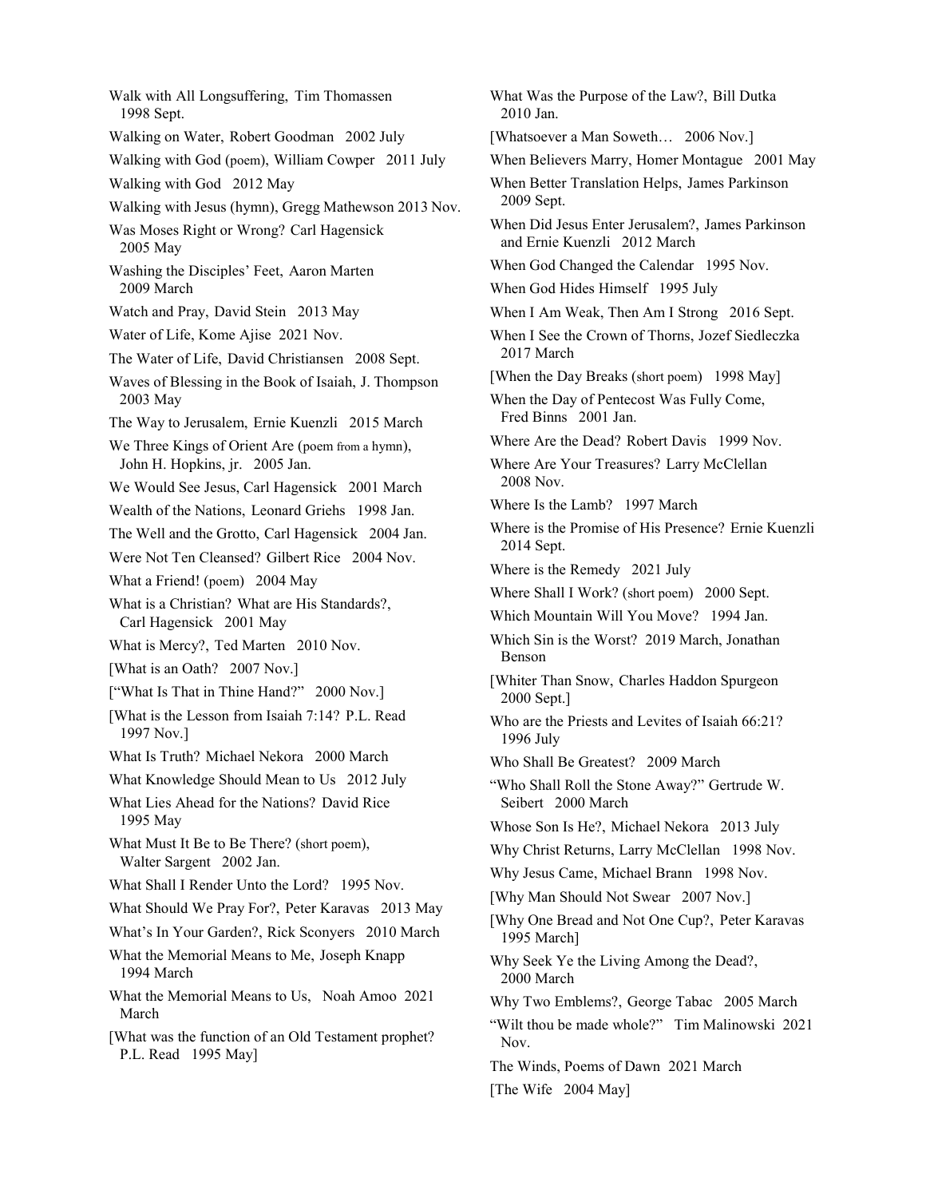Walk with All Longsuffering, Tim Thomassen 1998 Sept.

Walking on Water, Robert Goodman 2002 July

Walking with God (poem), William Cowper 2011 July

Walking with God 2012 May

Walking with Jesus (hymn), Gregg Mathewson 2013 Nov.

Was Moses Right or Wrong? Carl Hagensick 2005 May

Washing the Disciples' Feet, Aaron Marten 2009 March

Watch and Pray, David Stein 2013 May

Water of Life, Kome Ajise 2021 Nov.

The Water of Life, David Christiansen 2008 Sept.

Waves of Blessing in the Book of Isaiah, J. Thompson 2003 May

The Way to Jerusalem, Ernie Kuenzli 2015 March

We Three Kings of Orient Are (poem from a hymn), John H. Hopkins, jr. 2005 Jan.

We Would See Jesus, Carl Hagensick 2001 March

Wealth of the Nations, Leonard Griehs 1998 Jan.

The Well and the Grotto, Carl Hagensick 2004 Jan.

Were Not Ten Cleansed? Gilbert Rice 2004 Nov.

What a Friend! (poem) 2004 May

What is a Christian? What are His Standards?, Carl Hagensick 2001 May

What is Mercy?, Ted Marten 2010 Nov.

[What is an Oath? 2007 Nov.]

["What Is That in Thine Hand?" 2000 Nov.]

[What is the Lesson from Isaiah 7:14? P.L. Read 1997 Nov.]

What Is Truth? Michael Nekora 2000 March

What Knowledge Should Mean to Us 2012 July

What Lies Ahead for the Nations? David Rice 1995 May

What Must It Be to Be There? (short poem), Walter Sargent 2002 Jan.

What Shall I Render Unto the Lord? 1995 Nov.

What Should We Pray For?, Peter Karavas 2013 May

What's In Your Garden?, Rick Sconyers 2010 March

What the Memorial Means to Me, Joseph Knapp 1994 March

What the Memorial Means to Us, Noah Amoo 2021 March

[What was the function of an Old Testament prophet? P.L. Read 1995 May]

What Was the Purpose of the Law?, Bill Dutka 2010 Jan.

[Whatsoever a Man Soweth… 2006 Nov.]

When Believers Marry, Homer Montague 2001 May

When Better Translation Helps, James Parkinson 2009 Sept.

When Did Jesus Enter Jerusalem?, James Parkinson and Ernie Kuenzli 2012 March

When God Changed the Calendar 1995 Nov.

When God Hides Himself 1995 July

When I Am Weak, Then Am I Strong 2016 Sept.

When I See the Crown of Thorns, Jozef Siedleczka 2017 March

[When the Day Breaks (short poem) 1998 May]

When the Day of Pentecost Was Fully Come, Fred Binns 2001 Jan.

Where Are the Dead? Robert Davis 1999 Nov.

Where Are Your Treasures? Larry McClellan 2008 Nov.

Where Is the Lamb? 1997 March

Where is the Promise of His Presence? Ernie Kuenzli 2014 Sept.

Where is the Remedy 2021 July

Where Shall I Work? (short poem) 2000 Sept.

Which Mountain Will You Move? 1994 Jan.

Which Sin is the Worst? 2019 March, Jonathan Benson

[Whiter Than Snow, Charles Haddon Spurgeon 2000 Sept.]

Who are the Priests and Levites of Isaiah 66:21? 1996 July

Who Shall Be Greatest? 2009 March

"Who Shall Roll the Stone Away?" Gertrude W. Seibert 2000 March

Whose Son Is He?, Michael Nekora 2013 July

Why Christ Returns, Larry McClellan 1998 Nov.

Why Jesus Came, Michael Brann 1998 Nov.

[Why Man Should Not Swear 2007 Nov.]

[Why One Bread and Not One Cup?, Peter Karavas 1995 March]

Why Seek Ye the Living Among the Dead?, 2000 March

Why Two Emblems?, George Tabac 2005 March

"Wilt thou be made whole?" Tim Malinowski 2021 Nov.

The Winds, Poems of Dawn 2021 March

[The Wife 2004 May]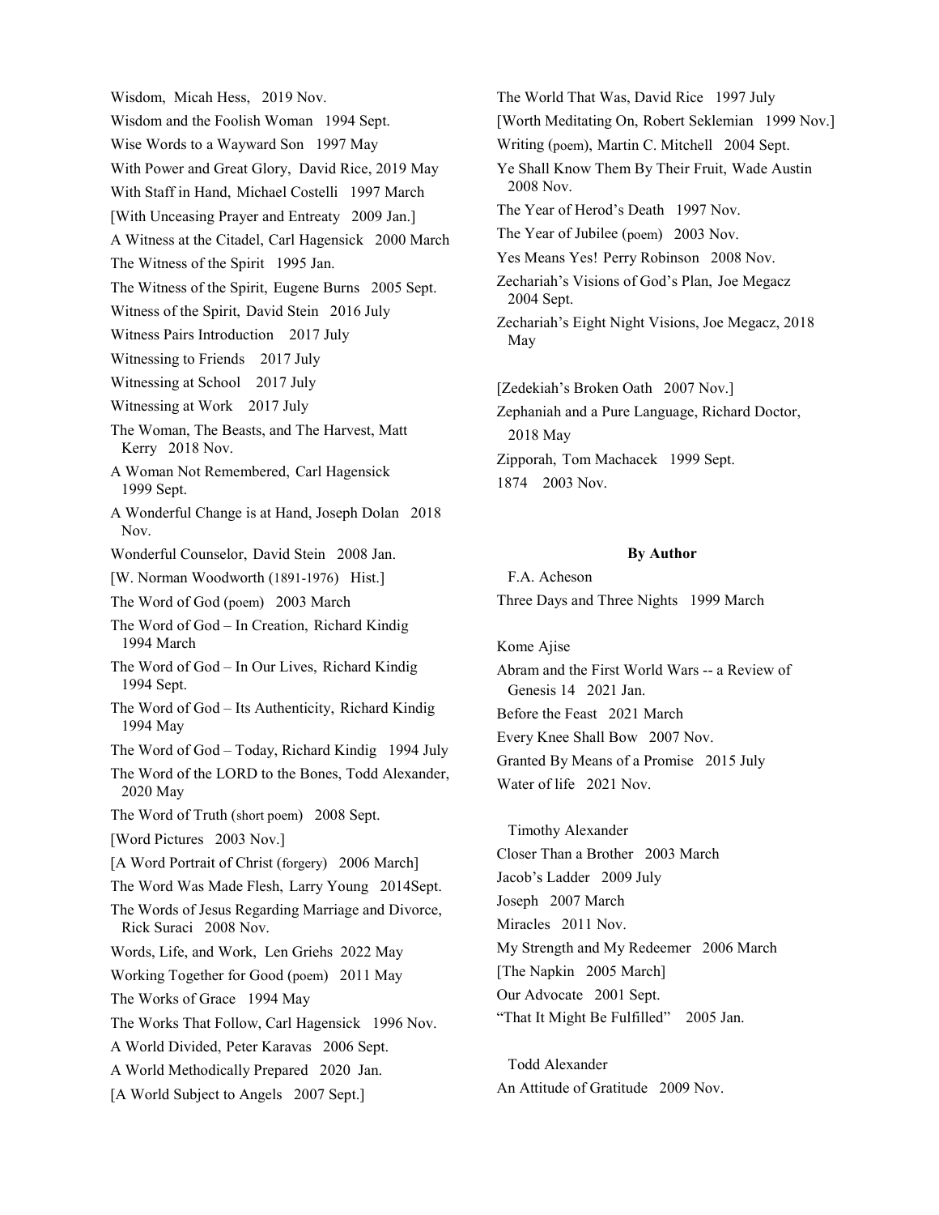Wisdom, Micah Hess, 2019 Nov.

Wisdom and the Foolish Woman 1994 Sept.

Wise Words to a Wayward Son 1997 May

With Power and Great Glory, David Rice, 2019 May

With Staff in Hand, Michael Costelli 1997 March

[With Unceasing Prayer and Entreaty 2009 Jan.]

A Witness at the Citadel, Carl Hagensick 2000 March

The Witness of the Spirit 1995 Jan.

The Witness of the Spirit, Eugene Burns 2005 Sept.

Witness of the Spirit, David Stein 2016 July

Witness Pairs Introduction 2017 July

Witnessing to Friends 2017 July

Witnessing at School 2017 July

Witnessing at Work 2017 July

The Woman, The Beasts, and The Harvest, Matt Kerry 2018 Nov.

A Woman Not Remembered, Carl Hagensick 1999 Sept.

A Wonderful Change is at Hand, Joseph Dolan 2018 Nov.

Wonderful Counselor, David Stein 2008 Jan.

[W. Norman Woodworth (1891-1976) Hist.]

The Word of God (poem) 2003 March

The Word of God – In Creation, Richard Kindig 1994 March

The Word of God – In Our Lives, Richard Kindig 1994 Sept.

The Word of God – Its Authenticity, Richard Kindig 1994 May

The Word of God – Today, Richard Kindig 1994 July

The Word of the LORD to the Bones, Todd Alexander, 2020 May

The Word of Truth (short poem) 2008 Sept.

[Word Pictures 2003 Nov.]

[A Word Portrait of Christ (forgery) 2006 March]

The Word Was Made Flesh, Larry Young 2014Sept.

The Words of Jesus Regarding Marriage and Divorce, Rick Suraci 2008 Nov.

Words, Life, and Work, Len Griehs 2022 May

Working Together for Good (poem) 2011 May

The Works of Grace 1994 May

The Works That Follow, Carl Hagensick 1996 Nov.

A World Divided, Peter Karavas 2006 Sept.

A World Methodically Prepared 2020 Jan.

[A World Subject to Angels 2007 Sept.]

The World That Was, David Rice 1997 July

[Worth Meditating On, Robert Seklemian 1999 Nov.]

Writing (poem), Martin C. Mitchell 2004 Sept.

Ye Shall Know Them By Their Fruit, Wade Austin 2008 Nov.

The Year of Herod's Death 1997 Nov.

The Year of Jubilee (poem) 2003 Nov.

Yes Means Yes! Perry Robinson 2008 Nov.

Zechariah's Visions of God's Plan, Joe Megacz 2004 Sept.

Zechariah's Eight Night Visions, Joe Megacz, 2018 May

[Zedekiah's Broken Oath 2007 Nov.]

Zephaniah and a Pure Language, Richard Doctor, 2018 May

Zipporah, Tom Machacek 1999 Sept.

1874 2003 Nov.

**By Author**

F.A. Acheson

Three Days and Three Nights 1999 March

Kome Ajise

Abram and the First World Wars -- a Review of Genesis 14 2021 Jan.

Before the Feast 2021 March

Every Knee Shall Bow 2007 Nov.

Granted By Means of a Promise 2015 July

Water of life 2021 Nov.

Timothy Alexander

Closer Than a Brother 2003 March

Jacob's Ladder 2009 July

Joseph 2007 March

Miracles 2011 Nov.

My Strength and My Redeemer 2006 March

[The Napkin 2005 March]

Our Advocate 2001 Sept.

"That It Might Be Fulfilled" 2005 Jan.

Todd Alexander

An Attitude of Gratitude 2009 Nov.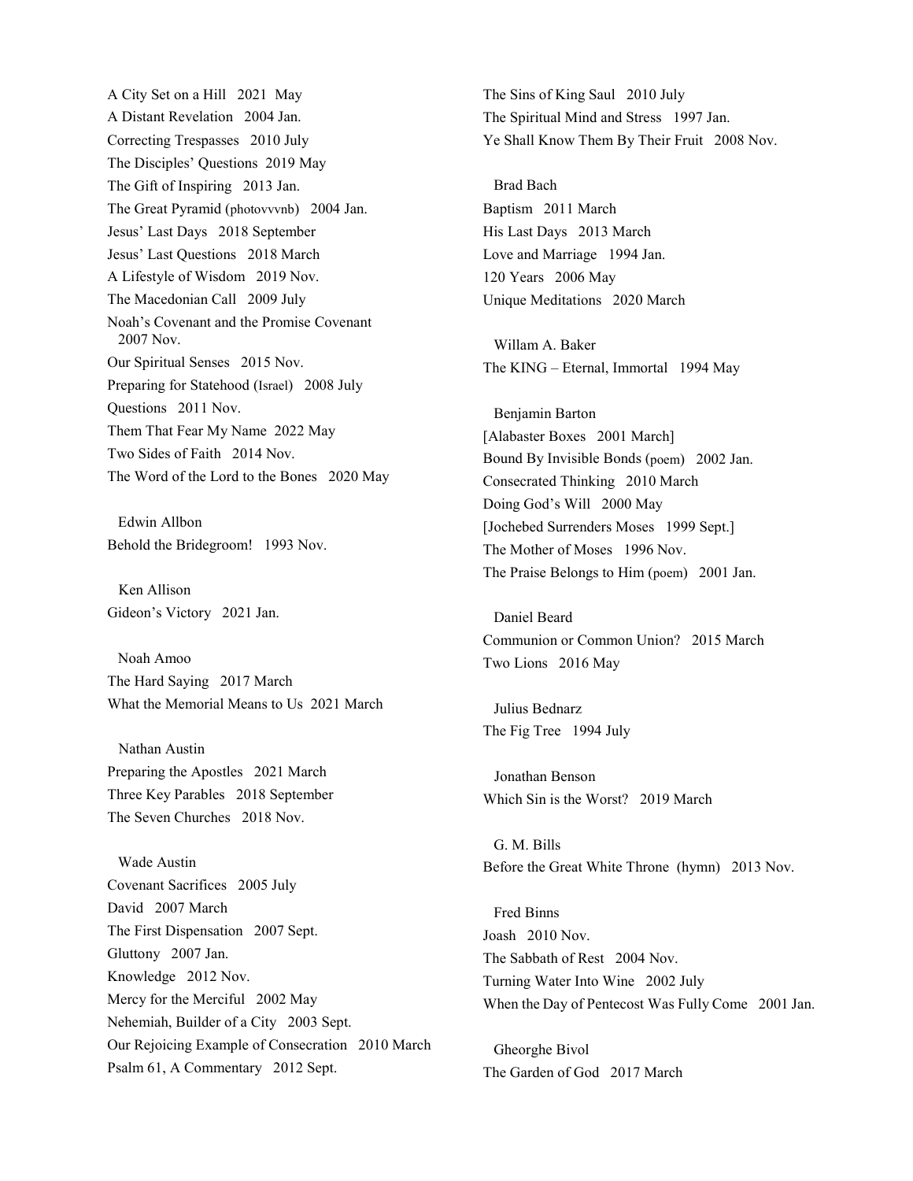A City Set on a Hill   2021 May
A Distant Revelation   2004 Jan.
Correcting Trespasses   2010 July
The Disciples' Questions  2019 May
The Gift of Inspiring   2013 Jan.
The Great Pyramid (photovvvnb)   2004 Jan.
Jesus' Last Days   2018 September
Jesus' Last Questions   2018 March
A Lifestyle of Wisdom   2019 Nov.
The Macedonian Call   2009 July
Noah's Covenant and the Promise Covenant 2007 Nov.
Our Spiritual Senses   2015 Nov.
Preparing for Statehood (Israel)   2008 July
Questions   2011 Nov.
Them That Fear My Name  2022 May
Two Sides of Faith   2014 Nov.
The Word of the Lord to the Bones   2020 May

Edwin Allbon
Behold the Bridegroom!   1993 Nov.

Ken Allison
Gideon's Victory   2021 Jan.

Noah Amoo
The Hard Saying   2017 March
What the Memorial Means to Us  2021 March

Nathan Austin
Preparing the Apostles   2021 March
Three Key Parables   2018 September
The Seven Churches   2018 Nov.

Wade Austin
Covenant Sacrifices   2005 July
David   2007 March
The First Dispensation   2007 Sept.
Gluttony   2007 Jan.
Knowledge   2012 Nov.
Mercy for the Merciful   2002 May
Nehemiah, Builder of a City   2003 Sept.
Our Rejoicing Example of Consecration   2010 March
Psalm 61, A Commentary   2012 Sept.
The Sins of King Saul   2010 July
The Spiritual Mind and Stress   1997 Jan.
Ye Shall Know Them By Their Fruit   2008 Nov.

Brad Bach
Baptism   2011 March
His Last Days   2013 March
Love and Marriage   1994 Jan.
120 Years   2006 May
Unique Meditations   2020 March

Willam A. Baker
The KING – Eternal, Immortal   1994 May

Benjamin Barton
[Alabaster Boxes   2001 March]
Bound By Invisible Bonds (poem)   2002 Jan.
Consecrated Thinking   2010 March
Doing God's Will   2000 May
[Jochebed Surrenders Moses   1999 Sept.]
The Mother of Moses   1996 Nov.
The Praise Belongs to Him (poem)   2001 Jan.

Daniel Beard
Communion or Common Union?   2015 March
Two Lions   2016 May

Julius Bednarz
The Fig Tree   1994 July

Jonathan Benson
Which Sin is the Worst?   2019 March

G. M. Bills
Before the Great White Throne  (hymn)   2013 Nov.

Fred Binns
Joash   2010 Nov.
The Sabbath of Rest   2004 Nov.
Turning Water Into Wine   2002 July
When the Day of Pentecost Was Fully Come   2001 Jan.

Gheorghe Bivol
The Garden of God   2017 March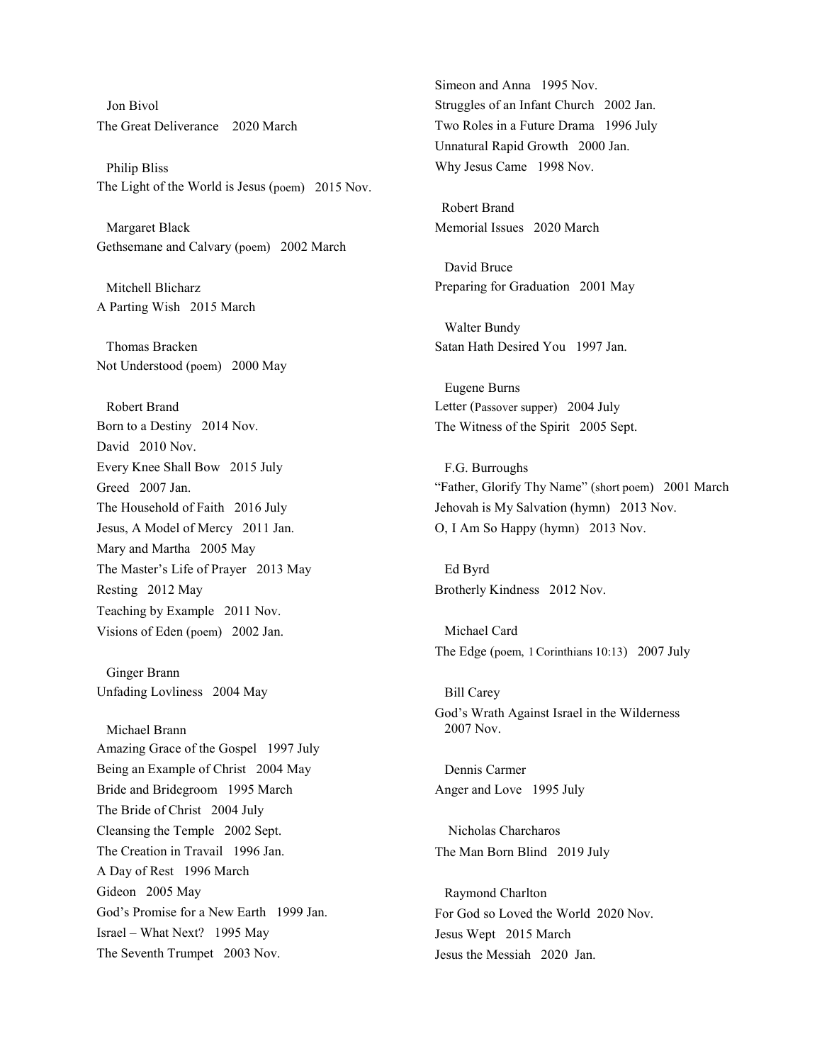Jon Bivol

The Great Deliverance 2020 March

Philip Bliss

The Light of the World is Jesus (poem) 2015 Nov.

Margaret Black

Gethsemane and Calvary (poem) 2002 March

Mitchell Blicharz

A Parting Wish 2015 March

Thomas Bracken

Not Understood (poem) 2000 May

Robert Brand

Born to a Destiny 2014 Nov.
David 2010 Nov.
Every Knee Shall Bow 2015 July
Greed 2007 Jan.
The Household of Faith 2016 July
Jesus, A Model of Mercy 2011 Jan.
Mary and Martha 2005 May
The Master's Life of Prayer 2013 May
Resting 2012 May
Teaching by Example 2011 Nov.
Visions of Eden (poem) 2002 Jan.

Ginger Brann

Unfading Lovliness 2004 May

Michael Brann

Amazing Grace of the Gospel 1997 July
Being an Example of Christ 2004 May
Bride and Bridegroom 1995 March
The Bride of Christ 2004 July
Cleansing the Temple 2002 Sept.
The Creation in Travail 1996 Jan.
A Day of Rest 1996 March
Gideon 2005 May
God's Promise for a New Earth 1999 Jan.
Israel – What Next? 1995 May
The Seventh Trumpet 2003 Nov.
Simeon and Anna 1995 Nov.
Struggles of an Infant Church 2002 Jan.
Two Roles in a Future Drama 1996 July
Unnatural Rapid Growth 2000 Jan.
Why Jesus Came 1998 Nov.

Robert Brand

Memorial Issues 2020 March

David Bruce

Preparing for Graduation 2001 May

Walter Bundy

Satan Hath Desired You 1997 Jan.

Eugene Burns

Letter (Passover supper) 2004 July
The Witness of the Spirit 2005 Sept.

F.G. Burroughs

"Father, Glorify Thy Name" (short poem) 2001 March
Jehovah is My Salvation (hymn) 2013 Nov.
O, I Am So Happy (hymn) 2013 Nov.

Ed Byrd

Brotherly Kindness 2012 Nov.

Michael Card

The Edge (poem, 1 Corinthians 10:13) 2007 July

Bill Carey

God's Wrath Against Israel in the Wilderness 2007 Nov.

Dennis Carmer

Anger and Love 1995 July

Nicholas Charcharos

The Man Born Blind 2019 July

Raymond Charlton

For God so Loved the World 2020 Nov.
Jesus Wept 2015 March
Jesus the Messiah 2020 Jan.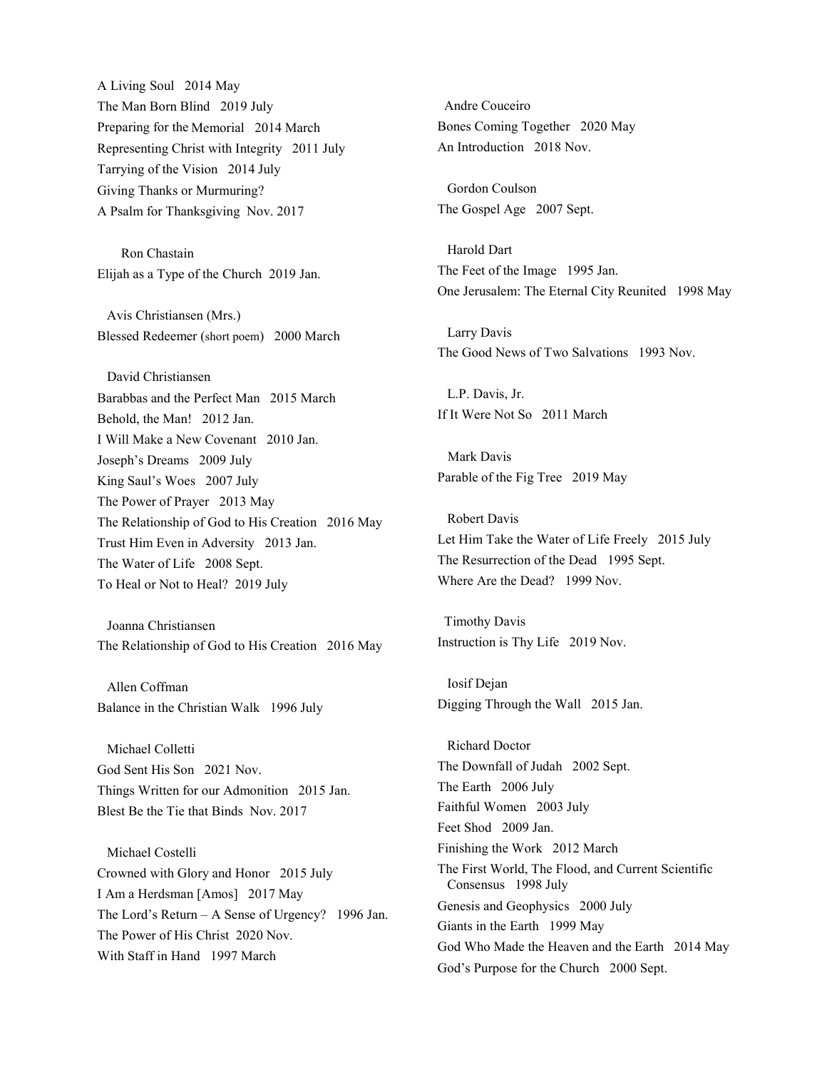A Living Soul 2014 May
The Man Born Blind 2019 July
Preparing for the Memorial 2014 March
Representing Christ with Integrity 2011 July
Tarrying of the Vision 2014 July
Giving Thanks or Murmuring?
A Psalm for Thanksgiving Nov. 2017

Ron Chastain
Elijah as a Type of the Church 2019 Jan.

Avis Christiansen (Mrs.)
Blessed Redeemer (short poem) 2000 March

David Christiansen
Barabbas and the Perfect Man 2015 March
Behold, the Man! 2012 Jan.
I Will Make a New Covenant 2010 Jan.
Joseph's Dreams 2009 July
King Saul's Woes 2007 July
The Power of Prayer 2013 May
The Relationship of God to His Creation 2016 May
Trust Him Even in Adversity 2013 Jan.
The Water of Life 2008 Sept.
To Heal or Not to Heal? 2019 July

Joanna Christiansen
The Relationship of God to His Creation 2016 May

Allen Coffman
Balance in the Christian Walk 1996 July

Michael Colletti
God Sent His Son 2021 Nov.
Things Written for our Admonition 2015 Jan.
Blest Be the Tie that Binds Nov. 2017

Michael Costelli
Crowned with Glory and Honor 2015 July
I Am a Herdsman [Amos] 2017 May
The Lord's Return – A Sense of Urgency? 1996 Jan.
The Power of His Christ 2020 Nov.
With Staff in Hand 1997 March

Andre Couceiro
Bones Coming Together 2020 May
An Introduction 2018 Nov.

Gordon Coulson
The Gospel Age 2007 Sept.

Harold Dart
The Feet of the Image 1995 Jan.
One Jerusalem: The Eternal City Reunited 1998 May

Larry Davis
The Good News of Two Salvations 1993 Nov.

L.P. Davis, Jr.
If It Were Not So 2011 March

Mark Davis
Parable of the Fig Tree 2019 May

Robert Davis
Let Him Take the Water of Life Freely 2015 July
The Resurrection of the Dead 1995 Sept.
Where Are the Dead? 1999 Nov.

Timothy Davis
Instruction is Thy Life 2019 Nov.

Iosif Dejan
Digging Through the Wall 2015 Jan.

Richard Doctor
The Downfall of Judah 2002 Sept.
The Earth 2006 July
Faithful Women 2003 July
Feet Shod 2009 Jan.
Finishing the Work 2012 March
The First World, The Flood, and Current Scientific Consensus 1998 July
Genesis and Geophysics 2000 July
Giants in the Earth 1999 May
God Who Made the Heaven and the Earth 2014 May
God's Purpose for the Church 2000 Sept.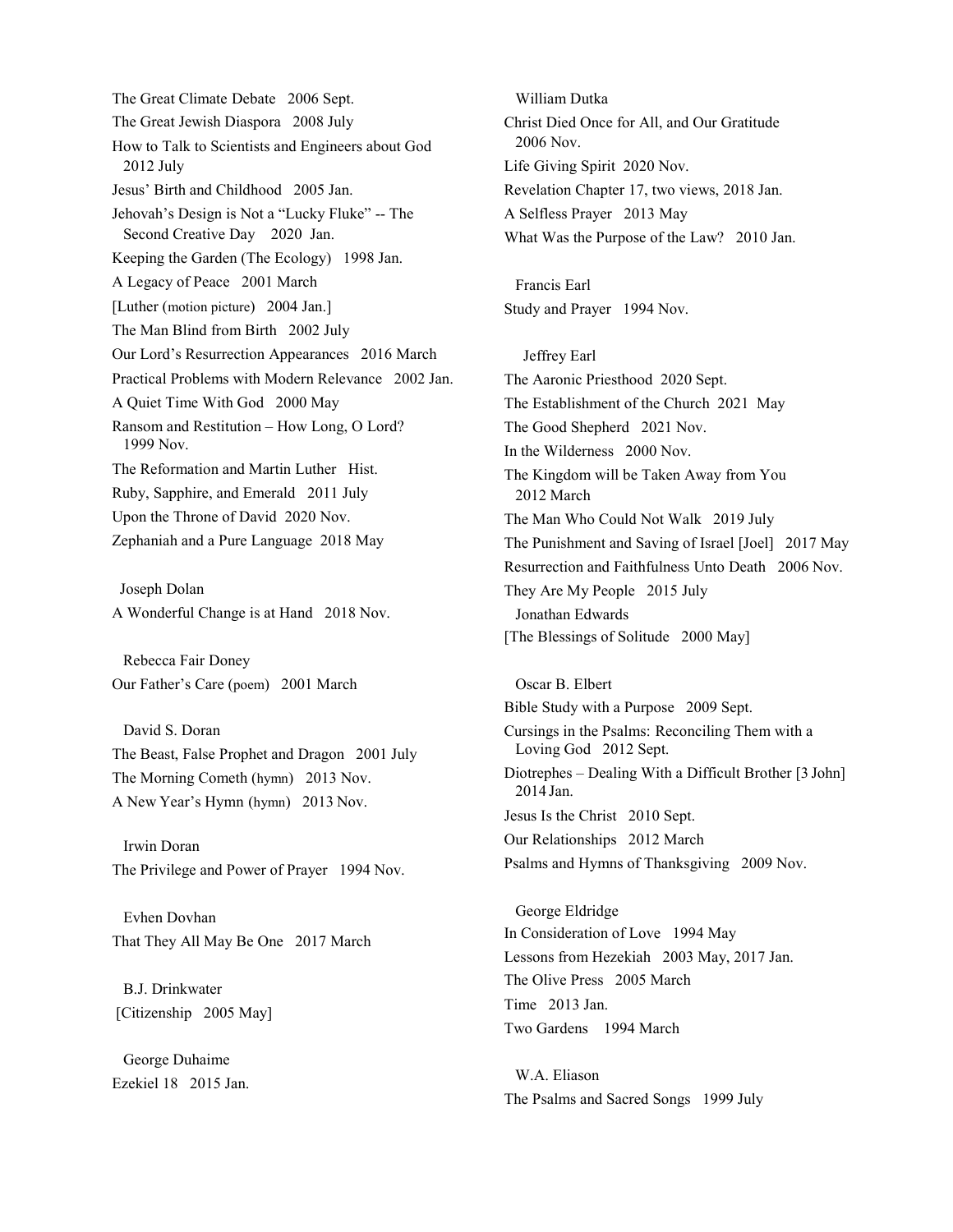The Great Climate Debate   2006 Sept.

The Great Jewish Diaspora   2008 July

How to Talk to Scientists and Engineers about God   2012 July

Jesus' Birth and Childhood   2005 Jan.

Jehovah's Design is Not a "Lucky Fluke" -- The Second Creative Day   2020 Jan.

Keeping the Garden (The Ecology)   1998 Jan.

A Legacy of Peace   2001 March

[Luther (motion picture)   2004 Jan.]

The Man Blind from Birth   2002 July

Our Lord's Resurrection Appearances   2016 March

Practical Problems with Modern Relevance   2002 Jan.

A Quiet Time With God   2000 May

Ransom and Restitution – How Long, O Lord?   1999 Nov.

The Reformation and Martin Luther   Hist.

Ruby, Sapphire, and Emerald   2011 July

Upon the Throne of David  2020 Nov.

Zephaniah and a Pure Language  2018 May

Joseph Dolan

A Wonderful Change is at Hand   2018 Nov.

Rebecca Fair Doney

Our Father's Care (poem)   2001 March

David S. Doran

The Beast, False Prophet and Dragon   2001 July

The Morning Cometh (hymn)   2013 Nov.

A New Year's Hymn (hymn)   2013 Nov.

Irwin Doran

The Privilege and Power of Prayer   1994 Nov.

Evhen Dovhan

That They All May Be One   2017 March

B.J. Drinkwater

[Citizenship   2005 May]

George Duhaime

Ezekiel 18   2015 Jan.

William Dutka

Christ Died Once for All, and Our Gratitude   2006 Nov.

Life Giving Spirit  2020 Nov.

Revelation Chapter 17, two views, 2018 Jan.

A Selfless Prayer   2013 May

What Was the Purpose of the Law?   2010 Jan.

Francis Earl

Study and Prayer   1994 Nov.

Jeffrey Earl

The Aaronic Priesthood  2020 Sept.

The Establishment of the Church  2021 May

The Good Shepherd   2021 Nov.

In the Wilderness   2000 Nov.

The Kingdom will be Taken Away from You   2012 March

The Man Who Could Not Walk   2019 July

The Punishment and Saving of Israel [Joel]   2017 May

Resurrection and Faithfulness Unto Death   2006 Nov.

They Are My People   2015 July

Jonathan Edwards

[The Blessings of Solitude   2000 May]

Oscar B. Elbert

Bible Study with a Purpose   2009 Sept.

Cursings in the Psalms: Reconciling Them with a Loving God   2012 Sept.

Diotrephes – Dealing With a Difficult Brother [3 John]   2014 Jan.

Jesus Is the Christ   2010 Sept.

Our Relationships   2012 March

Psalms and Hymns of Thanksgiving   2009 Nov.

George Eldridge

In Consideration of Love   1994 May

Lessons from Hezekiah   2003 May, 2017 Jan.

The Olive Press   2005 March

Time   2013 Jan.

Two Gardens   1994 March

W.A. Eliason

The Psalms and Sacred Songs   1999 July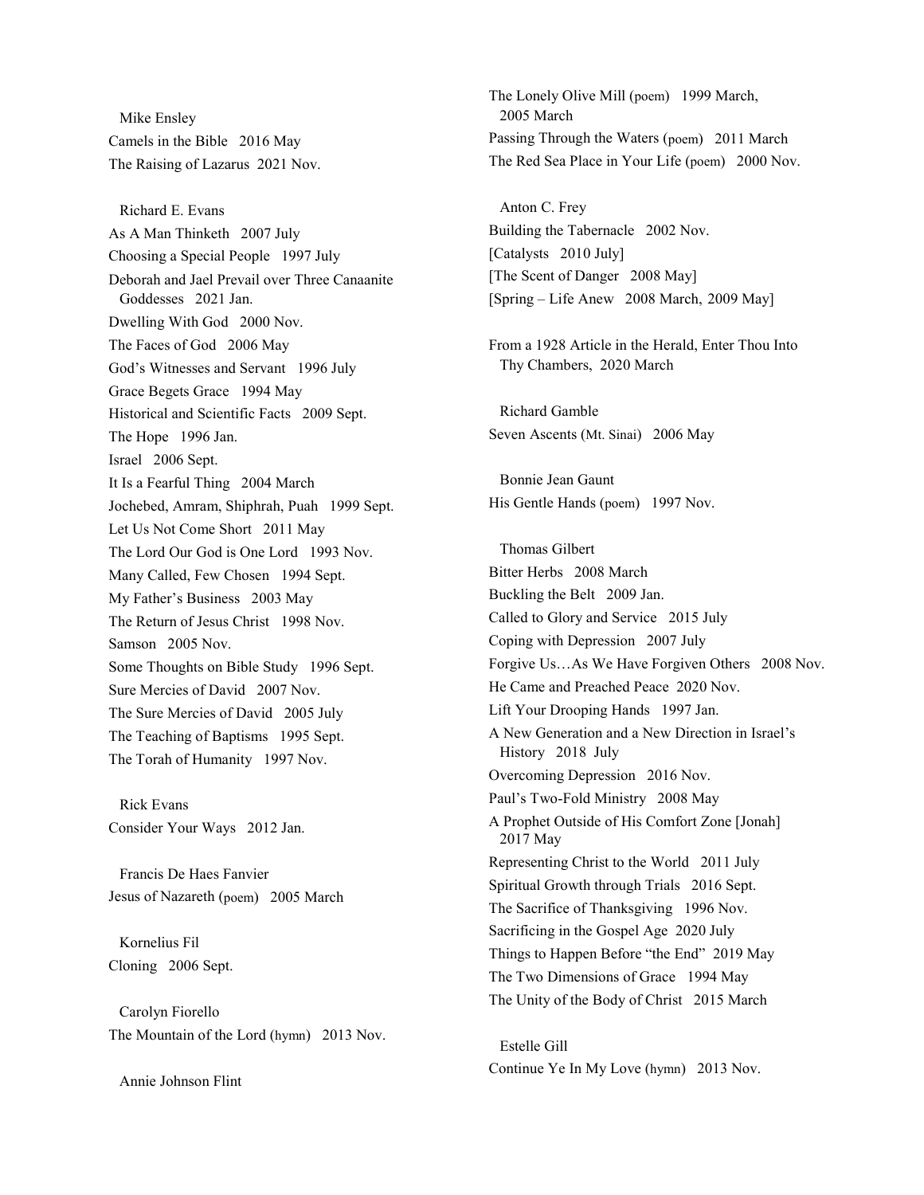Mike Ensley

Camels in the Bible   2016 May

The Raising of Lazarus  2021 Nov.

Richard E. Evans

As A Man Thinketh   2007 July

Choosing a Special People   1997 July

Deborah and Jael Prevail over Three Canaanite Goddesses   2021 Jan.

Dwelling With God   2000 Nov.

The Faces of God   2006 May

God's Witnesses and Servant   1996 July

Grace Begets Grace   1994 May

Historical and Scientific Facts   2009 Sept.

The Hope   1996 Jan.

Israel   2006 Sept.

It Is a Fearful Thing   2004 March

Jochebed, Amram, Shiphrah, Puah   1999 Sept.

Let Us Not Come Short   2011 May

The Lord Our God is One Lord   1993 Nov.

Many Called, Few Chosen   1994 Sept.

My Father's Business   2003 May

The Return of Jesus Christ   1998 Nov.

Samson   2005 Nov.

Some Thoughts on Bible Study   1996 Sept.

Sure Mercies of David   2007 Nov.

The Sure Mercies of David   2005 July

The Teaching of Baptisms   1995 Sept.

The Torah of Humanity   1997 Nov.

Rick Evans

Consider Your Ways   2012 Jan.

Francis De Haes Fanvier

Jesus of Nazareth (poem)   2005 March

Kornelius Fil

Cloning   2006 Sept.

Carolyn Fiorello

The Mountain of the Lord (hymn)   2013 Nov.

Annie Johnson Flint

The Lonely Olive Mill (poem)   1999 March, 2005 March

Passing Through the Waters (poem)   2011 March

The Red Sea Place in Your Life (poem)   2000 Nov.

Anton C. Frey

Building the Tabernacle   2002 Nov.

[Catalysts   2010 July]

[The Scent of Danger   2008 May]

[Spring – Life Anew   2008 March, 2009 May]

From a 1928 Article in the Herald, Enter Thou Into Thy Chambers,  2020 March

Richard Gamble

Seven Ascents (Mt. Sinai)   2006 May

Bonnie Jean Gaunt

His Gentle Hands (poem)   1997 Nov.

Thomas Gilbert

Bitter Herbs   2008 March

Buckling the Belt   2009 Jan.

Called to Glory and Service   2015 July

Coping with Depression   2007 July

Forgive Us…As We Have Forgiven Others   2008 Nov.

He Came and Preached Peace  2020 Nov.

Lift Your Drooping Hands   1997 Jan.

A New Generation and a New Direction in Israel's History   2018  July

Overcoming Depression   2016 Nov.

Paul's Two-Fold Ministry   2008 May

A Prophet Outside of His Comfort Zone [Jonah]   2017 May

Representing Christ to the World   2011 July

Spiritual Growth through Trials   2016 Sept.

The Sacrifice of Thanksgiving   1996 Nov.

Sacrificing in the Gospel Age  2020 July

Things to Happen Before "the End"  2019 May

The Two Dimensions of Grace   1994 May

The Unity of the Body of Christ   2015 March

Estelle Gill

Continue Ye In My Love (hymn)   2013 Nov.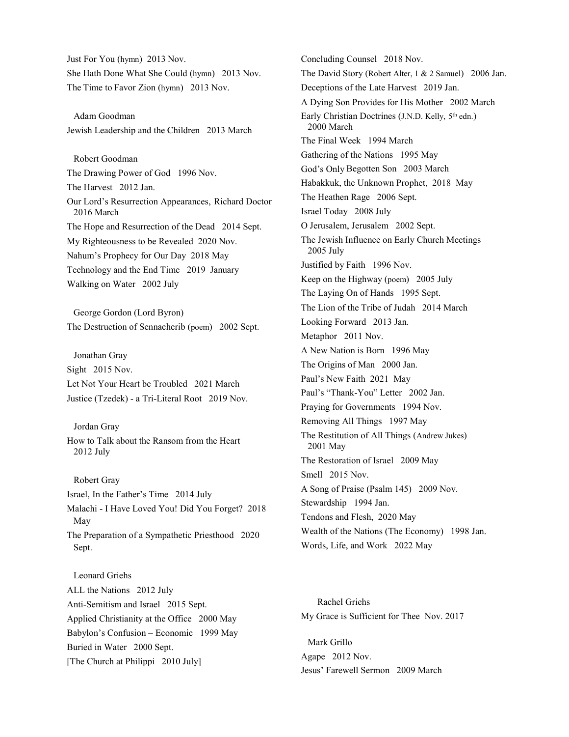Just For You (hymn) 2013 Nov.

She Hath Done What She Could (hymn) 2013 Nov.

The Time to Favor Zion (hymn) 2013 Nov.

Adam Goodman

Jewish Leadership and the Children 2013 March

Robert Goodman

The Drawing Power of God 1996 Nov.

The Harvest 2012 Jan.

Our Lord's Resurrection Appearances, Richard Doctor 2016 March

The Hope and Resurrection of the Dead 2014 Sept.

My Righteousness to be Revealed 2020 Nov.

Nahum's Prophecy for Our Day 2018 May

Technology and the End Time 2019 January

Walking on Water 2002 July

George Gordon (Lord Byron)

The Destruction of Sennacherib (poem) 2002 Sept.

Jonathan Gray

Sight 2015 Nov.

Let Not Your Heart be Troubled 2021 March

Justice (Tzedek) - a Tri-Literal Root 2019 Nov.

Jordan Gray

How to Talk about the Ransom from the Heart 2012 July

Robert Gray

Israel, In the Father's Time 2014 July

Malachi - I Have Loved You! Did You Forget? 2018 May

The Preparation of a Sympathetic Priesthood 2020 Sept.

Leonard Griehs

ALL the Nations 2012 July

Anti-Semitism and Israel 2015 Sept.

Applied Christianity at the Office 2000 May

Babylon's Confusion – Economic 1999 May

Buried in Water 2000 Sept.

[The Church at Philippi 2010 July]

Concluding Counsel 2018 Nov.

The David Story (Robert Alter, 1 & 2 Samuel) 2006 Jan.

Deceptions of the Late Harvest 2019 Jan.

A Dying Son Provides for His Mother 2002 March

Early Christian Doctrines (J.N.D. Kelly, 5th edn.) 2000 March

The Final Week 1994 March

Gathering of the Nations 1995 May

God's Only Begotten Son 2003 March

Habakkuk, the Unknown Prophet, 2018 May

The Heathen Rage 2006 Sept.

Israel Today 2008 July

O Jerusalem, Jerusalem 2002 Sept.

The Jewish Influence on Early Church Meetings 2005 July

Justified by Faith 1996 Nov.

Keep on the Highway (poem) 2005 July

The Laying On of Hands 1995 Sept.

The Lion of the Tribe of Judah 2014 March

Looking Forward 2013 Jan.

Metaphor 2011 Nov.

A New Nation is Born 1996 May

The Origins of Man 2000 Jan.

Paul's New Faith 2021 May

Paul's "Thank-You" Letter 2002 Jan.

Praying for Governments 1994 Nov.

Removing All Things 1997 May

The Restitution of All Things (Andrew Jukes) 2001 May

The Restoration of Israel 2009 May

Smell 2015 Nov.

A Song of Praise (Psalm 145) 2009 Nov.

Stewardship 1994 Jan.

Tendons and Flesh, 2020 May

Wealth of the Nations (The Economy) 1998 Jan.

Words, Life, and Work 2022 May

Rachel Griehs

My Grace is Sufficient for Thee Nov. 2017

Mark Grillo

Agape 2012 Nov.

Jesus' Farewell Sermon 2009 March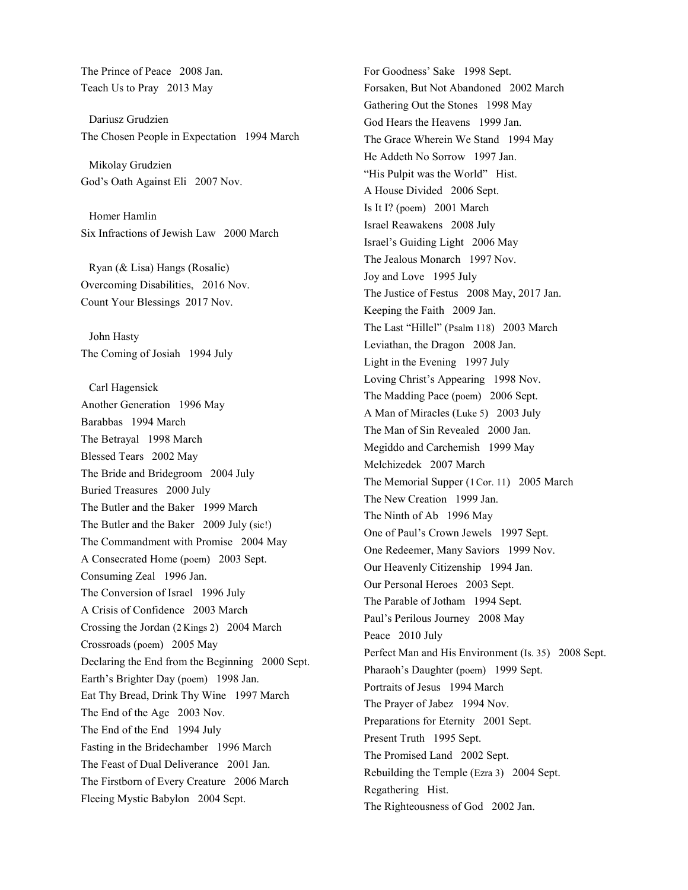The Prince of Peace 2008 Jan.
Teach Us to Pray 2013 May

Dariusz Grudzien
The Chosen People in Expectation 1994 March

Mikolay Grudzien
God's Oath Against Eli 2007 Nov.

Homer Hamlin
Six Infractions of Jewish Law 2000 March

Ryan (& Lisa) Hangs (Rosalie)
Overcoming Disabilities, 2016 Nov.
Count Your Blessings 2017 Nov.

John Hasty
The Coming of Josiah 1994 July

Carl Hagensick
Another Generation 1996 May
Barabbas 1994 March
The Betrayal 1998 March
Blessed Tears 2002 May
The Bride and Bridegroom 2004 July
Buried Treasures 2000 July
The Butler and the Baker 1999 March
The Butler and the Baker 2009 July (sic!)
The Commandment with Promise 2004 May
A Consecrated Home (poem) 2003 Sept.
Consuming Zeal 1996 Jan.
The Conversion of Israel 1996 July
A Crisis of Confidence 2003 March
Crossing the Jordan (2 Kings 2) 2004 March
Crossroads (poem) 2005 May
Declaring the End from the Beginning 2000 Sept.
Earth's Brighter Day (poem) 1998 Jan.
Eat Thy Bread, Drink Thy Wine 1997 March
The End of the Age 2003 Nov.
The End of the End 1994 July
Fasting in the Bridechamber 1996 March
The Feast of Dual Deliverance 2001 Jan.
The Firstborn of Every Creature 2006 March
Fleeing Mystic Babylon 2004 Sept.
For Goodness' Sake 1998 Sept.
Forsaken, But Not Abandoned 2002 March
Gathering Out the Stones 1998 May
God Hears the Heavens 1999 Jan.
The Grace Wherein We Stand 1994 May
He Addeth No Sorrow 1997 Jan.
"His Pulpit was the World" Hist.
A House Divided 2006 Sept.
Is It I? (poem) 2001 March
Israel Reawakens 2008 July
Israel's Guiding Light 2006 May
The Jealous Monarch 1997 Nov.
Joy and Love 1995 July
The Justice of Festus 2008 May, 2017 Jan.
Keeping the Faith 2009 Jan.
The Last "Hillel" (Psalm 118) 2003 March
Leviathan, the Dragon 2008 Jan.
Light in the Evening 1997 July
Loving Christ's Appearing 1998 Nov.
The Madding Pace (poem) 2006 Sept.
A Man of Miracles (Luke 5) 2003 July
The Man of Sin Revealed 2000 Jan.
Megiddo and Carchemish 1999 May
Melchizedek 2007 March
The Memorial Supper (1 Cor. 11) 2005 March
The New Creation 1999 Jan.
The Ninth of Ab 1996 May
One of Paul's Crown Jewels 1997 Sept.
One Redeemer, Many Saviors 1999 Nov.
Our Heavenly Citizenship 1994 Jan.
Our Personal Heroes 2003 Sept.
The Parable of Jotham 1994 Sept.
Paul's Perilous Journey 2008 May
Peace 2010 July
Perfect Man and His Environment (Is. 35) 2008 Sept.
Pharaoh's Daughter (poem) 1999 Sept.
Portraits of Jesus 1994 March
The Prayer of Jabez 1994 Nov.
Preparations for Eternity 2001 Sept.
Present Truth 1995 Sept.
The Promised Land 2002 Sept.
Rebuilding the Temple (Ezra 3) 2004 Sept.
Regathering Hist.
The Righteousness of God 2002 Jan.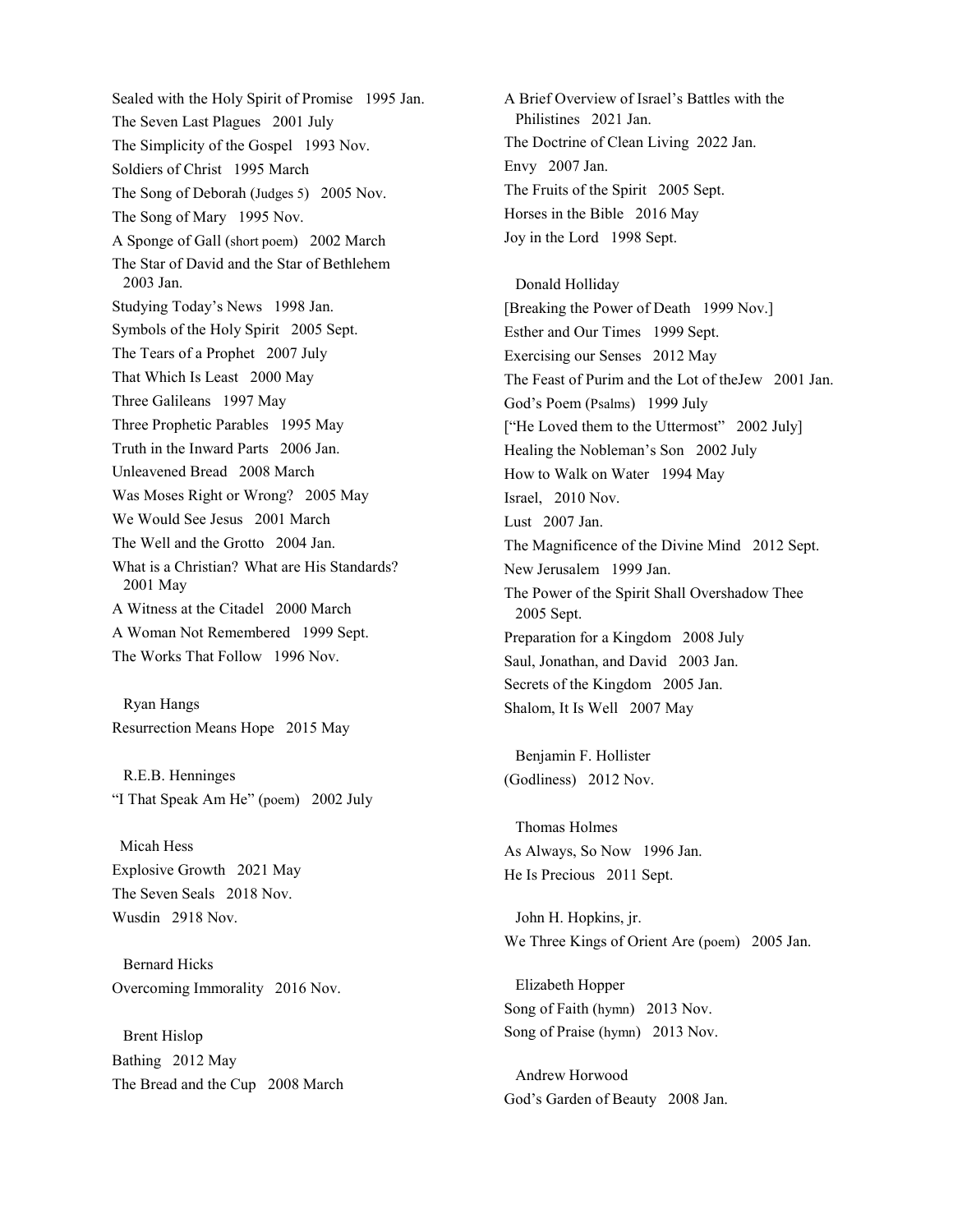Sealed with the Holy Spirit of Promise 1995 Jan.
The Seven Last Plagues 2001 July
The Simplicity of the Gospel 1993 Nov.
Soldiers of Christ 1995 March
The Song of Deborah (Judges 5) 2005 Nov.
The Song of Mary 1995 Nov.
A Sponge of Gall (short poem) 2002 March
The Star of David and the Star of Bethlehem 2003 Jan.
Studying Today's News 1998 Jan.
Symbols of the Holy Spirit 2005 Sept.
The Tears of a Prophet 2007 July
That Which Is Least 2000 May
Three Galileans 1997 May
Three Prophetic Parables 1995 May
Truth in the Inward Parts 2006 Jan.
Unleavened Bread 2008 March
Was Moses Right or Wrong? 2005 May
We Would See Jesus 2001 March
The Well and the Grotto 2004 Jan.
What is a Christian? What are His Standards? 2001 May
A Witness at the Citadel 2000 March
A Woman Not Remembered 1999 Sept.
The Works That Follow 1996 Nov.

Ryan Hangs
Resurrection Means Hope 2015 May

R.E.B. Henninges
"I That Speak Am He" (poem) 2002 July

Micah Hess
Explosive Growth 2021 May
The Seven Seals 2018 Nov.
Wusdin 2918 Nov.

Bernard Hicks
Overcoming Immorality 2016 Nov.

Brent Hislop
Bathing 2012 May
The Bread and the Cup 2008 March
A Brief Overview of Israel's Battles with the Philistines 2021 Jan.
The Doctrine of Clean Living 2022 Jan.
Envy 2007 Jan.
The Fruits of the Spirit 2005 Sept.
Horses in the Bible 2016 May
Joy in the Lord 1998 Sept.

Donald Holliday
[Breaking the Power of Death 1999 Nov.]
Esther and Our Times 1999 Sept.
Exercising our Senses 2012 May
The Feast of Purim and the Lot of theJew 2001 Jan.
God's Poem (Psalms) 1999 July
["He Loved them to the Uttermost" 2002 July]
Healing the Nobleman's Son 2002 July
How to Walk on Water 1994 May
Israel, 2010 Nov.
Lust 2007 Jan.
The Magnificence of the Divine Mind 2012 Sept.
New Jerusalem 1999 Jan.
The Power of the Spirit Shall Overshadow Thee 2005 Sept.
Preparation for a Kingdom 2008 July
Saul, Jonathan, and David 2003 Jan.
Secrets of the Kingdom 2005 Jan.
Shalom, It Is Well 2007 May

Benjamin F. Hollister
(Godliness) 2012 Nov.

Thomas Holmes
As Always, So Now 1996 Jan.
He Is Precious 2011 Sept.

John H. Hopkins, jr.
We Three Kings of Orient Are (poem) 2005 Jan.

Elizabeth Hopper
Song of Faith (hymn) 2013 Nov.
Song of Praise (hymn) 2013 Nov.

Andrew Horwood
God's Garden of Beauty 2008 Jan.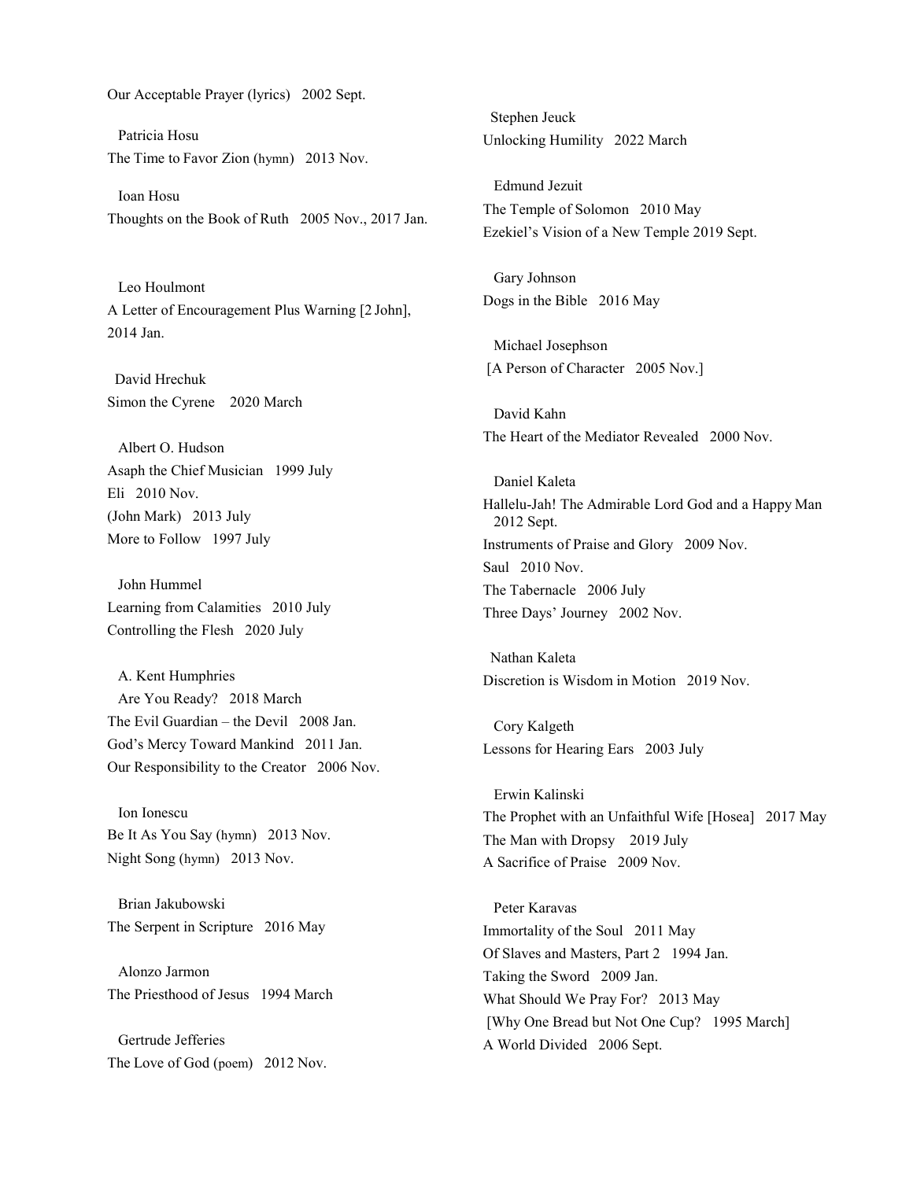Our Acceptable Prayer (lyrics) 2002 Sept.

Patricia Hosu
The Time to Favor Zion (hymn) 2013 Nov.

Ioan Hosu
Thoughts on the Book of Ruth 2005 Nov., 2017 Jan.

Leo Houlmont
A Letter of Encouragement Plus Warning [2 John], 2014 Jan.

David Hrechuk
Simon the Cyrene 2020 March

Albert O. Hudson
Asaph the Chief Musician 1999 July
Eli 2010 Nov.
(John Mark) 2013 July
More to Follow 1997 July

John Hummel
Learning from Calamities 2010 July
Controlling the Flesh 2020 July

A. Kent Humphries
Are You Ready? 2018 March
The Evil Guardian – the Devil 2008 Jan.
God's Mercy Toward Mankind 2011 Jan.
Our Responsibility to the Creator 2006 Nov.

Ion Ionescu
Be It As You Say (hymn) 2013 Nov.
Night Song (hymn) 2013 Nov.

Brian Jakubowski
The Serpent in Scripture 2016 May

Alonzo Jarmon
The Priesthood of Jesus 1994 March

Gertrude Jefferies
The Love of God (poem) 2012 Nov.

Stephen Jeuck
Unlocking Humility 2022 March

Edmund Jezuit
The Temple of Solomon 2010 May
Ezekiel's Vision of a New Temple 2019 Sept.

Gary Johnson
Dogs in the Bible 2016 May

Michael Josephson
[A Person of Character 2005 Nov.]

David Kahn
The Heart of the Mediator Revealed 2000 Nov.

Daniel Kaleta
Hallelu-Jah! The Admirable Lord God and a Happy Man 2012 Sept.
Instruments of Praise and Glory 2009 Nov.
Saul 2010 Nov.
The Tabernacle 2006 July
Three Days' Journey 2002 Nov.

Nathan Kaleta
Discretion is Wisdom in Motion 2019 Nov.

Cory Kalgeth
Lessons for Hearing Ears 2003 July

Erwin Kalinski
The Prophet with an Unfaithful Wife [Hosea] 2017 May
The Man with Dropsy 2019 July
A Sacrifice of Praise 2009 Nov.

Peter Karavas
Immortality of the Soul 2011 May
Of Slaves and Masters, Part 2 1994 Jan.
Taking the Sword 2009 Jan.
What Should We Pray For? 2013 May
[Why One Bread but Not One Cup? 1995 March]
A World Divided 2006 Sept.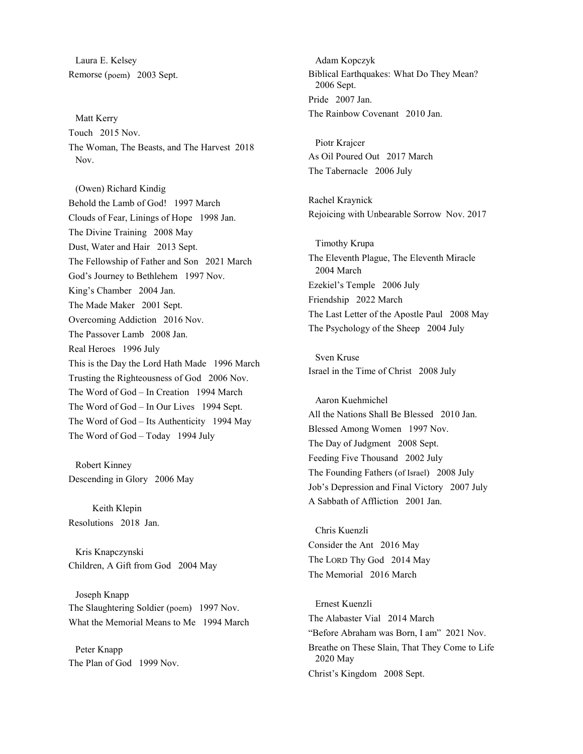Laura E. Kelsey

Remorse (poem) 2003 Sept.

Matt Kerry

Touch 2015 Nov.

The Woman, The Beasts, and The Harvest 2018 Nov.

(Owen) Richard Kindig

Behold the Lamb of God! 1997 March

Clouds of Fear, Linings of Hope 1998 Jan.

The Divine Training 2008 May

Dust, Water and Hair 2013 Sept.

The Fellowship of Father and Son 2021 March

God's Journey to Bethlehem 1997 Nov.

King's Chamber 2004 Jan.

The Made Maker 2001 Sept.

Overcoming Addiction 2016 Nov.

The Passover Lamb 2008 Jan.

Real Heroes 1996 July

This is the Day the Lord Hath Made 1996 March

Trusting the Righteousness of God 2006 Nov.

The Word of God – In Creation 1994 March

The Word of God – In Our Lives 1994 Sept.

The Word of God – Its Authenticity 1994 May

The Word of God – Today 1994 July

Robert Kinney

Descending in Glory 2006 May

Keith Klepin

Resolutions 2018 Jan.

Kris Knapczynski

Children, A Gift from God 2004 May

Joseph Knapp

The Slaughtering Soldier (poem) 1997 Nov.

What the Memorial Means to Me 1994 March

Peter Knapp

The Plan of God 1999 Nov.

Adam Kopczyk

Biblical Earthquakes: What Do They Mean? 2006 Sept.

Pride 2007 Jan.

The Rainbow Covenant 2010 Jan.

Piotr Krajcer

As Oil Poured Out 2017 March

The Tabernacle 2006 July

Rachel Kraynick

Rejoicing with Unbearable Sorrow Nov. 2017

Timothy Krupa

The Eleventh Plague, The Eleventh Miracle 2004 March

Ezekiel's Temple 2006 July

Friendship 2022 March

The Last Letter of the Apostle Paul 2008 May

The Psychology of the Sheep 2004 July

Sven Kruse

Israel in the Time of Christ 2008 July

Aaron Kuehmichel

All the Nations Shall Be Blessed 2010 Jan.

Blessed Among Women 1997 Nov.

The Day of Judgment 2008 Sept.

Feeding Five Thousand 2002 July

The Founding Fathers (of Israel) 2008 July

Job's Depression and Final Victory 2007 July

A Sabbath of Affliction 2001 Jan.

Chris Kuenzli

Consider the Ant 2016 May

The LORD Thy God 2014 May

The Memorial 2016 March

Ernest Kuenzli

The Alabaster Vial 2014 March

"Before Abraham was Born, I am" 2021 Nov.

Breathe on These Slain, That They Come to Life 2020 May

Christ's Kingdom 2008 Sept.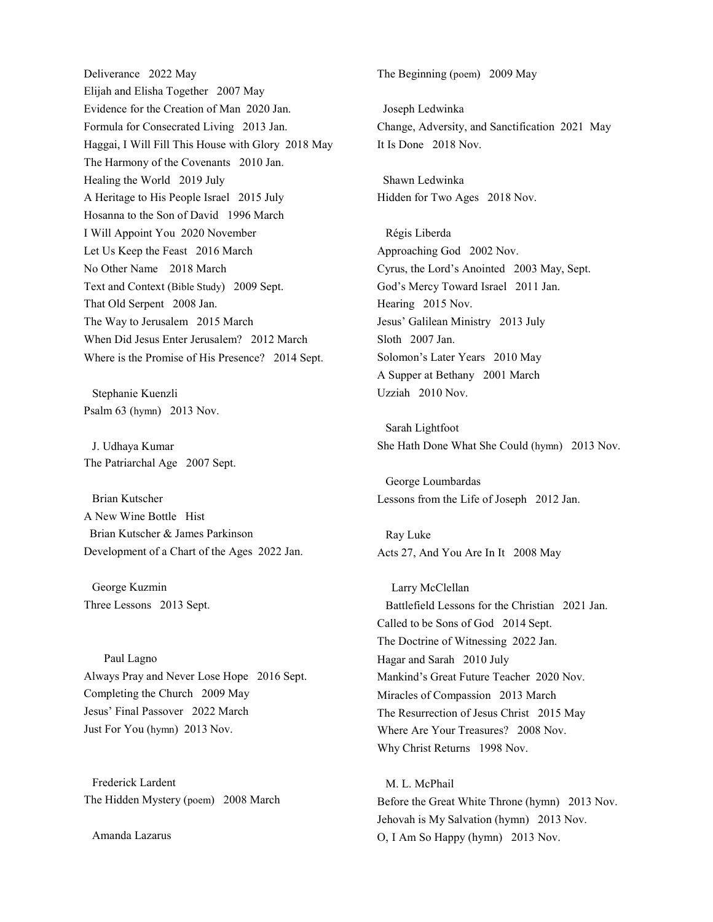Deliverance   2022 May
Elijah and Elisha Together   2007 May
Evidence for the Creation of Man  2020 Jan.
Formula for Consecrated Living   2013 Jan.
Haggai, I Will Fill This House with Glory  2018 May
The Harmony of the Covenants   2010 Jan.
Healing the World   2019 July
A Heritage to His People Israel   2015 July
Hosanna to the Son of David   1996 March
I Will Appoint You  2020 November
Let Us Keep the Feast   2016 March
No Other Name    2018 March
Text and Context (Bible Study)   2009 Sept.
That Old Serpent   2008 Jan.
The Way to Jerusalem   2015 March
When Did Jesus Enter Jerusalem?   2012 March
Where is the Promise of His Presence?   2014 Sept.

Stephanie Kuenzli
Psalm 63 (hymn)   2013 Nov.

J. Udhaya Kumar
The Patriarchal Age   2007 Sept.

Brian Kutscher
A New Wine Bottle   Hist
Brian Kutscher & James Parkinson
Development of a Chart of the Ages  2022 Jan.

George Kuzmin
Three Lessons   2013 Sept.

Paul Lagno
Always Pray and Never Lose Hope   2016 Sept.
Completing the Church   2009 May
Jesus' Final Passover   2022 March
Just For You (hymn)  2013 Nov.

Frederick Lardent
The Hidden Mystery (poem)   2008 March

Amanda Lazarus
The Beginning (poem)   2009 May

Joseph Ledwinka
Change, Adversity, and Sanctification  2021 May
It Is Done   2018 Nov.

Shawn Ledwinka
Hidden for Two Ages   2018 Nov.

Régis Liberda
Approaching God   2002 Nov.
Cyrus, the Lord's Anointed   2003 May, Sept.
God's Mercy Toward Israel   2011 Jan.
Hearing   2015 Nov.
Jesus' Galilean Ministry   2013 July
Sloth   2007 Jan.
Solomon's Later Years   2010 May
A Supper at Bethany   2001 March
Uzziah   2010 Nov.

Sarah Lightfoot
She Hath Done What She Could (hymn)   2013 Nov.

George Loumbardas
Lessons from the Life of Joseph   2012 Jan.

Ray Luke
Acts 27, And You Are In It   2008 May

Larry McClellan
Battlefield Lessons for the Christian   2021 Jan.
Called to be Sons of God   2014 Sept.
The Doctrine of Witnessing  2022 Jan.
Hagar and Sarah   2010 July
Mankind's Great Future Teacher  2020 Nov.
Miracles of Compassion   2013 March
The Resurrection of Jesus Christ   2015 May
Where Are Your Treasures?   2008 Nov.
Why Christ Returns   1998 Nov.

M. L. McPhail
Before the Great White Throne (hymn)   2013 Nov.
Jehovah is My Salvation (hymn)   2013 Nov.
O, I Am So Happy (hymn)   2013 Nov.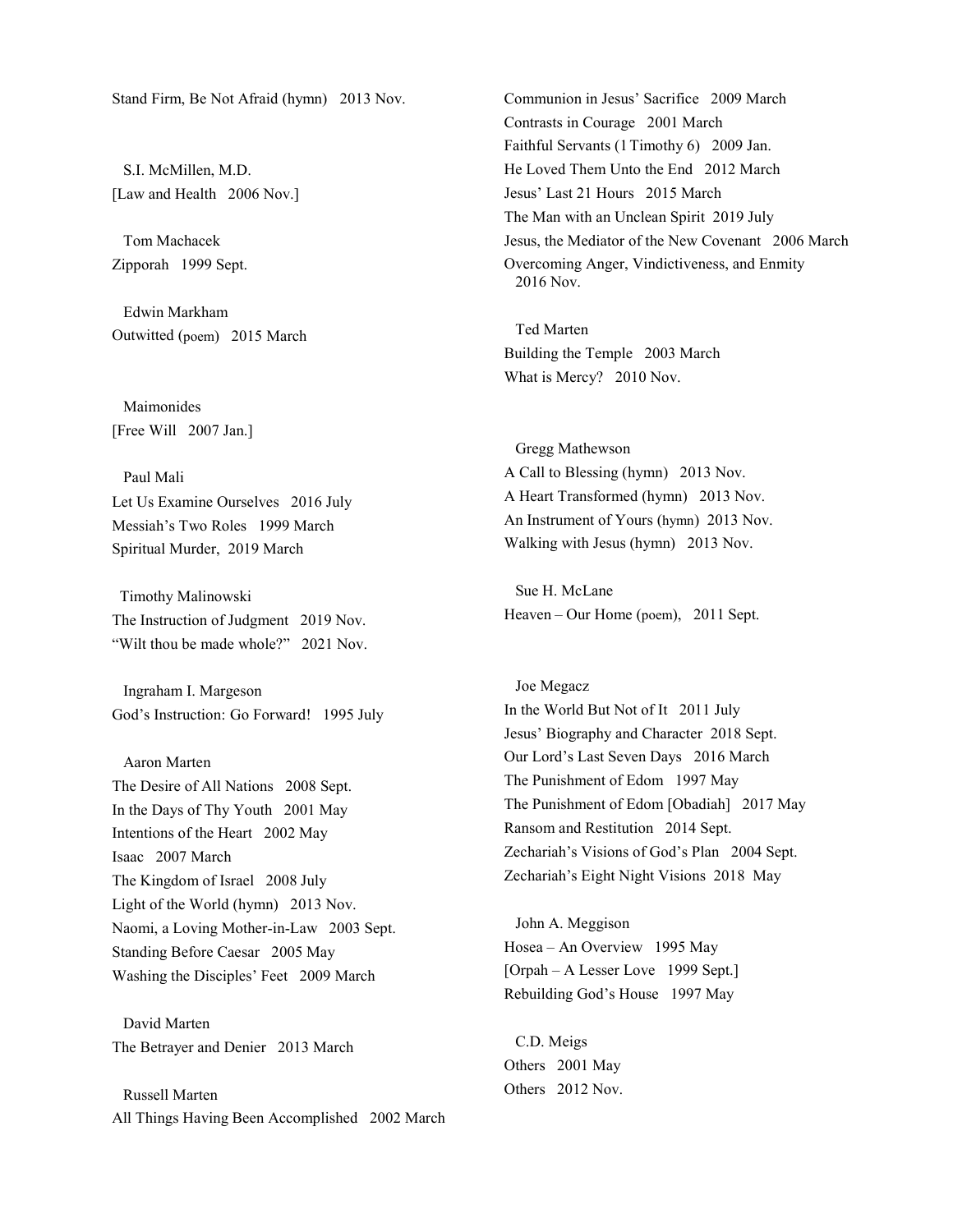Stand Firm, Be Not Afraid (hymn)   2013 Nov.

S.I. McMillen, M.D.
[Law and Health   2006 Nov.]

Tom Machacek
Zipporah   1999 Sept.

Edwin Markham
Outwitted (poem)   2015 March

Maimonides
[Free Will   2007 Jan.]

Paul Mali
Let Us Examine Ourselves   2016 July
Messiah's Two Roles   1999 March
Spiritual Murder,  2019 March

Timothy Malinowski
The Instruction of Judgment   2019 Nov.
"Wilt thou be made whole?"   2021 Nov.

Ingraham I. Margeson
God's Instruction: Go Forward!   1995 July

Aaron Marten
The Desire of All Nations   2008 Sept.
In the Days of Thy Youth   2001 May
Intentions of the Heart   2002 May
Isaac   2007 March
The Kingdom of Israel   2008 July
Light of the World (hymn)   2013 Nov.
Naomi, a Loving Mother-in-Law   2003 Sept.
Standing Before Caesar   2005 May
Washing the Disciples' Feet   2009 March

David Marten
The Betrayer and Denier   2013 March

Russell Marten
All Things Having Been Accomplished   2002 March
Communion in Jesus' Sacrifice   2009 March
Contrasts in Courage   2001 March
Faithful Servants (1 Timothy 6)   2009 Jan.
He Loved Them Unto the End   2012 March
Jesus' Last 21 Hours   2015 March
The Man with an Unclean Spirit  2019 July
Jesus, the Mediator of the New Covenant   2006 March
Overcoming Anger, Vindictiveness, and Enmity   2016 Nov.

Ted Marten
Building the Temple   2003 March
What is Mercy?   2010 Nov.

Gregg Mathewson
A Call to Blessing (hymn)   2013 Nov.
A Heart Transformed (hymn)   2013 Nov.
An Instrument of Yours (hymn)  2013 Nov.
Walking with Jesus (hymn)   2013 Nov.

Sue H. McLane
Heaven – Our Home (poem),   2011 Sept.

Joe Megacz
In the World But Not of It   2011 July
Jesus' Biography and Character  2018 Sept.
Our Lord's Last Seven Days   2016 March
The Punishment of Edom   1997 May
The Punishment of Edom [Obadiah]   2017 May
Ransom and Restitution   2014 Sept.
Zechariah's Visions of God's Plan   2004 Sept.
Zechariah's Eight Night Visions  2018  May

John A. Meggison
Hosea – An Overview   1995 May
[Orpah – A Lesser Love   1999 Sept.]
Rebuilding God's House   1997 May

C.D. Meigs
Others   2001 May
Others   2012 Nov.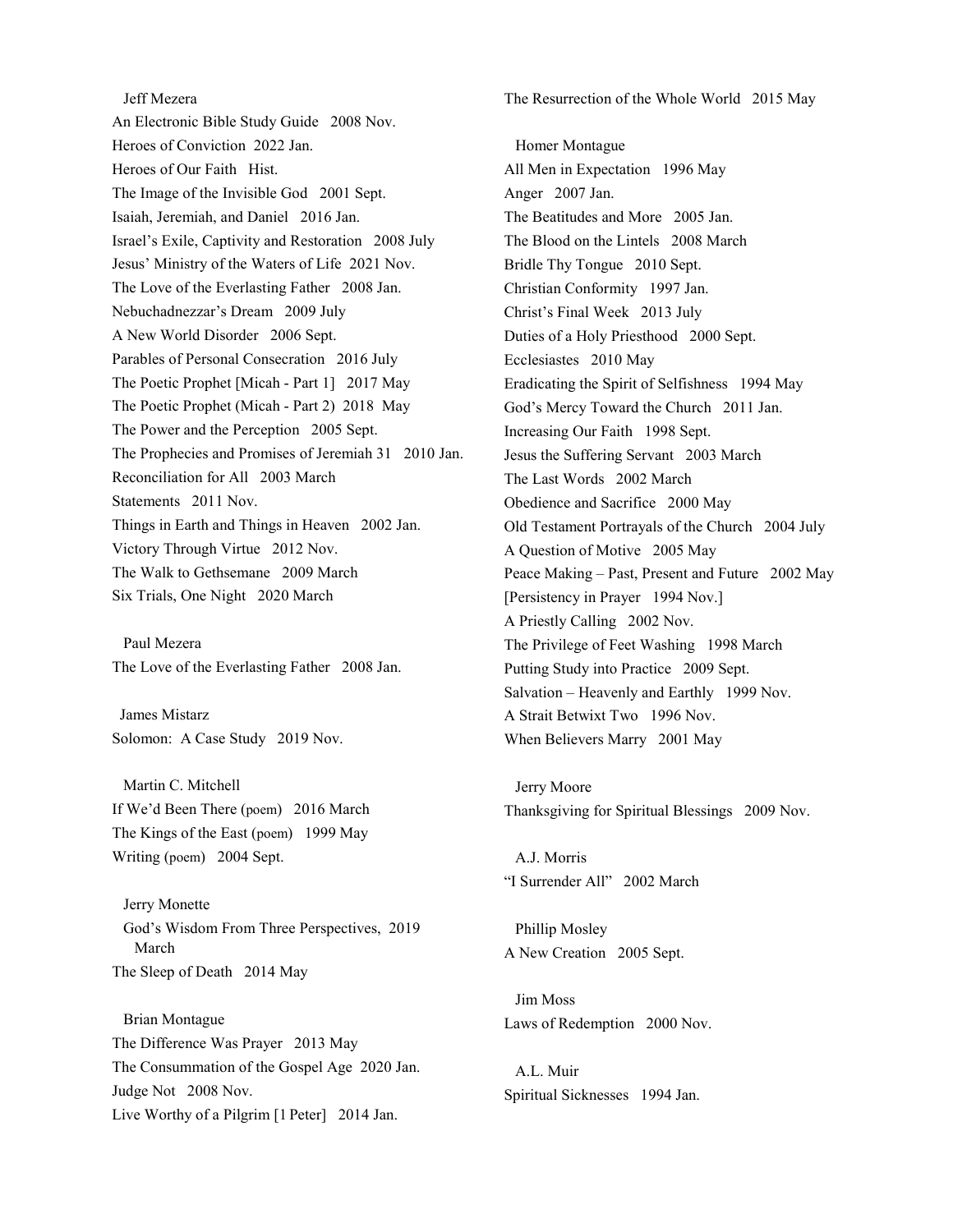Jeff Mezera

An Electronic Bible Study Guide   2008 Nov.
Heroes of Conviction  2022 Jan.
Heroes of Our Faith   Hist.
The Image of the Invisible God   2001 Sept.
Isaiah, Jeremiah, and Daniel   2016 Jan.
Israel's Exile, Captivity and Restoration   2008 July
Jesus' Ministry of the Waters of Life  2021 Nov.
The Love of the Everlasting Father   2008 Jan.
Nebuchadnezzar's Dream   2009 July
A New World Disorder   2006 Sept.
Parables of Personal Consecration   2016 July
The Poetic Prophet [Micah - Part 1]   2017 May
The Poetic Prophet (Micah - Part 2)  2018  May
The Power and the Perception   2005 Sept.
The Prophecies and Promises of Jeremiah 31   2010 Jan.
Reconciliation for All   2003 March
Statements   2011 Nov.
Things in Earth and Things in Heaven   2002 Jan.
Victory Through Virtue   2012 Nov.
The Walk to Gethsemane   2009 March
Six Trials, One Night   2020 March

Paul Mezera

The Love of the Everlasting Father   2008 Jan.

James Mistarz

Solomon:  A Case Study   2019 Nov.

Martin C. Mitchell

If We'd Been There (poem)   2016 March
The Kings of the East (poem)   1999 May
Writing (poem)   2004 Sept.

Jerry Monette

God's Wisdom From Three Perspectives,  2019 March
The Sleep of Death   2014 May

Brian Montague

The Difference Was Prayer   2013 May
The Consummation of the Gospel Age  2020 Jan.
Judge Not   2008 Nov.
Live Worthy of a Pilgrim [1 Peter]   2014 Jan.
The Resurrection of the Whole World   2015 May

Homer Montague

All Men in Expectation   1996 May
Anger   2007 Jan.
The Beatitudes and More   2005 Jan.
The Blood on the Lintels   2008 March
Bridle Thy Tongue   2010 Sept.
Christian Conformity   1997 Jan.
Christ's Final Week   2013 July
Duties of a Holy Priesthood   2000 Sept.
Ecclesiastes   2010 May
Eradicating the Spirit of Selfishness   1994 May
God's Mercy Toward the Church   2011 Jan.
Increasing Our Faith   1998 Sept.
Jesus the Suffering Servant   2003 March
The Last Words   2002 March
Obedience and Sacrifice   2000 May
Old Testament Portrayals of the Church   2004 July
A Question of Motive   2005 May
Peace Making – Past, Present and Future   2002 May
[Persistency in Prayer   1994 Nov.]
A Priestly Calling   2002 Nov.
The Privilege of Feet Washing   1998 March
Putting Study into Practice   2009 Sept.
Salvation – Heavenly and Earthly   1999 Nov.
A Strait Betwixt Two   1996 Nov.
When Believers Marry   2001 May

Jerry Moore

Thanksgiving for Spiritual Blessings   2009 Nov.

A.J. Morris

"I Surrender All"   2002 March

Phillip Mosley

A New Creation   2005 Sept.

Jim Moss

Laws of Redemption   2000 Nov.

A.L. Muir

Spiritual Sicknesses   1994 Jan.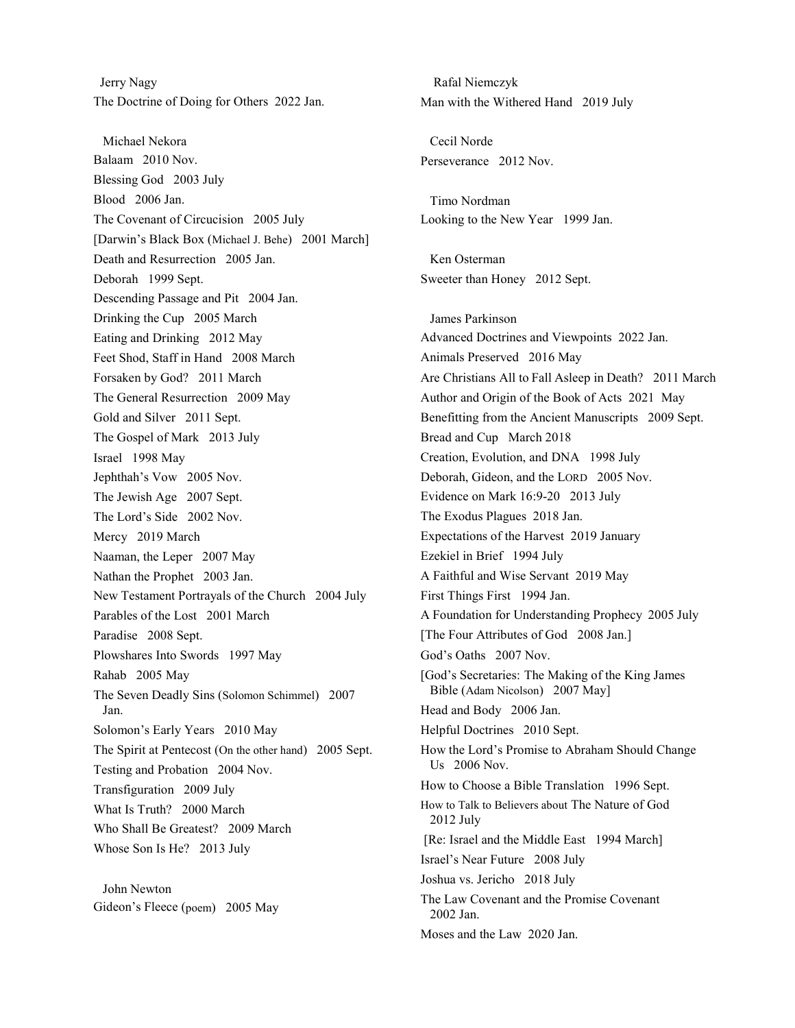Jerry Nagy

The Doctrine of Doing for Others 2022 Jan.

Michael Nekora

Balaam 2010 Nov.
Blessing God 2003 July
Blood 2006 Jan.
The Covenant of Circucision 2005 July
[Darwin's Black Box (Michael J. Behe) 2001 March]
Death and Resurrection 2005 Jan.
Deborah 1999 Sept.
Descending Passage and Pit 2004 Jan.
Drinking the Cup 2005 March
Eating and Drinking 2012 May
Feet Shod, Staff in Hand 2008 March
Forsaken by God? 2011 March
The General Resurrection 2009 May
Gold and Silver 2011 Sept.
The Gospel of Mark 2013 July
Israel 1998 May
Jephthah's Vow 2005 Nov.
The Jewish Age 2007 Sept.
The Lord's Side 2002 Nov.
Mercy 2019 March
Naaman, the Leper 2007 May
Nathan the Prophet 2003 Jan.
New Testament Portrayals of the Church 2004 July
Parables of the Lost 2001 March
Paradise 2008 Sept.
Plowshares Into Swords 1997 May
Rahab 2005 May
The Seven Deadly Sins (Solomon Schimmel) 2007 Jan.
Solomon's Early Years 2010 May
The Spirit at Pentecost (On the other hand) 2005 Sept.
Testing and Probation 2004 Nov.
Transfiguration 2009 July
What Is Truth? 2000 March
Who Shall Be Greatest? 2009 March
Whose Son Is He? 2013 July

John Newton

Gideon's Fleece (poem) 2005 May

Rafal Niemczyk

Man with the Withered Hand 2019 July

Cecil Norde

Perseverance 2012 Nov.

Timo Nordman

Looking to the New Year 1999 Jan.

Ken Osterman

Sweeter than Honey 2012 Sept.

James Parkinson

Advanced Doctrines and Viewpoints 2022 Jan.
Animals Preserved 2016 May
Are Christians All to Fall Asleep in Death? 2011 March
Author and Origin of the Book of Acts 2021 May
Benefitting from the Ancient Manuscripts 2009 Sept.
Bread and Cup March 2018
Creation, Evolution, and DNA 1998 July
Deborah, Gideon, and the LORD 2005 Nov.
Evidence on Mark 16:9-20 2013 July
The Exodus Plagues 2018 Jan.
Expectations of the Harvest 2019 January
Ezekiel in Brief 1994 July
A Faithful and Wise Servant 2019 May
First Things First 1994 Jan.
A Foundation for Understanding Prophecy 2005 July
[The Four Attributes of God 2008 Jan.]
God's Oaths 2007 Nov.
[God's Secretaries: The Making of the King James Bible (Adam Nicolson) 2007 May]
Head and Body 2006 Jan.
Helpful Doctrines 2010 Sept.
How the Lord's Promise to Abraham Should Change Us 2006 Nov.
How to Choose a Bible Translation 1996 Sept.
How to Talk to Believers about The Nature of God 2012 July
[Re: Israel and the Middle East 1994 March]
Israel's Near Future 2008 July
Joshua vs. Jericho 2018 July
The Law Covenant and the Promise Covenant 2002 Jan.
Moses and the Law 2020 Jan.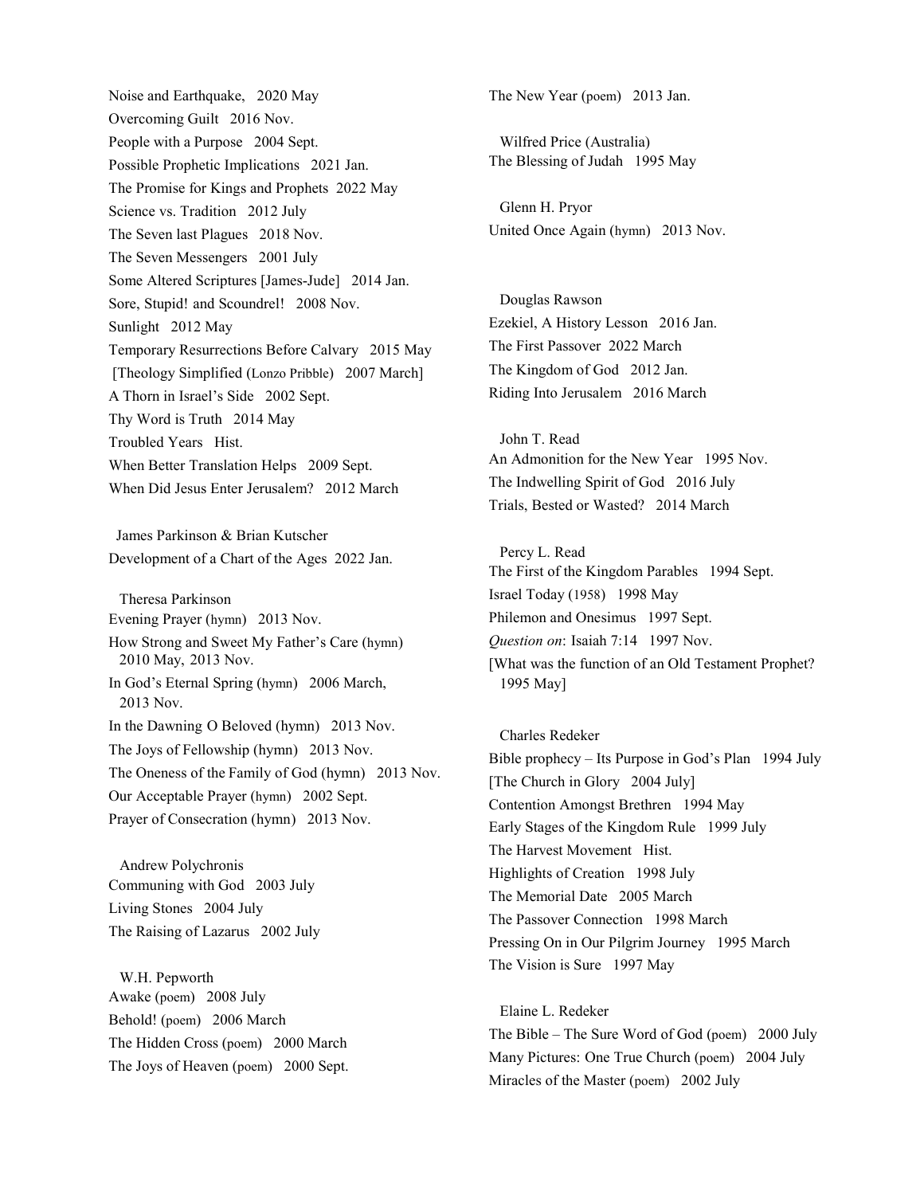Noise and Earthquake, 2020 May
Overcoming Guilt 2016 Nov.
People with a Purpose 2004 Sept.
Possible Prophetic Implications 2021 Jan.
The Promise for Kings and Prophets 2022 May
Science vs. Tradition 2012 July
The Seven last Plagues 2018 Nov.
The Seven Messengers 2001 July
Some Altered Scriptures [James-Jude] 2014 Jan.
Sore, Stupid! and Scoundrel! 2008 Nov.
Sunlight 2012 May
Temporary Resurrections Before Calvary 2015 May
[Theology Simplified (Lonzo Pribble) 2007 March]
A Thorn in Israel's Side 2002 Sept.
Thy Word is Truth 2014 May
Troubled Years Hist.
When Better Translation Helps 2009 Sept.
When Did Jesus Enter Jerusalem? 2012 March

James Parkinson & Brian Kutscher
Development of a Chart of the Ages 2022 Jan.

Theresa Parkinson
Evening Prayer (hymn) 2013 Nov.
How Strong and Sweet My Father's Care (hymn) 2010 May, 2013 Nov.
In God's Eternal Spring (hymn) 2006 March, 2013 Nov.
In the Dawning O Beloved (hymn) 2013 Nov.
The Joys of Fellowship (hymn) 2013 Nov.
The Oneness of the Family of God (hymn) 2013 Nov.
Our Acceptable Prayer (hymn) 2002 Sept.
Prayer of Consecration (hymn) 2013 Nov.

Andrew Polychronis
Communing with God 2003 July
Living Stones 2004 July
The Raising of Lazarus 2002 July

W.H. Pepworth
Awake (poem) 2008 July
Behold! (poem) 2006 March
The Hidden Cross (poem) 2000 March
The Joys of Heaven (poem) 2000 Sept.
The New Year (poem) 2013 Jan.

Wilfred Price (Australia)
The Blessing of Judah 1995 May

Glenn H. Pryor
United Once Again (hymn) 2013 Nov.

Douglas Rawson
Ezekiel, A History Lesson 2016 Jan.
The First Passover 2022 March
The Kingdom of God 2012 Jan.
Riding Into Jerusalem 2016 March

John T. Read
An Admonition for the New Year 1995 Nov.
The Indwelling Spirit of God 2016 July
Trials, Bested or Wasted? 2014 March

Percy L. Read
The First of the Kingdom Parables 1994 Sept.
Israel Today (1958) 1998 May
Philemon and Onesimus 1997 Sept.
*Question on*: Isaiah 7:14 1997 Nov.
[What was the function of an Old Testament Prophet? 1995 May]

Charles Redeker
Bible prophecy – Its Purpose in God's Plan 1994 July
[The Church in Glory 2004 July]
Contention Amongst Brethren 1994 May
Early Stages of the Kingdom Rule 1999 July
The Harvest Movement Hist.
Highlights of Creation 1998 July
The Memorial Date 2005 March
The Passover Connection 1998 March
Pressing On in Our Pilgrim Journey 1995 March
The Vision is Sure 1997 May

Elaine L. Redeker
The Bible – The Sure Word of God (poem) 2000 July
Many Pictures: One True Church (poem) 2004 July
Miracles of the Master (poem) 2002 July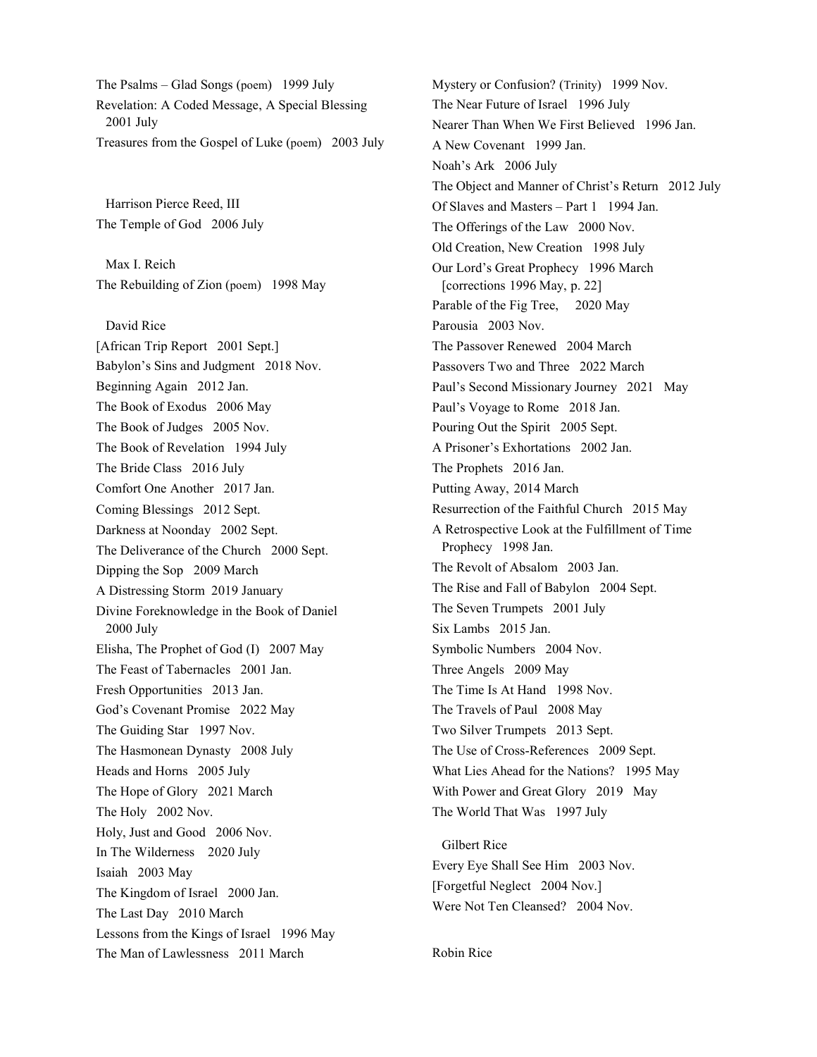The Psalms – Glad Songs (poem) 1999 July

Revelation: A Coded Message, A Special Blessing 2001 July

Treasures from the Gospel of Luke (poem) 2003 July

Harrison Pierce Reed, III

The Temple of God 2006 July

Max I. Reich

The Rebuilding of Zion (poem) 1998 May

David Rice

[African Trip Report 2001 Sept.]

Babylon's Sins and Judgment 2018 Nov.

Beginning Again 2012 Jan.

The Book of Exodus 2006 May

The Book of Judges 2005 Nov.

The Book of Revelation 1994 July

The Bride Class 2016 July

Comfort One Another 2017 Jan.

Coming Blessings 2012 Sept.

Darkness at Noonday 2002 Sept.

The Deliverance of the Church 2000 Sept.

Dipping the Sop 2009 March

A Distressing Storm 2019 January

Divine Foreknowledge in the Book of Daniel 2000 July

Elisha, The Prophet of God (I) 2007 May

The Feast of Tabernacles 2001 Jan.

Fresh Opportunities 2013 Jan.

God's Covenant Promise 2022 May

The Guiding Star 1997 Nov.

The Hasmonean Dynasty 2008 July

Heads and Horns 2005 July

The Hope of Glory 2021 March

The Holy 2002 Nov.

Holy, Just and Good 2006 Nov.

In The Wilderness 2020 July

Isaiah 2003 May

The Kingdom of Israel 2000 Jan.

The Last Day 2010 March

Lessons from the Kings of Israel 1996 May

The Man of Lawlessness 2011 March

Mystery or Confusion? (Trinity) 1999 Nov.

The Near Future of Israel 1996 July

Nearer Than When We First Believed 1996 Jan.

A New Covenant 1999 Jan.

Noah's Ark 2006 July

The Object and Manner of Christ's Return 2012 July

Of Slaves and Masters – Part 1 1994 Jan.

The Offerings of the Law 2000 Nov.

Old Creation, New Creation 1998 July

Our Lord's Great Prophecy 1996 March [corrections 1996 May, p. 22]

Parable of the Fig Tree, 2020 May

Parousia 2003 Nov.

The Passover Renewed 2004 March

Passovers Two and Three 2022 March

Paul's Second Missionary Journey 2021 May

Paul's Voyage to Rome 2018 Jan.

Pouring Out the Spirit 2005 Sept.

A Prisoner's Exhortations 2002 Jan.

The Prophets 2016 Jan.

Putting Away, 2014 March

Resurrection of the Faithful Church 2015 May

A Retrospective Look at the Fulfillment of Time Prophecy 1998 Jan.

The Revolt of Absalom 2003 Jan.

The Rise and Fall of Babylon 2004 Sept.

The Seven Trumpets 2001 July

Six Lambs 2015 Jan.

Symbolic Numbers 2004 Nov.

Three Angels 2009 May

The Time Is At Hand 1998 Nov.

The Travels of Paul 2008 May

Two Silver Trumpets 2013 Sept.

The Use of Cross-References 2009 Sept.

What Lies Ahead for the Nations? 1995 May

With Power and Great Glory 2019 May

The World That Was 1997 July

Gilbert Rice

Every Eye Shall See Him 2003 Nov.

[Forgetful Neglect 2004 Nov.]

Were Not Ten Cleansed? 2004 Nov.

Robin Rice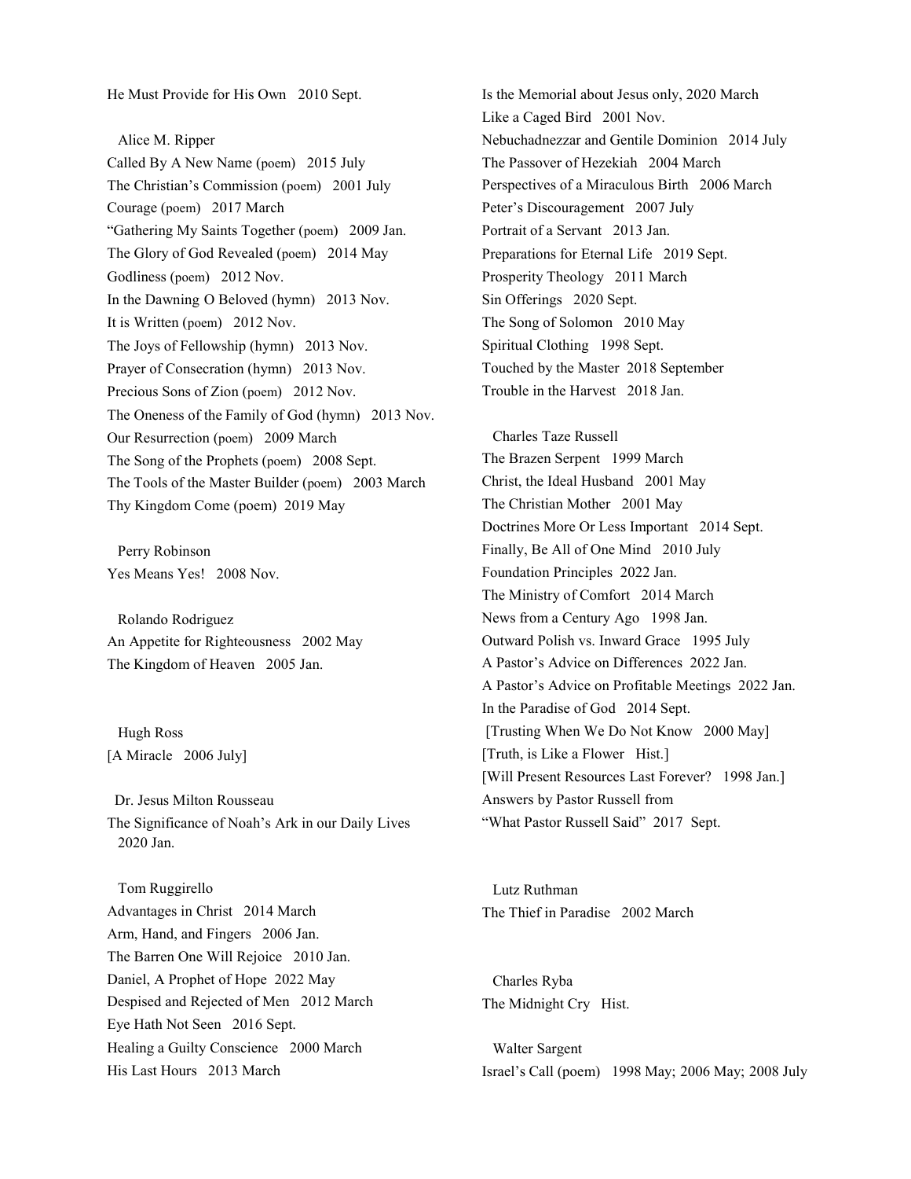He Must Provide for His Own   2010 Sept.

Alice M. Ripper

Called By A New Name (poem)   2015 July
The Christian's Commission (poem)   2001 July
Courage (poem)   2017 March
"Gathering My Saints Together (poem)   2009 Jan.
The Glory of God Revealed (poem)   2014 May
Godliness (poem)   2012 Nov.
In the Dawning O Beloved (hymn)   2013 Nov.
It is Written (poem)   2012 Nov.
The Joys of Fellowship (hymn)   2013 Nov.
Prayer of Consecration (hymn)   2013 Nov.
Precious Sons of Zion (poem)   2012 Nov.
The Oneness of the Family of God (hymn)   2013 Nov.
Our Resurrection (poem)   2009 March
The Song of the Prophets (poem)   2008 Sept.
The Tools of the Master Builder (poem)   2003 March
Thy Kingdom Come (poem)  2019 May

Perry Robinson

Yes Means Yes!   2008 Nov.

Rolando Rodriguez

An Appetite for Righteousness   2002 May
The Kingdom of Heaven   2005 Jan.

Hugh Ross

[A Miracle   2006 July]

Dr. Jesus Milton Rousseau

The Significance of Noah's Ark in our Daily Lives   2020 Jan.

Tom Ruggirello

Advantages in Christ   2014 March
Arm, Hand, and Fingers   2006 Jan.
The Barren One Will Rejoice   2010 Jan.
Daniel, A Prophet of Hope  2022 May
Despised and Rejected of Men   2012 March
Eye Hath Not Seen   2016 Sept.
Healing a Guilty Conscience   2000 March
His Last Hours   2013 March
Is the Memorial about Jesus only, 2020 March
Like a Caged Bird   2001 Nov.
Nebuchadnezzar and Gentile Dominion   2014 July
The Passover of Hezekiah   2004 March
Perspectives of a Miraculous Birth   2006 March
Peter's Discouragement   2007 July
Portrait of a Servant   2013 Jan.
Preparations for Eternal Life   2019 Sept.
Prosperity Theology   2011 March
Sin Offerings   2020 Sept.
The Song of Solomon   2010 May
Spiritual Clothing   1998 Sept.
Touched by the Master  2018 September
Trouble in the Harvest   2018 Jan.

Charles Taze Russell

The Brazen Serpent   1999 March
Christ, the Ideal Husband   2001 May
The Christian Mother   2001 May
Doctrines More Or Less Important   2014 Sept.
Finally, Be All of One Mind   2010 July
Foundation Principles  2022 Jan.
The Ministry of Comfort   2014 March
News from a Century Ago   1998 Jan.
Outward Polish vs. Inward Grace   1995 July
A Pastor's Advice on Differences  2022 Jan.
A Pastor's Advice on Profitable Meetings  2022 Jan.
In the Paradise of God   2014 Sept.
[Trusting When We Do Not Know   2000 May]
[Truth, is Like a Flower   Hist.]
[Will Present Resources Last Forever?   1998 Jan.]
Answers by Pastor Russell from
"What Pastor Russell Said"  2017  Sept.

Lutz Ruthman

The Thief in Paradise   2002 March

Charles Ryba

The Midnight Cry   Hist.

Walter Sargent

Israel's Call (poem)   1998 May; 2006 May; 2008 July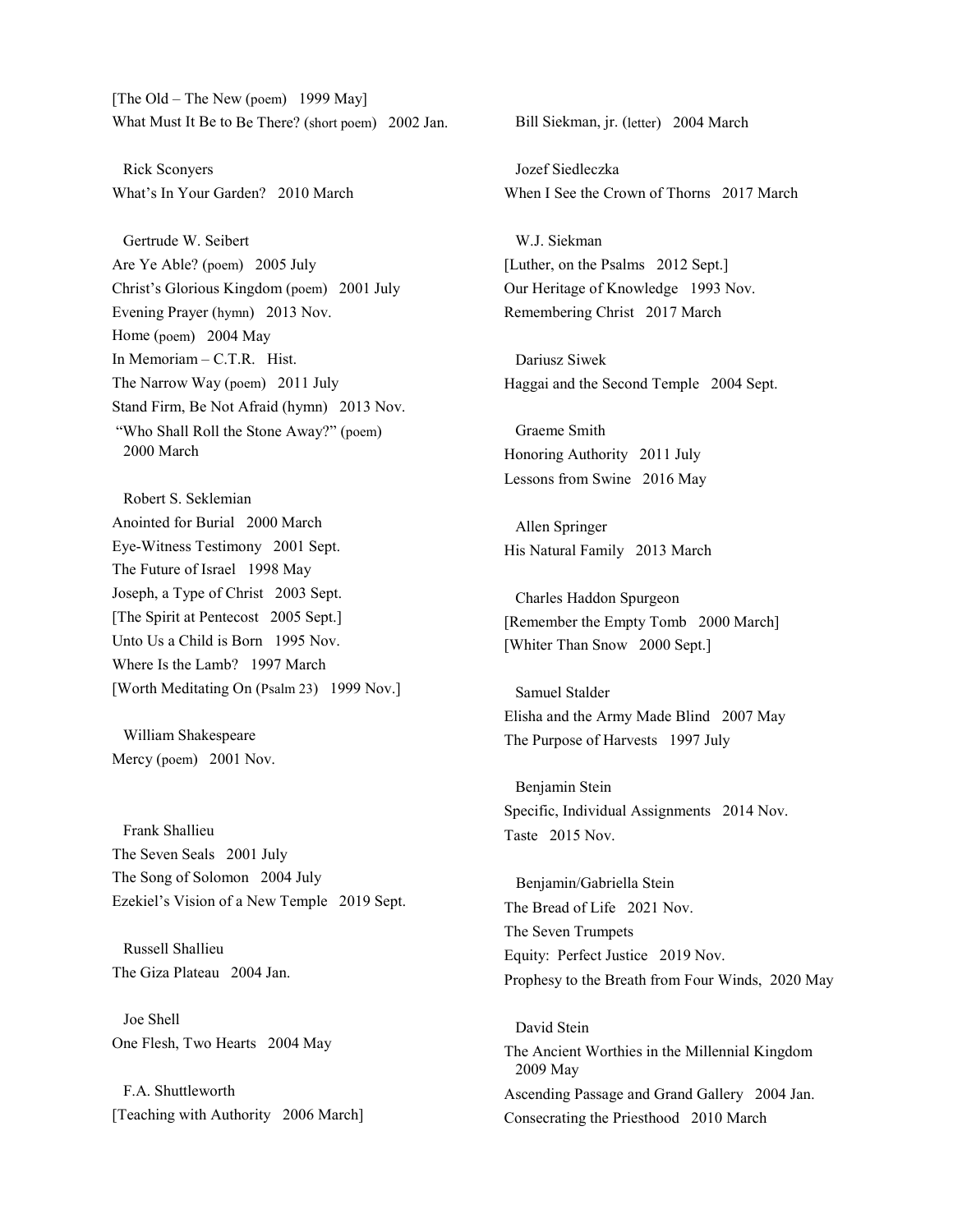[The Old – The New (poem)   1999 May]
What Must It Be to Be There? (short poem)   2002 Jan.

Rick Sconyers
What's In Your Garden?   2010 March

Gertrude W. Seibert
Are Ye Able? (poem)   2005 July
Christ's Glorious Kingdom (poem)   2001 July
Evening Prayer (hymn)   2013 Nov.
Home (poem)   2004 May
In Memoriam – C.T.R.   Hist.
The Narrow Way (poem)   2011 July
Stand Firm, Be Not Afraid (hymn)   2013 Nov.
"Who Shall Roll the Stone Away?" (poem)   2000 March

Robert S. Seklemian
Anointed for Burial   2000 March
Eye-Witness Testimony   2001 Sept.
The Future of Israel   1998 May
Joseph, a Type of Christ   2003 Sept.
[The Spirit at Pentecost   2005 Sept.]
Unto Us a Child is Born   1995 Nov.
Where Is the Lamb?   1997 March
[Worth Meditating On (Psalm 23)   1999 Nov.]

William Shakespeare
Mercy (poem)   2001 Nov.

Frank Shallieu
The Seven Seals   2001 July
The Song of Solomon   2004 July
Ezekiel's Vision of a New Temple   2019 Sept.

Russell Shallieu
The Giza Plateau   2004 Jan.

Joe Shell
One Flesh, Two Hearts   2004 May

F.A. Shuttleworth
[Teaching with Authority   2006 March]

Bill Siekman, jr. (letter)   2004 March

Jozef Siedleczka
When I See the Crown of Thorns   2017 March

W.J. Siekman
[Luther, on the Psalms   2012 Sept.]
Our Heritage of Knowledge   1993 Nov.
Remembering Christ   2017 March

Dariusz Siwek
Haggai and the Second Temple   2004 Sept.

Graeme Smith
Honoring Authority   2011 July
Lessons from Swine   2016 May

Allen Springer
His Natural Family   2013 March

Charles Haddon Spurgeon
[Remember the Empty Tomb   2000 March]
[Whiter Than Snow   2000 Sept.]

Samuel Stalder
Elisha and the Army Made Blind   2007 May
The Purpose of Harvests   1997 July

Benjamin Stein
Specific, Individual Assignments   2014 Nov.
Taste   2015 Nov.

Benjamin/Gabriella Stein
The Bread of Life   2021 Nov.
The Seven Trumpets
Equity: Perfect Justice   2019 Nov.
Prophesy to the Breath from Four Winds, 2020 May

David Stein
The Ancient Worthies in the Millennial Kingdom   2009 May
Ascending Passage and Grand Gallery   2004 Jan.
Consecrating the Priesthood   2010 March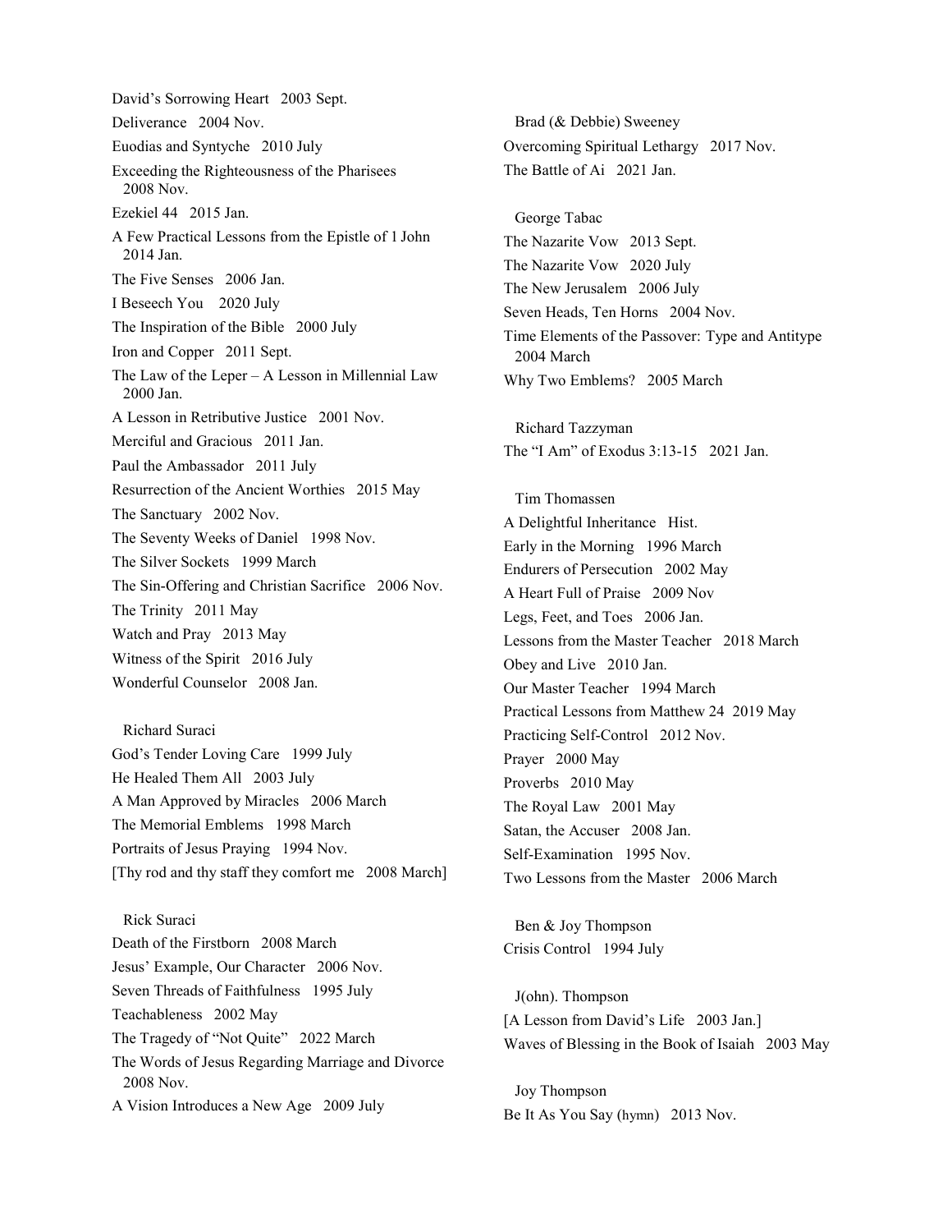David's Sorrowing Heart 2003 Sept.

Deliverance 2004 Nov.

Euodias and Syntyche 2010 July

Exceeding the Righteousness of the Pharisees 2008 Nov.

Ezekiel 44 2015 Jan.

A Few Practical Lessons from the Epistle of 1 John 2014 Jan.

The Five Senses 2006 Jan.

I Beseech You 2020 July

The Inspiration of the Bible 2000 July

Iron and Copper 2011 Sept.

The Law of the Leper – A Lesson in Millennial Law 2000 Jan.

A Lesson in Retributive Justice 2001 Nov.

Merciful and Gracious 2011 Jan.

Paul the Ambassador 2011 July

Resurrection of the Ancient Worthies 2015 May

The Sanctuary 2002 Nov.

The Seventy Weeks of Daniel 1998 Nov.

The Silver Sockets 1999 March

The Sin-Offering and Christian Sacrifice 2006 Nov.

The Trinity 2011 May

Watch and Pray 2013 May

Witness of the Spirit 2016 July

Wonderful Counselor 2008 Jan.

Richard Suraci

God's Tender Loving Care 1999 July

He Healed Them All 2003 July

A Man Approved by Miracles 2006 March

The Memorial Emblems 1998 March

Portraits of Jesus Praying 1994 Nov.

[Thy rod and thy staff they comfort me 2008 March]

Rick Suraci

Death of the Firstborn 2008 March

Jesus' Example, Our Character 2006 Nov.

Seven Threads of Faithfulness 1995 July

Teachableness 2002 May

The Tragedy of "Not Quite" 2022 March

The Words of Jesus Regarding Marriage and Divorce 2008 Nov.

A Vision Introduces a New Age 2009 July

Brad (& Debbie) Sweeney

Overcoming Spiritual Lethargy 2017 Nov.

The Battle of Ai 2021 Jan.

George Tabac

The Nazarite Vow 2013 Sept.

The Nazarite Vow 2020 July

The New Jerusalem 2006 July

Seven Heads, Ten Horns 2004 Nov.

Time Elements of the Passover: Type and Antitype 2004 March

Why Two Emblems? 2005 March

Richard Tazzyman

The "I Am" of Exodus 3:13-15 2021 Jan.

Tim Thomassen

A Delightful Inheritance Hist.

Early in the Morning 1996 March

Endurers of Persecution 2002 May

A Heart Full of Praise 2009 Nov

Legs, Feet, and Toes 2006 Jan.

Lessons from the Master Teacher 2018 March

Obey and Live 2010 Jan.

Our Master Teacher 1994 March

Practical Lessons from Matthew 24 2019 May

Practicing Self-Control 2012 Nov.

Prayer 2000 May

Proverbs 2010 May

The Royal Law 2001 May

Satan, the Accuser 2008 Jan.

Self-Examination 1995 Nov.

Two Lessons from the Master 2006 March

Ben & Joy Thompson

Crisis Control 1994 July

J(ohn). Thompson

[A Lesson from David's Life 2003 Jan.]

Waves of Blessing in the Book of Isaiah 2003 May

Joy Thompson

Be It As You Say (hymn) 2013 Nov.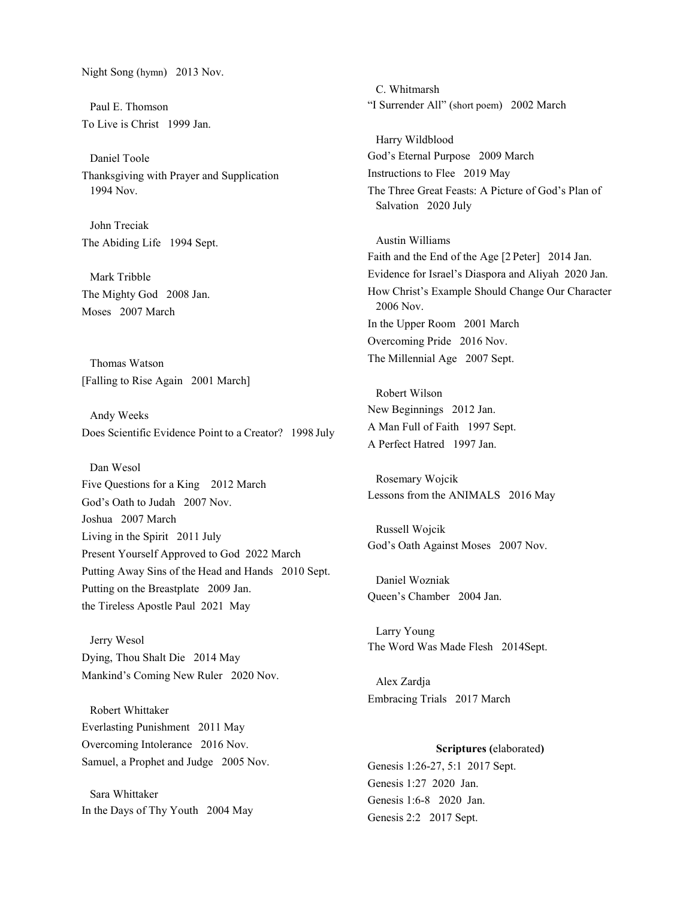Night Song (hymn) 2013 Nov.

Paul E. Thomson

To Live is Christ 1999 Jan.

Daniel Toole

Thanksgiving with Prayer and Supplication 1994 Nov.

John Treciak

The Abiding Life 1994 Sept.

Mark Tribble

The Mighty God 2008 Jan.
Moses 2007 March

Thomas Watson

[Falling to Rise Again 2001 March]

Andy Weeks

Does Scientific Evidence Point to a Creator? 1998 July

Dan Wesol

Five Questions for a King 2012 March
God's Oath to Judah 2007 Nov.
Joshua 2007 March
Living in the Spirit 2011 July
Present Yourself Approved to God 2022 March
Putting Away Sins of the Head and Hands 2010 Sept.
Putting on the Breastplate 2009 Jan.
the Tireless Apostle Paul 2021 May

Jerry Wesol

Dying, Thou Shalt Die 2014 May
Mankind's Coming New Ruler 2020 Nov.

Robert Whittaker

Everlasting Punishment 2011 May
Overcoming Intolerance 2016 Nov.
Samuel, a Prophet and Judge 2005 Nov.

Sara Whittaker

In the Days of Thy Youth 2004 May

C. Whitmarsh

"I Surrender All" (short poem) 2002 March

Harry Wildblood

God's Eternal Purpose 2009 March
Instructions to Flee 2019 May
The Three Great Feasts: A Picture of God's Plan of Salvation 2020 July

Austin Williams

Faith and the End of the Age [2 Peter] 2014 Jan.
Evidence for Israel's Diaspora and Aliyah 2020 Jan.
How Christ's Example Should Change Our Character 2006 Nov.
In the Upper Room 2001 March
Overcoming Pride 2016 Nov.
The Millennial Age 2007 Sept.

Robert Wilson

New Beginnings 2012 Jan.
A Man Full of Faith 1997 Sept.
A Perfect Hatred 1997 Jan.

Rosemary Wojcik

Lessons from the ANIMALS 2016 May

Russell Wojcik

God's Oath Against Moses 2007 Nov.

Daniel Wozniak

Queen's Chamber 2004 Jan.

Larry Young

The Word Was Made Flesh 2014Sept.

Alex Zardja

Embracing Trials 2017 March

**Scriptures (**elaborated**)**

Genesis 1:26-27, 5:1 2017 Sept.
Genesis 1:27 2020 Jan.
Genesis 1:6-8 2020 Jan.
Genesis 2:2 2017 Sept.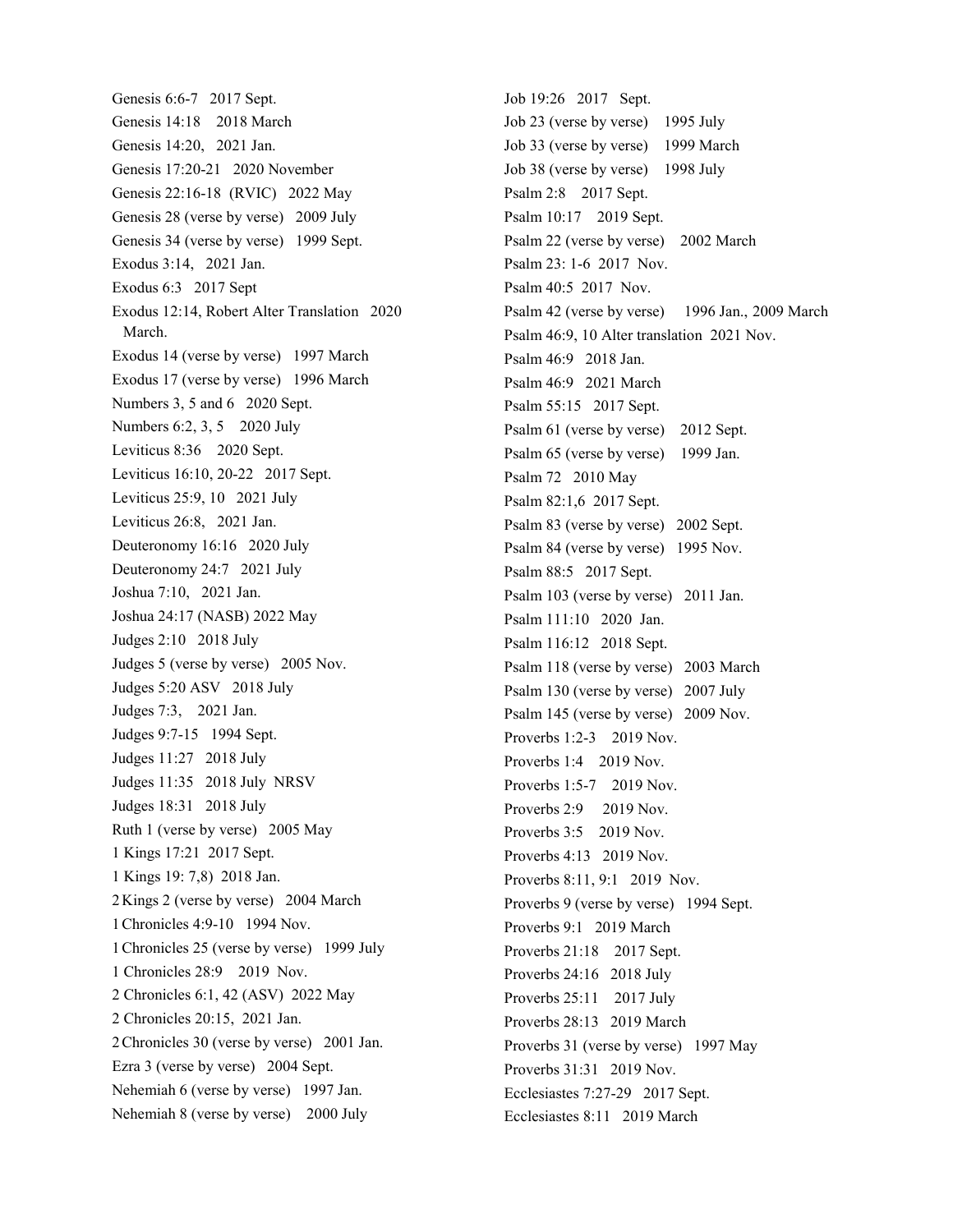Genesis 6:6-7   2017 Sept.

Genesis 14:18    2018 March

Genesis 14:20,   2021 Jan.

Genesis 17:20-21   2020 November

Genesis 22:16-18  (RVIC)   2022 May

Genesis 28 (verse by verse)   2009 July

Genesis 34 (verse by verse)   1999 Sept.

Exodus 3:14,   2021 Jan.

Exodus 6:3   2017 Sept

Exodus 12:14, Robert Alter Translation   2020 March.

Exodus 14 (verse by verse)   1997 March

Exodus 17 (verse by verse)   1996 March

Numbers 3, 5 and 6   2020 Sept.

Numbers 6:2, 3, 5    2020 July

Leviticus 8:36    2020 Sept.

Leviticus 16:10, 20-22   2017 Sept.

Leviticus 25:9, 10   2021 July

Leviticus 26:8,   2021 Jan.

Deuteronomy 16:16   2020 July

Deuteronomy 24:7   2021 July

Joshua 7:10,   2021 Jan.

Joshua 24:17 (NASB) 2022 May

Judges 2:10   2018 July

Judges 5 (verse by verse)   2005 Nov.

Judges 5:20 ASV   2018 July

Judges 7:3,    2021 Jan.

Judges 9:7-15   1994 Sept.

Judges 11:27   2018 July

Judges 11:35   2018 July  NRSV

Judges 18:31   2018 July

Ruth 1 (verse by verse)   2005 May

1 Kings 17:21  2017 Sept.

1 Kings 19: 7,8)  2018 Jan.

2 Kings 2 (verse by verse)   2004 March

1 Chronicles 4:9-10   1994 Nov.

1 Chronicles 25 (verse by verse)   1999 July

1 Chronicles 28:9    2019  Nov.

2 Chronicles 6:1, 42 (ASV)  2022 May

2 Chronicles 20:15,  2021 Jan.

2 Chronicles 30 (verse by verse)   2001 Jan.

Ezra 3 (verse by verse)   2004 Sept.

Nehemiah 6 (verse by verse)   1997 Jan.

Nehemiah 8 (verse by verse)    2000 July

Job 19:26   2017   Sept.

Job 23 (verse by verse)    1995 July

Job 33 (verse by verse)    1999 March

Job 38 (verse by verse)    1998 July

Psalm 2:8    2017 Sept.

Psalm 10:17    2019 Sept.

Psalm 22 (verse by verse)    2002 March

Psalm 23: 1-6  2017  Nov.

Psalm 40:5  2017  Nov.

Psalm 42 (verse by verse)     1996 Jan., 2009 March

Psalm 46:9, 10 Alter translation  2021 Nov.

Psalm 46:9   2018 Jan.

Psalm 46:9   2021 March

Psalm 55:15   2017 Sept.

Psalm 61 (verse by verse)    2012 Sept.

Psalm 65 (verse by verse)    1999 Jan.

Psalm 72   2010 May

Psalm 82:1,6  2017 Sept.

Psalm 83 (verse by verse)   2002 Sept.

Psalm 84 (verse by verse)   1995 Nov.

Psalm 88:5   2017 Sept.

Psalm 103 (verse by verse)   2011 Jan.

Psalm 111:10   2020  Jan.

Psalm 116:12   2018 Sept.

Psalm 118 (verse by verse)   2003 March

Psalm 130 (verse by verse)   2007 July

Psalm 145 (verse by verse)   2009 Nov.

Proverbs 1:2-3    2019 Nov.

Proverbs 1:4    2019 Nov.

Proverbs 1:5-7    2019 Nov.

Proverbs 2:9     2019 Nov.

Proverbs 3:5    2019 Nov.

Proverbs 4:13   2019 Nov.

Proverbs 8:11, 9:1   2019  Nov.

Proverbs 9 (verse by verse)   1994 Sept.

Proverbs 9:1   2019 March

Proverbs 21:18    2017 Sept.

Proverbs 24:16   2018 July

Proverbs 25:11    2017 July

Proverbs 28:13   2019 March

Proverbs 31 (verse by verse)   1997 May

Proverbs 31:31   2019 Nov.

Ecclesiastes 7:27-29   2017 Sept.

Ecclesiastes 8:11   2019 March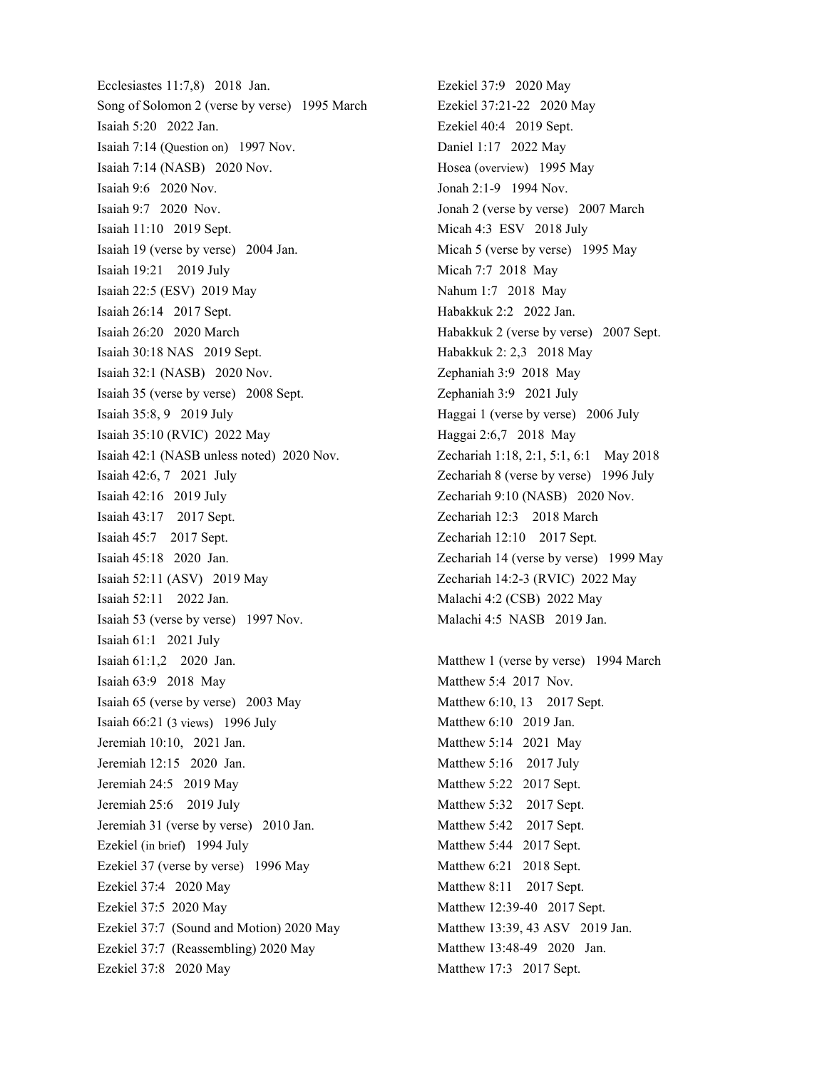Ecclesiastes 11:7,8) 2018 Jan.
Song of Solomon 2 (verse by verse) 1995 March
Isaiah 5:20 2022 Jan.
Isaiah 7:14 (Question on) 1997 Nov.
Isaiah 7:14 (NASB) 2020 Nov.
Isaiah 9:6 2020 Nov.
Isaiah 9:7 2020 Nov.
Isaiah 11:10 2019 Sept.
Isaiah 19 (verse by verse) 2004 Jan.
Isaiah 19:21 2019 July
Isaiah 22:5 (ESV) 2019 May
Isaiah 26:14 2017 Sept.
Isaiah 26:20 2020 March
Isaiah 30:18 NAS 2019 Sept.
Isaiah 32:1 (NASB) 2020 Nov.
Isaiah 35 (verse by verse) 2008 Sept.
Isaiah 35:8, 9 2019 July
Isaiah 35:10 (RVIC) 2022 May
Isaiah 42:1 (NASB unless noted) 2020 Nov.
Isaiah 42:6, 7 2021 July
Isaiah 42:16 2019 July
Isaiah 43:17 2017 Sept.
Isaiah 45:7 2017 Sept.
Isaiah 45:18 2020 Jan.
Isaiah 52:11 (ASV) 2019 May
Isaiah 52:11 2022 Jan.
Isaiah 53 (verse by verse) 1997 Nov.
Isaiah 61:1 2021 July
Isaiah 61:1,2 2020 Jan.
Isaiah 63:9 2018 May
Isaiah 65 (verse by verse) 2003 May
Isaiah 66:21 (3 views) 1996 July
Jeremiah 10:10, 2021 Jan.
Jeremiah 12:15 2020 Jan.
Jeremiah 24:5 2019 May
Jeremiah 25:6 2019 July
Jeremiah 31 (verse by verse) 2010 Jan.
Ezekiel (in brief) 1994 July
Ezekiel 37 (verse by verse) 1996 May
Ezekiel 37:4 2020 May
Ezekiel 37:5 2020 May
Ezekiel 37:7 (Sound and Motion) 2020 May
Ezekiel 37:7 (Reassembling) 2020 May
Ezekiel 37:8 2020 May
Ezekiel 37:9 2020 May
Ezekiel 37:21-22 2020 May
Ezekiel 40:4 2019 Sept.
Daniel 1:17 2022 May
Hosea (overview) 1995 May
Jonah 2:1-9 1994 Nov.
Jonah 2 (verse by verse) 2007 March
Micah 4:3 ESV 2018 July
Micah 5 (verse by verse) 1995 May
Micah 7:7 2018 May
Nahum 1:7 2018 May
Habakkuk 2:2 2022 Jan.
Habakkuk 2 (verse by verse) 2007 Sept.
Habakkuk 2: 2,3 2018 May
Zephaniah 3:9 2018 May
Zephaniah 3:9 2021 July
Haggai 1 (verse by verse) 2006 July
Haggai 2:6,7 2018 May
Zechariah 1:18, 2:1, 5:1, 6:1 May 2018
Zechariah 8 (verse by verse) 1996 July
Zechariah 9:10 (NASB) 2020 Nov.
Zechariah 12:3 2018 March
Zechariah 12:10 2017 Sept.
Zechariah 14 (verse by verse) 1999 May
Zechariah 14:2-3 (RVIC) 2022 May
Malachi 4:2 (CSB) 2022 May
Malachi 4:5 NASB 2019 Jan.

Matthew 1 (verse by verse) 1994 March
Matthew 5:4 2017 Nov.
Matthew 6:10, 13 2017 Sept.
Matthew 6:10 2019 Jan.
Matthew 5:14 2021 May
Matthew 5:16 2017 July
Matthew 5:22 2017 Sept.
Matthew 5:32 2017 Sept.
Matthew 5:42 2017 Sept.
Matthew 5:44 2017 Sept.
Matthew 6:21 2018 Sept.
Matthew 8:11 2017 Sept.
Matthew 12:39-40 2017 Sept.
Matthew 13:39, 43 ASV 2019 Jan.
Matthew 13:48-49 2020 Jan.
Matthew 17:3 2017 Sept.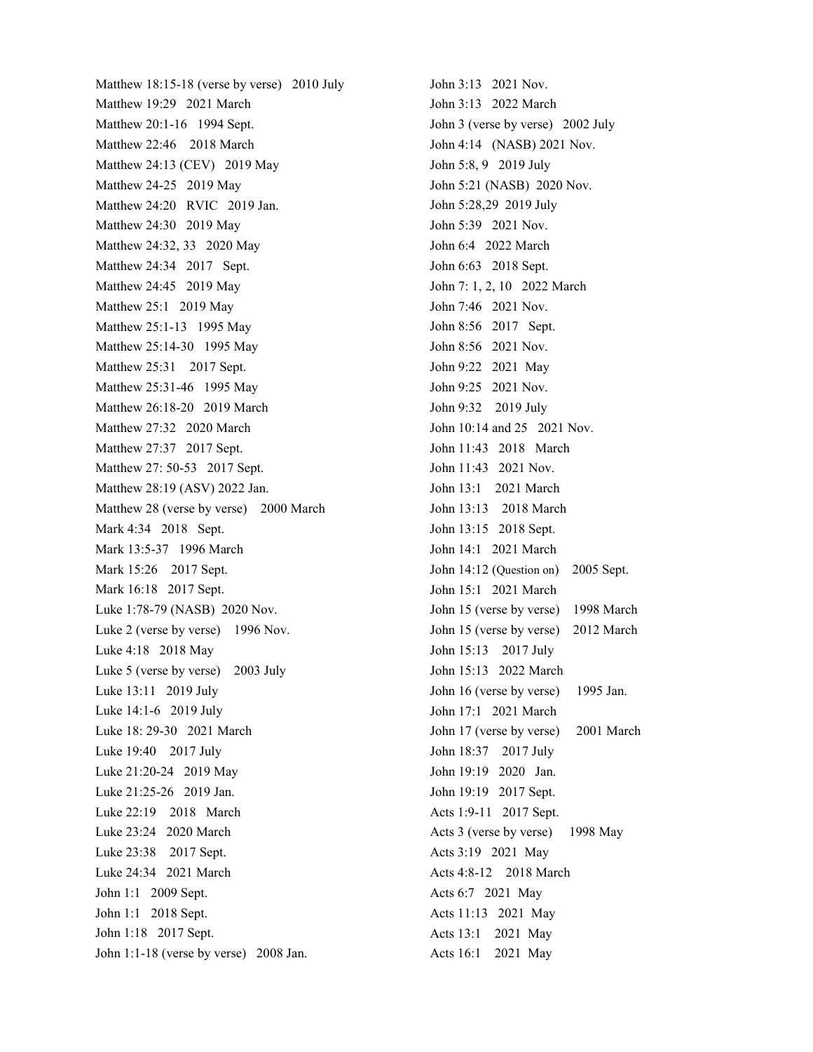Matthew 18:15-18 (verse by verse)   2010 July
Matthew 19:29   2021 March
Matthew 20:1-16   1994 Sept.
Matthew 22:46   2018 March
Matthew 24:13 (CEV)   2019 May
Matthew 24-25   2019 May
Matthew 24:20   RVIC   2019 Jan.
Matthew 24:30   2019 May
Matthew 24:32, 33   2020 May
Matthew 24:34   2017   Sept.
Matthew 24:45   2019 May
Matthew 25:1   2019 May
Matthew 25:1-13   1995 May
Matthew 25:14-30   1995 May
Matthew 25:31   2017 Sept.
Matthew 25:31-46   1995 May
Matthew 26:18-20   2019 March
Matthew 27:32   2020 March
Matthew 27:37   2017 Sept.
Matthew 27: 50-53   2017 Sept.
Matthew 28:19 (ASV) 2022 Jan.
Matthew 28 (verse by verse)   2000 March
Mark 4:34   2018   Sept.
Mark 13:5-37   1996 March
Mark 15:26   2017 Sept.
Mark 16:18   2017 Sept.
Luke 1:78-79 (NASB)  2020 Nov.
Luke 2 (verse by verse)   1996 Nov.
Luke 4:18   2018 May
Luke 5 (verse by verse)   2003 July
Luke 13:11   2019 July
Luke 14:1-6   2019 July
Luke 18: 29-30   2021 March
Luke 19:40   2017 July
Luke 21:20-24   2019 May
Luke 21:25-26   2019 Jan.
Luke 22:19   2018   March
Luke 23:24   2020 March
Luke 23:38   2017 Sept.
Luke 24:34   2021 March
John 1:1   2009 Sept.
John 1:1   2018 Sept.
John 1:18   2017 Sept.
John 1:1-18 (verse by verse)   2008 Jan.
John 3:13   2021 Nov.
John 3:13   2022 March
John 3 (verse by verse)   2002 July
John 4:14   (NASB) 2021 Nov.
John 5:8, 9   2019 July
John 5:21 (NASB)  2020 Nov.
John 5:28,29  2019 July
John 5:39   2021 Nov.
John 6:4   2022 March
John 6:63   2018 Sept.
John 7: 1, 2, 10   2022 March
John 7:46   2021 Nov.
John 8:56   2017   Sept.
John 8:56   2021 Nov.
John 9:22   2021  May
John 9:25   2021 Nov.
John 9:32   2019 July
John 10:14 and 25   2021 Nov.
John 11:43   2018   March
John 11:43   2021 Nov.
John 13:1   2021 March
John 13:13   2018 March
John 13:15   2018 Sept.
John 14:1   2021 March
John 14:12 (Question on)   2005 Sept.
John 15:1   2021 March
John 15 (verse by verse)   1998 March
John 15 (verse by verse)   2012 March
John 15:13   2017 July
John 15:13   2022 March
John 16 (verse by verse)   1995 Jan.
John 17:1   2021 March
John 17 (verse by verse)   2001 March
John 18:37   2017 July
John 19:19   2020   Jan.
John 19:19   2017 Sept.
Acts 1:9-11   2017 Sept.
Acts 3 (verse by verse)   1998 May
Acts 3:19   2021  May
Acts 4:8-12   2018 March
Acts 6:7   2021  May
Acts 11:13   2021  May
Acts 13:1   2021  May
Acts 16:1   2021  May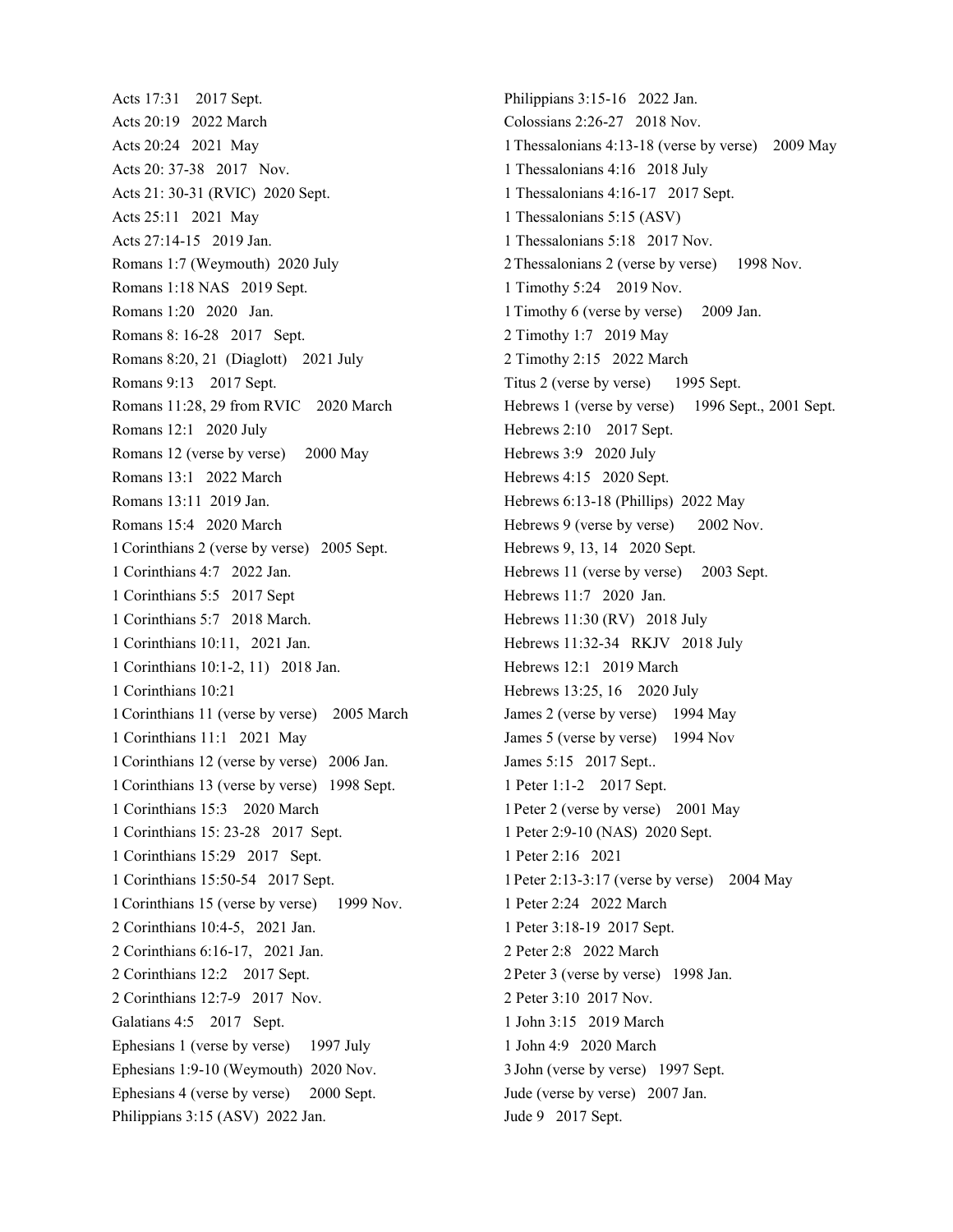Acts 17:31 2017 Sept.
Acts 20:19 2022 March
Acts 20:24 2021 May
Acts 20: 37-38 2017 Nov.
Acts 21: 30-31 (RVIC) 2020 Sept.
Acts 25:11 2021 May
Acts 27:14-15 2019 Jan.
Romans 1:7 (Weymouth) 2020 July
Romans 1:18 NAS 2019 Sept.
Romans 1:20 2020 Jan.
Romans 8: 16-28 2017 Sept.
Romans 8:20, 21 (Diaglott) 2021 July
Romans 9:13 2017 Sept.
Romans 11:28, 29 from RVIC 2020 March
Romans 12:1 2020 July
Romans 12 (verse by verse) 2000 May
Romans 13:1 2022 March
Romans 13:11 2019 Jan.
Romans 15:4 2020 March
1 Corinthians 2 (verse by verse) 2005 Sept.
1 Corinthians 4:7 2022 Jan.
1 Corinthians 5:5 2017 Sept
1 Corinthians 5:7 2018 March.
1 Corinthians 10:11, 2021 Jan.
1 Corinthians 10:1-2, 11) 2018 Jan.
1 Corinthians 10:21
1 Corinthians 11 (verse by verse) 2005 March
1 Corinthians 11:1 2021 May
1 Corinthians 12 (verse by verse) 2006 Jan.
1 Corinthians 13 (verse by verse) 1998 Sept.
1 Corinthians 15:3 2020 March
1 Corinthians 15: 23-28 2017 Sept.
1 Corinthians 15:29 2017 Sept.
1 Corinthians 15:50-54 2017 Sept.
1 Corinthians 15 (verse by verse) 1999 Nov.
2 Corinthians 10:4-5, 2021 Jan.
2 Corinthians 6:16-17, 2021 Jan.
2 Corinthians 12:2 2017 Sept.
2 Corinthians 12:7-9 2017 Nov.
Galatians 4:5 2017 Sept.
Ephesians 1 (verse by verse) 1997 July
Ephesians 1:9-10 (Weymouth) 2020 Nov.
Ephesians 4 (verse by verse) 2000 Sept.
Philippians 3:15 (ASV) 2022 Jan.
Philippians 3:15-16 2022 Jan.
Colossians 2:26-27 2018 Nov.
1 Thessalonians 4:13-18 (verse by verse) 2009 May
1 Thessalonians 4:16 2018 July
1 Thessalonians 4:16-17 2017 Sept.
1 Thessalonians 5:15 (ASV)
1 Thessalonians 5:18 2017 Nov.
2 Thessalonians 2 (verse by verse) 1998 Nov.
1 Timothy 5:24 2019 Nov.
1 Timothy 6 (verse by verse) 2009 Jan.
2 Timothy 1:7 2019 May
2 Timothy 2:15 2022 March
Titus 2 (verse by verse) 1995 Sept.
Hebrews 1 (verse by verse) 1996 Sept., 2001 Sept.
Hebrews 2:10 2017 Sept.
Hebrews 3:9 2020 July
Hebrews 4:15 2020 Sept.
Hebrews 6:13-18 (Phillips) 2022 May
Hebrews 9 (verse by verse) 2002 Nov.
Hebrews 9, 13, 14 2020 Sept.
Hebrews 11 (verse by verse) 2003 Sept.
Hebrews 11:7 2020 Jan.
Hebrews 11:30 (RV) 2018 July
Hebrews 11:32-34 RKJV 2018 July
Hebrews 12:1 2019 March
Hebrews 13:25, 16 2020 July
James 2 (verse by verse) 1994 May
James 5 (verse by verse) 1994 Nov
James 5:15 2017 Sept..
1 Peter 1:1-2 2017 Sept.
1 Peter 2 (verse by verse) 2001 May
1 Peter 2:9-10 (NAS) 2020 Sept.
1 Peter 2:16 2021
1 Peter 2:13-3:17 (verse by verse) 2004 May
1 Peter 2:24 2022 March
1 Peter 3:18-19 2017 Sept.
2 Peter 2:8 2022 March
2 Peter 3 (verse by verse) 1998 Jan.
2 Peter 3:10 2017 Nov.
1 John 3:15 2019 March
1 John 4:9 2020 March
3 John (verse by verse) 1997 Sept.
Jude (verse by verse) 2007 Jan.
Jude 9 2017 Sept.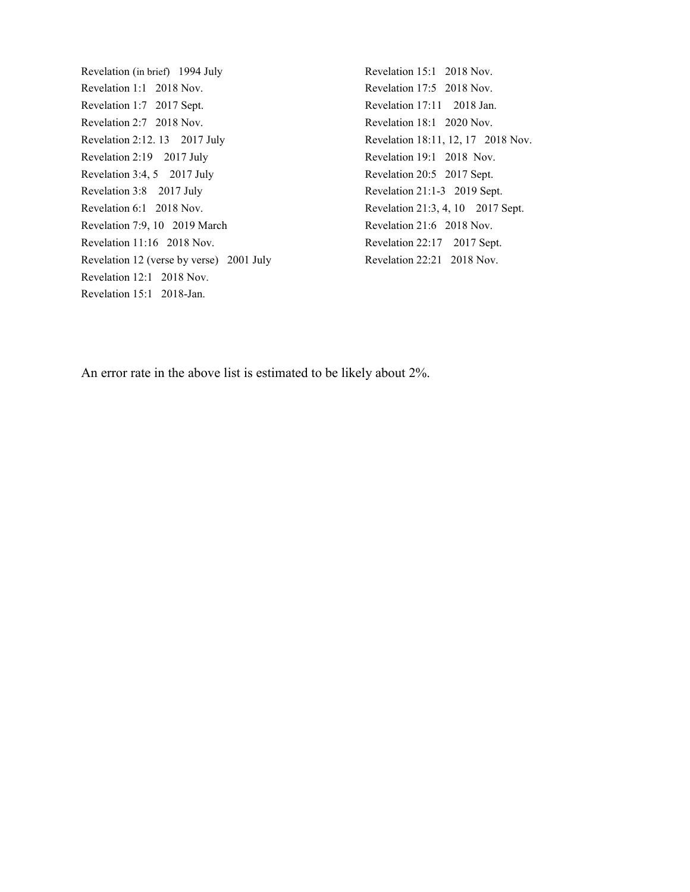Revelation (in brief) 1994 July
Revelation 1:1 2018 Nov.
Revelation 1:7 2017 Sept.
Revelation 2:7 2018 Nov.
Revelation 2:12. 13 2017 July
Revelation 2:19 2017 July
Revelation 3:4, 5 2017 July
Revelation 3:8 2017 July
Revelation 6:1 2018 Nov.
Revelation 7:9, 10 2019 March
Revelation 11:16 2018 Nov.
Revelation 12 (verse by verse) 2001 July
Revelation 12:1 2018 Nov.
Revelation 15:1 2018-Jan.
Revelation 15:1 2018 Nov.
Revelation 17:5 2018 Nov.
Revelation 17:11 2018 Jan.
Revelation 18:1 2020 Nov.
Revelation 18:11, 12, 17 2018 Nov.
Revelation 19:1 2018 Nov.
Revelation 20:5 2017 Sept.
Revelation 21:1-3 2019 Sept.
Revelation 21:3, 4, 10 2017 Sept.
Revelation 21:6 2018 Nov.
Revelation 22:17 2017 Sept.
Revelation 22:21 2018 Nov.

An error rate in the above list is estimated to be likely about 2%.